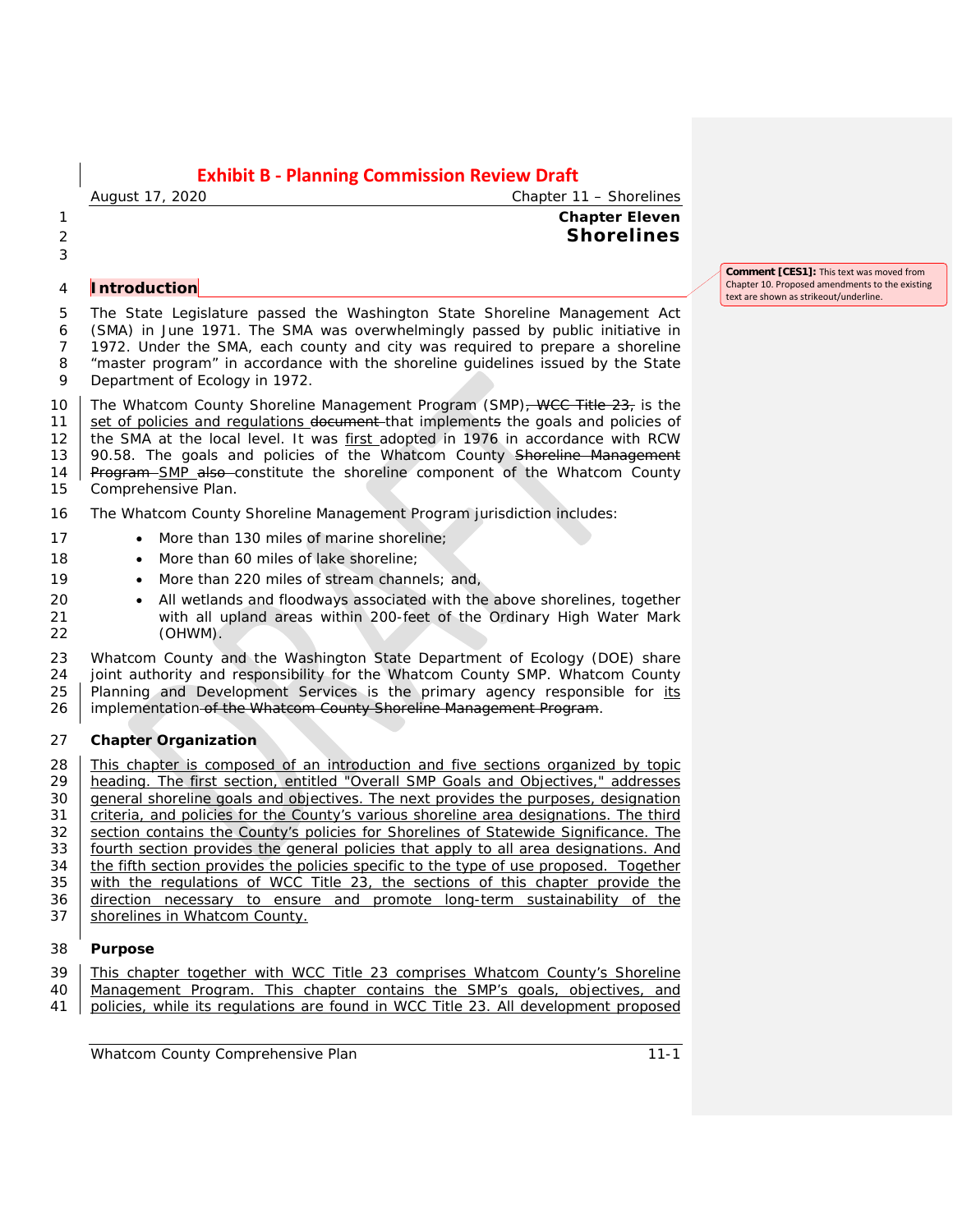# Chapter Eleven
# Shorelines

## Introduction

The State Legislature passed the Washington State Shoreline Management Act (SMA) in June 1971. The SMA was overwhelmingly passed by public initiative in 1972. Under the SMA, each county and city was required to prepare a shoreline "master program" in accordance with the shoreline guidelines issued by the State Department of Ecology in 1972.

The Whatcom County Shoreline Management Program (SMP)~~, WCC Title 23,~~ is the set of policies and regulations ~~document~~ that implement~~s~~ the goals and policies of the SMA at the local level. It was first adopted in 1976 in accordance with RCW 90.58. The goals and policies of the Whatcom County ~~Shoreline Management Program~~ SMP ~~also~~ constitute the shoreline component of the Whatcom County Comprehensive Plan.

The Whatcom County Shoreline Management Program jurisdiction includes:

- More than 130 miles of marine shoreline;
- More than 60 miles of lake shoreline;
- More than 220 miles of stream channels; and,
- All wetlands and floodways associated with the above shorelines, together with all upland areas within 200-feet of the Ordinary High Water Mark (OHWM).

Whatcom County and the Washington State Department of Ecology (DOE) share joint authority and responsibility for the Whatcom County SMP. Whatcom County Planning and Development Services is the primary agency responsible for its implementation ~~of the Whatcom County Shoreline Management Program~~.

Comment [CES1]: This text was moved from Chapter 10. Proposed amendments to the existing text are shown as strikeout/underline.

### Chapter Organization

This chapter is composed of an introduction and five sections organized by topic heading. The first section, entitled "Overall SMP Goals and Objectives," addresses general shoreline goals and objectives. The next provides the purposes, designation criteria, and policies for the County's various shoreline area designations. The third section contains the County's policies for Shorelines of Statewide Significance. The fourth section provides the general policies that apply to all area designations. And the fifth section provides the policies specific to the type of use proposed. Together with the regulations of WCC Title 23, the sections of this chapter provide the direction necessary to ensure and promote long-term sustainability of the shorelines in Whatcom County.

### Purpose

This chapter together with WCC Title 23 comprises Whatcom County's Shoreline Management Program. This chapter contains the SMP's goals, objectives, and policies, while its regulations are found in WCC Title 23. All development proposed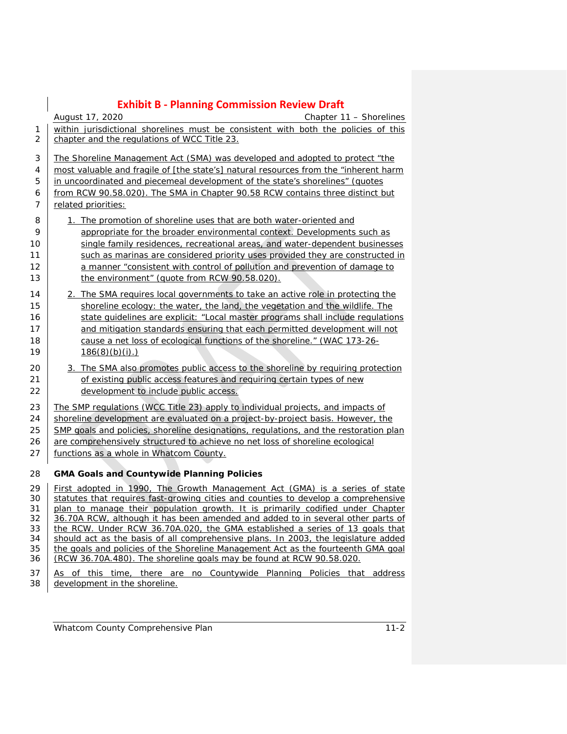within jurisdictional shorelines must be consistent with both the policies of this chapter and the regulations of WCC Title 23.

The Shoreline Management Act (SMA) was developed and adopted to protect "the most valuable and fragile of [the state's] natural resources from the "inherent harm in uncoordinated and piecemeal development of the state's shorelines" (quotes from RCW 90.58.020). The SMA in Chapter 90.58 RCW contains three distinct but related priorities:

1. The promotion of shoreline uses that are both water-oriented and appropriate for the broader environmental context. Developments such as single family residences, recreational areas, and water-dependent businesses such as marinas are considered priority uses provided they are constructed in a manner "consistent with control of pollution and prevention of damage to the environment" (quote from RCW 90.58.020).
2. The SMA requires local governments to take an active role in protecting the shoreline ecology: the water, the land, the vegetation and the wildlife. The state guidelines are explicit: "Local master programs shall include regulations and mitigation standards ensuring that each permitted development will not cause a net loss of ecological functions of the shoreline." (WAC 173-26-186(8)(b)(i).)
3. The SMA also promotes public access to the shoreline by requiring protection of existing public access features and requiring certain types of new development to include public access.

The SMP regulations (WCC Title 23) apply to individual projects, and impacts of shoreline development are evaluated on a project-by-project basis. However, the SMP goals and policies, shoreline designations, regulations, and the restoration plan are comprehensively structured to achieve no net loss of shoreline ecological functions as a whole in Whatcom County.

**GMA Goals and Countywide Planning Policies**

First adopted in 1990, The Growth Management Act (GMA) is a series of state statutes that requires fast-growing cities and counties to develop a comprehensive plan to manage their population growth. It is primarily codified under Chapter 36.70A RCW, although it has been amended and added to in several other parts of the RCW. Under RCW 36.70A.020, the GMA established a series of 13 goals that should act as the basis of all comprehensive plans. In 2003, the legislature added the goals and policies of the Shoreline Management Act as the fourteenth GMA goal (RCW 36.70A.480). The shoreline goals may be found at RCW 90.58.020.

As of this time, there are no Countywide Planning Policies that address development in the shoreline.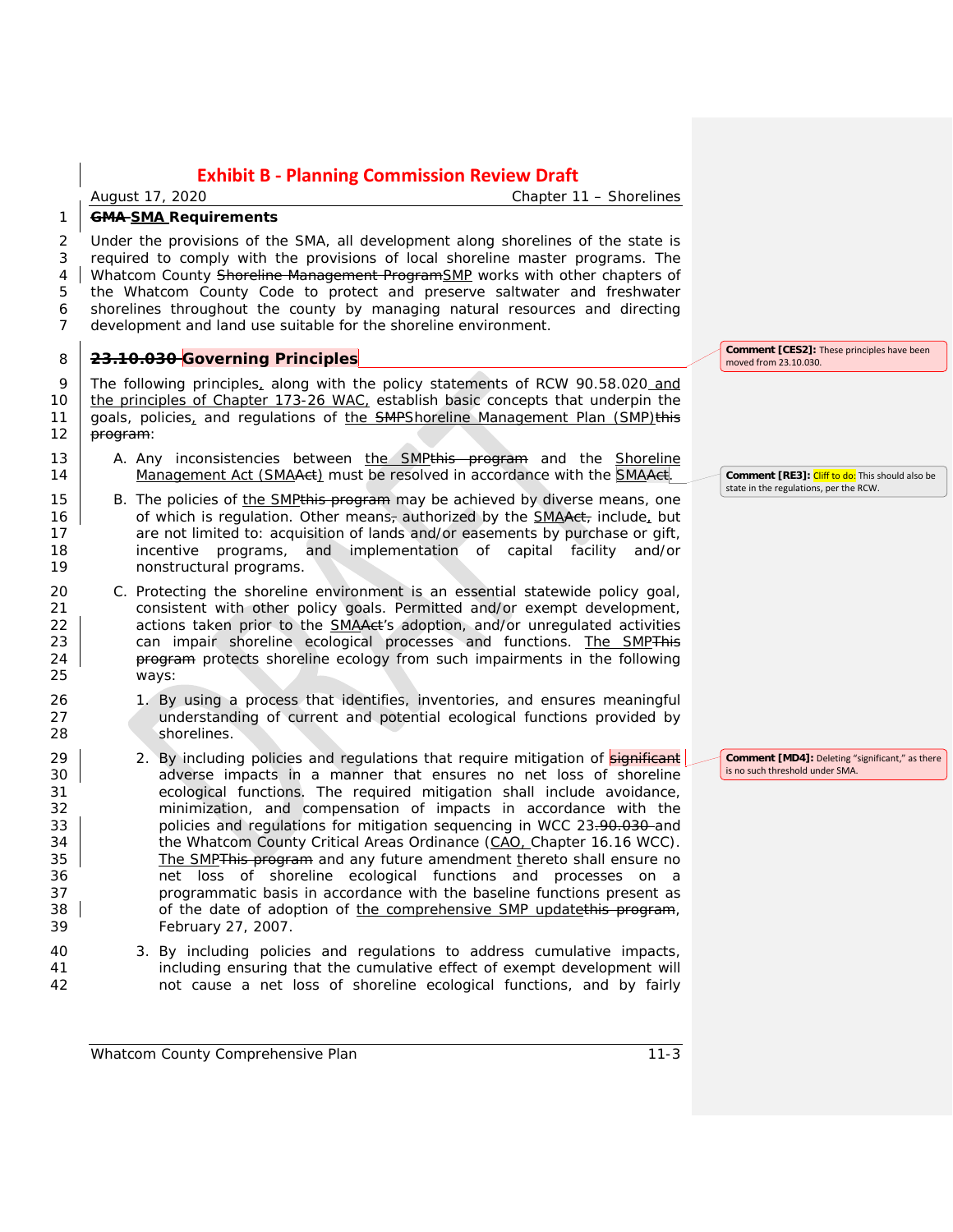**~~GMA~~ SMA Requirements**

Under the provisions of the SMA, all development along shorelines of the state is required to comply with the provisions of local shoreline master programs. The Whatcom County ~~Shoreline Management Program~~SMP works with other chapters of the Whatcom County Code to protect and preserve saltwater and freshwater shorelines throughout the county by managing natural resources and directing development and land use suitable for the shoreline environment.

## ~~23.10.030~~ Governing Principles

> Comment [CES2]: These principles have been moved from 23.10.030.

The following principles, along with the policy statements of RCW 90.58.020 and the principles of Chapter 173-26 WAC, establish basic concepts that underpin the goals, policies, and regulations of the ~~SMP~~Shoreline Management Plan (SMP)~~this program~~:

A. Any inconsistencies between the SMP~~this program~~ and the Shoreline Management Act (SMA~~Act~~) must be resolved in accordance with the SMA~~Act~~.

> Comment [RE3]: Cliff to do: This should also be state in the regulations, per the RCW.

B. The policies of the SMP~~this program~~ may be achieved by diverse means, one of which is regulation. Other means~~,~~ authorized by the SMA~~Act,~~ include, but are not limited to: acquisition of lands and/or easements by purchase or gift, incentive programs, and implementation of capital facility and/or nonstructural programs.

C. Protecting the shoreline environment is an essential statewide policy goal, consistent with other policy goals. Permitted and/or exempt development, actions taken prior to the SMA~~Act~~'s adoption, and/or unregulated activities can impair shoreline ecological processes and functions. The SMP~~This program~~ protects shoreline ecology from such impairments in the following ways:

   1. By using a process that identifies, inventories, and ensures meaningful understanding of current and potential ecological functions provided by shorelines.

   2. By including policies and regulations that require mitigation of ~~significant~~ adverse impacts in a manner that ensures no net loss of shoreline ecological functions. The required mitigation shall include avoidance, minimization, and compensation of impacts in accordance with the policies and regulations for mitigation sequencing in WCC 23~~.90.030~~ and the Whatcom County Critical Areas Ordinance (CAO, Chapter 16.16 WCC). The SMP~~This program~~ and any future amendment thereto shall ensure no net loss of shoreline ecological functions and processes on a programmatic basis in accordance with the baseline functions present as of the date of adoption of the comprehensive SMP update~~this program~~, February 27, 2007.

> Comment [MD4]: Deleting "significant," as there is no such threshold under SMA.

   3. By including policies and regulations to address cumulative impacts, including ensuring that the cumulative effect of exempt development will not cause a net loss of shoreline ecological functions, and by fairly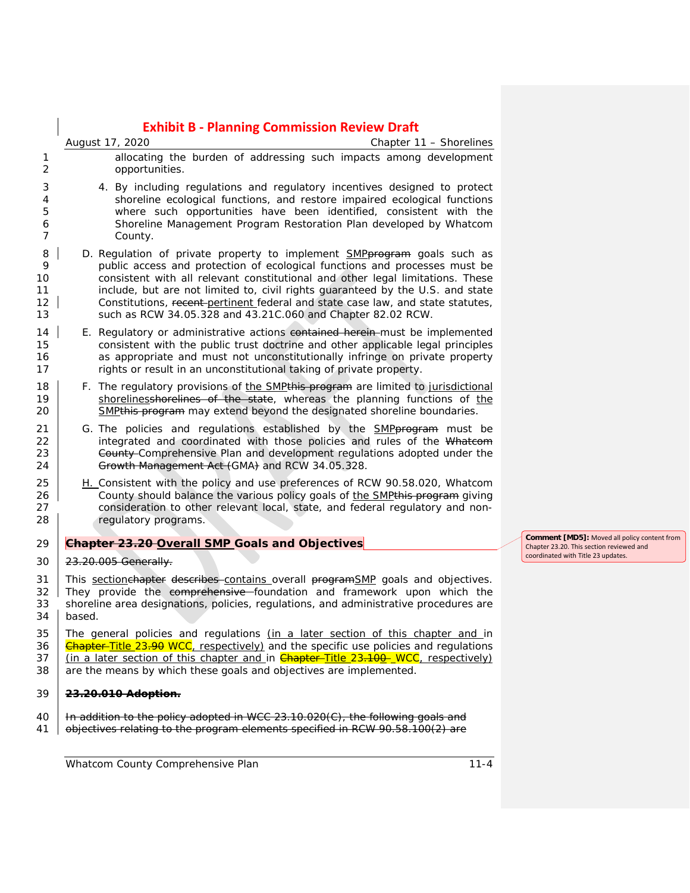allocating the burden of addressing such impacts among development opportunities.

4. By including regulations and regulatory incentives designed to protect shoreline ecological functions, and restore impaired ecological functions where such opportunities have been identified, consistent with the Shoreline Management Program Restoration Plan developed by Whatcom County.

D. Regulation of private property to implement SMP~~program~~ goals such as public access and protection of ecological functions and processes must be consistent with all relevant constitutional and other legal limitations. These include, but are not limited to, civil rights guaranteed by the U.S. and state Constitutions, ~~recent~~ pertinent federal and state case law, and state statutes, such as RCW 34.05.328 and 43.21C.060 and Chapter 82.02 RCW.

E. Regulatory or administrative actions ~~contained herein~~ must be implemented consistent with the public trust doctrine and other applicable legal principles as appropriate and must not unconstitutionally infringe on private property rights or result in an unconstitutional taking of private property.

F. The regulatory provisions of the SMP~~this program~~ are limited to jurisdictional shorelines~~shorelines of the state~~, whereas the planning functions of the SMP~~this program~~ may extend beyond the designated shoreline boundaries.

G. The policies and regulations established by the SMP~~program~~ must be integrated and coordinated with those policies and rules of the ~~Whatcom County~~ Comprehensive Plan and development regulations adopted under the ~~Growth Management Act (~~GMA~~)~~ and RCW 34.05.328.

H. Consistent with the policy and use preferences of RCW 90.58.020, Whatcom County should balance the various policy goals of the SMP~~this program~~ giving consideration to other relevant local, state, and federal regulatory and non-regulatory programs.

## ~~Chapter 23.20~~ Overall SMP Goals and Objectives

> Comment [MD5]: Moved all policy content from Chapter 23.20. This section reviewed and coordinated with Title 23 updates.

~~23.20.005 Generally.~~

This section~~chapter~~ ~~describes~~ contains overall ~~program~~SMP goals and objectives. They provide the ~~comprehensive~~ foundation and framework upon which the shoreline area designations, policies, regulations, and administrative procedures are based.

The general policies and regulations (in a later section of this chapter and in ~~Chapter~~ Title 23~~.90~~ WCC, respectively) and the specific use policies and regulations (in a later section of this chapter and in ~~Chapter~~ Title 23~~.100~~ WCC, respectively) are the means by which these goals and objectives are implemented.

~~**23.20.010 Adoption.**~~

~~In addition to the policy adopted in WCC 23.10.020(C), the following goals and objectives relating to the program elements specified in RCW 90.58.100(2) are~~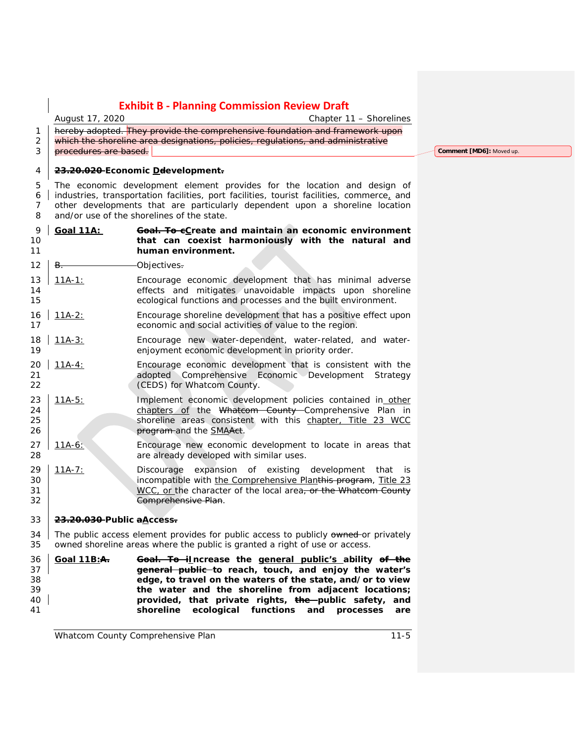hereby adopted. They provide the comprehensive foundation and framework upon which the shoreline area designations, policies, regulations, and administrative procedures are based.

Comment [MD6]: Moved up.

**23.20.020 Economic Ddevelopment.**

The economic development element provides for the location and design of industries, transportation facilities, port facilities, tourist facilities, commerce, and other developments that are particularly dependent upon a shoreline location and/or use of the shorelines of the state.

**Goal 11A:** **Goal. To cCreate and maintain an economic environment that can coexist harmoniously with the natural and human environment.**

B. Objectives.

11A-1: Encourage economic development that has minimal adverse effects and mitigates unavoidable impacts upon shoreline ecological functions and processes and the built environment.

11A-2: Encourage shoreline development that has a positive effect upon economic and social activities of value to the region.

11A-3: Encourage new water-dependent, water-related, and water-enjoyment economic development in priority order.

11A-4: Encourage economic development that is consistent with the adopted Comprehensive Economic Development Strategy (CEDS) for Whatcom County.

11A-5: Implement economic development policies contained in other chapters of the Whatcom County Comprehensive Plan in shoreline areas consistent with this chapter, Title 23 WCC program and the SMAAct.

11A-6: Encourage new economic development to locate in areas that are already developed with similar uses.

11A-7: Discourage expansion of existing development that is incompatible with the Comprehensive Planthis program, Title 23 WCC, or the character of the local area, or the Whatcom County Comprehensive Plan.

**23.20.030 Public aAccess.**

The public access element provides for public access to publicly owned or privately owned shoreline areas where the public is granted a right of use or access.

**Goal 11B:A.** **Goal. To iIncrease the general public's ability of the general public to reach, touch, and enjoy the water's edge, to travel on the waters of the state, and/or to view the water and the shoreline from adjacent locations; provided, that private rights, the public safety, and shoreline ecological functions and processes are**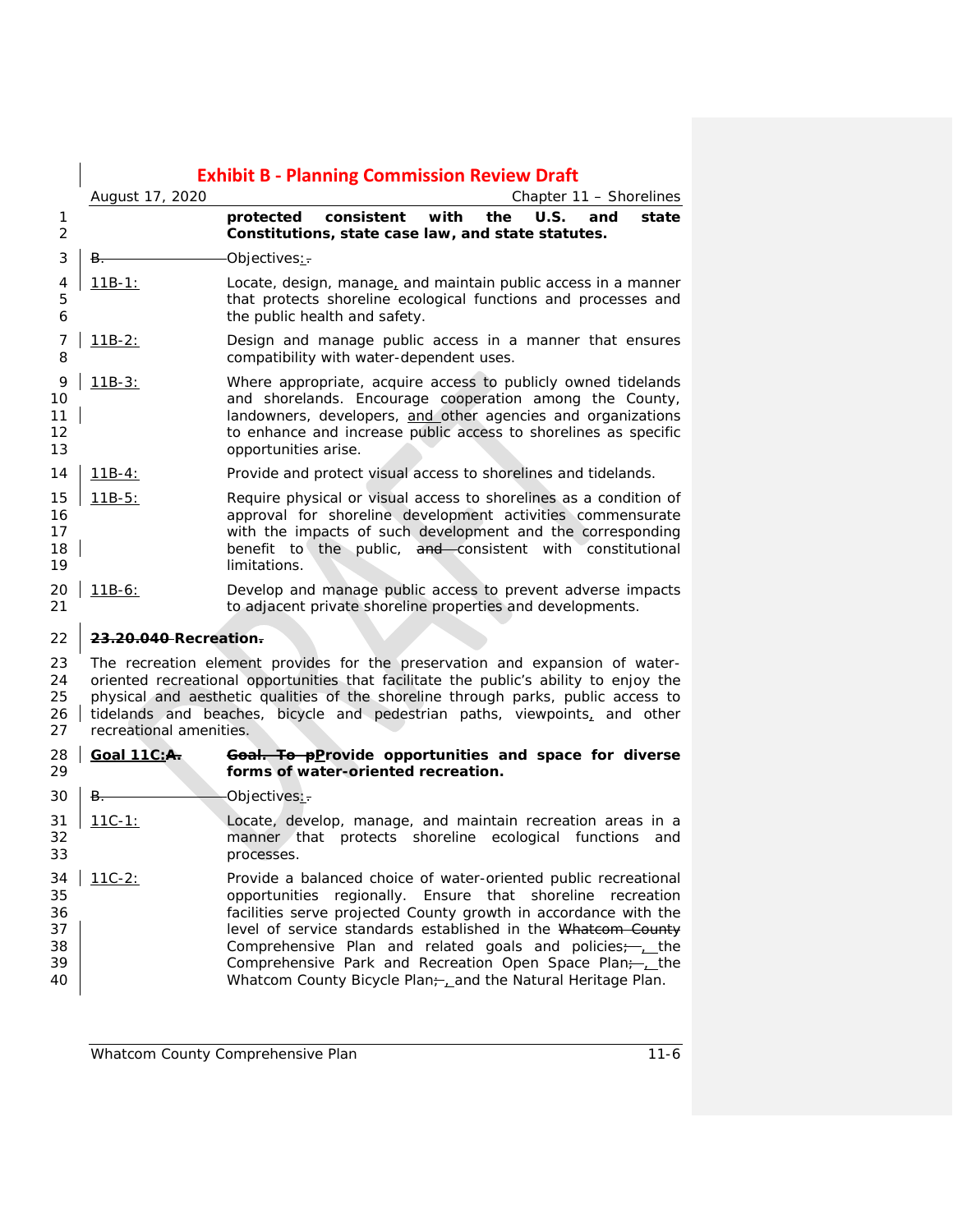**protected consistent with the U.S. and state Constitutions, state case law, and state statutes.**

B. Objectives:.

11B-1: Locate, design, manage, and maintain public access in a manner that protects shoreline ecological functions and processes and the public health and safety.

11B-2: Design and manage public access in a manner that ensures compatibility with water-dependent uses.

11B-3: Where appropriate, acquire access to publicly owned tidelands and shorelands. Encourage cooperation among the County, landowners, developers, and other agencies and organizations to enhance and increase public access to shorelines as specific opportunities arise.

11B-4: Provide and protect visual access to shorelines and tidelands.

11B-5: Require physical or visual access to shorelines as a condition of approval for shoreline development activities commensurate with the impacts of such development and the corresponding benefit to the public, and consistent with constitutional limitations.

11B-6: Develop and manage public access to prevent adverse impacts to adjacent private shoreline properties and developments.

## 23.20.040 Recreation.

The recreation element provides for the preservation and expansion of water-oriented recreational opportunities that facilitate the public's ability to enjoy the physical and aesthetic qualities of the shoreline through parks, public access to tidelands and beaches, bicycle and pedestrian paths, viewpoints, and other recreational amenities.

**Goal 11C:A. Goal. To pProvide opportunities and space for diverse forms of water-oriented recreation.**

B. Objectives:.

11C-1: Locate, develop, manage, and maintain recreation areas in a manner that protects shoreline ecological functions and processes.

11C-2: Provide a balanced choice of water-oriented public recreational opportunities regionally. Ensure that shoreline recreation facilities serve projected County growth in accordance with the level of service standards established in the Whatcom County Comprehensive Plan and related goals and policies;, the Comprehensive Park and Recreation Open Space Plan;, the Whatcom County Bicycle Plan;, and the Natural Heritage Plan.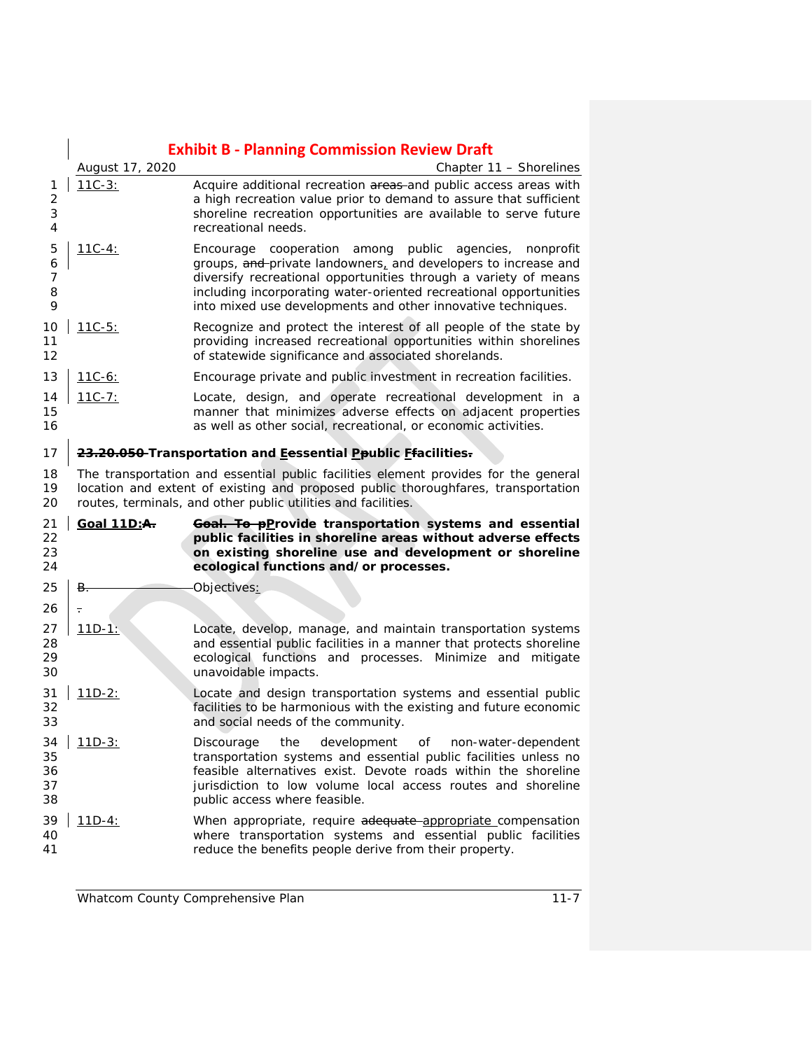| | |
|---|---|
| 11C-3: | Acquire additional recreation ~~areas~~ and public access areas with a high recreation value prior to demand to assure that sufficient shoreline recreation opportunities are available to serve future recreational needs. |
| 11C-4: | Encourage cooperation among public agencies, nonprofit groups, ~~and~~ private landowners, and developers to increase and diversify recreational opportunities through a variety of means including incorporating water-oriented recreational opportunities into mixed use developments and other innovative techniques. |
| 11C-5: | Recognize and protect the interest of all people of the state by providing increased recreational opportunities within shorelines of statewide significance and associated shorelands. |
| 11C-6: | Encourage private and public investment in recreation facilities. |
| 11C-7: | Locate, design, and operate recreational development in a manner that minimizes adverse effects on adjacent properties as well as other social, recreational, or economic activities. |

## ~~23.20.050~~ Transportation and Eessential Ppublic Ffacilities~~.~~

The transportation and essential public facilities element provides for the general location and extent of existing and proposed public thoroughfares, transportation routes, terminals, and other public utilities and facilities.

**Goal 11D:~~A.~~** **~~Goal. To p~~Provide transportation systems and essential public facilities in shoreline areas without adverse effects on existing shoreline use and development or shoreline ecological functions and/or processes.**

~~B.~~ Objectives:

~~.~~

| | |
|---|---|
| 11D-1: | Locate, develop, manage, and maintain transportation systems and essential public facilities in a manner that protects shoreline ecological functions and processes. Minimize and mitigate unavoidable impacts. |
| 11D-2: | Locate and design transportation systems and essential public facilities to be harmonious with the existing and future economic and social needs of the community. |
| 11D-3: | Discourage the development of non-water-dependent transportation systems and essential public facilities unless no feasible alternatives exist. Devote roads within the shoreline jurisdiction to low volume local access routes and shoreline public access where feasible. |
| 11D-4: | When appropriate, require ~~adequate~~ appropriate compensation where transportation systems and essential public facilities reduce the benefits people derive from their property. |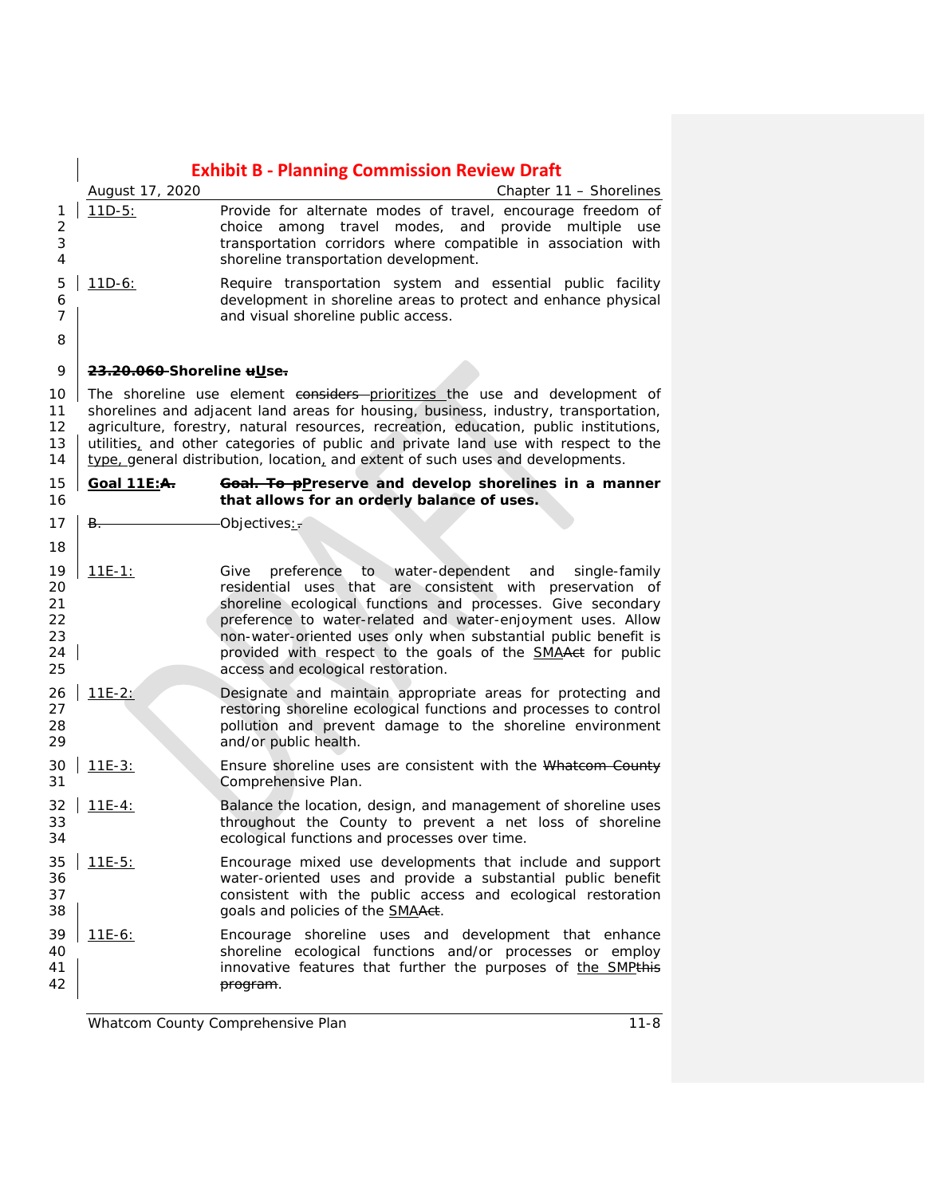11D-5: Provide for alternate modes of travel, encourage freedom of choice among travel modes, and provide multiple use transportation corridors where compatible in association with shoreline transportation development.

11D-6: Require transportation system and essential public facility development in shoreline areas to protect and enhance physical and visual shoreline public access.

## ~~23.20.060~~ Shoreline ~~u~~Use~~.~~

The shoreline use element ~~considers~~ prioritizes the use and development of shorelines and adjacent land areas for housing, business, industry, transportation, agriculture, forestry, natural resources, recreation, education, public institutions, utilities, and other categories of public and private land use with respect to the type, general distribution, location, and extent of such uses and developments.

**Goal 11E:~~A.~~** **~~Goal. To p~~Preserve and develop shorelines in a manner that allows for an orderly balance of uses.**

~~B.~~ Objectives:~~.~~

11E-1: Give preference to water-dependent and single-family residential uses that are consistent with preservation of shoreline ecological functions and processes. Give secondary preference to water-related and water-enjoyment uses. Allow non-water-oriented uses only when substantial public benefit is provided with respect to the goals of the SMA~~Act~~ for public access and ecological restoration.

11E-2: Designate and maintain appropriate areas for protecting and restoring shoreline ecological functions and processes to control pollution and prevent damage to the shoreline environment and/or public health.

11E-3: Ensure shoreline uses are consistent with the ~~Whatcom County~~ Comprehensive Plan.

11E-4: Balance the location, design, and management of shoreline uses throughout the County to prevent a net loss of shoreline ecological functions and processes over time.

11E-5: Encourage mixed use developments that include and support water-oriented uses and provide a substantial public benefit consistent with the public access and ecological restoration goals and policies of the SMA~~Act~~.

11E-6: Encourage shoreline uses and development that enhance shoreline ecological functions and/or processes or employ innovative features that further the purposes of the SMP~~this program~~.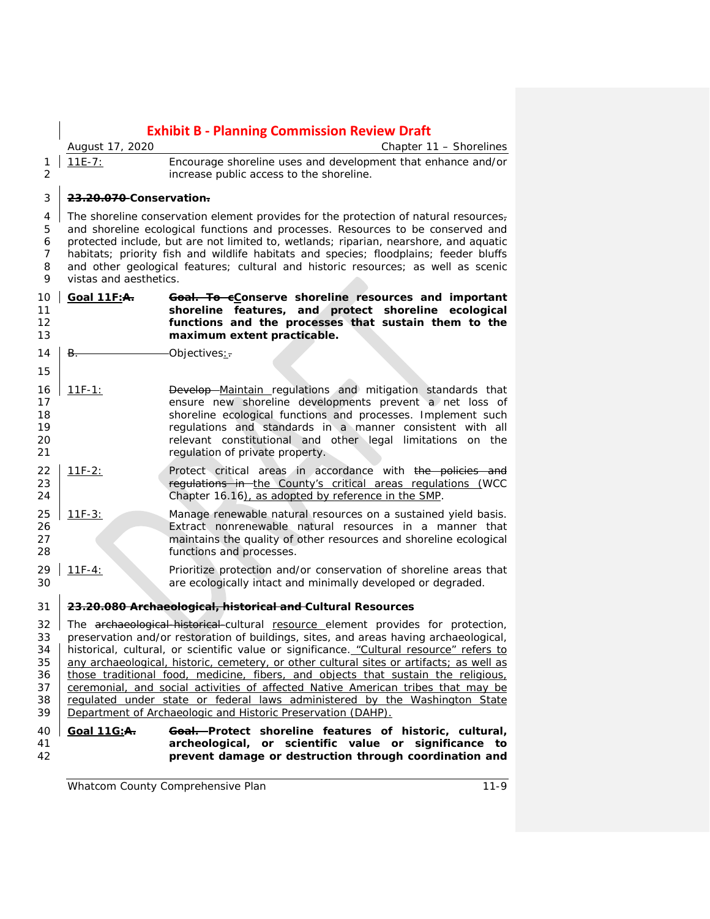| | |
|---|---|
| 11E-7: | Encourage shoreline uses and development that enhance and/or increase public access to the shoreline. |

**~~23.20.070~~ Conservation~~.~~**

The shoreline conservation element provides for the protection of natural resources~~,~~ and shoreline ecological functions and processes. Resources to be conserved and protected include, but are not limited to, wetlands; riparian, nearshore, and aquatic habitats; priority fish and wildlife habitats and species; floodplains; feeder bluffs and other geological features; cultural and historic resources; as well as scenic vistas and aesthetics.

| | |
|---|---|
| **Goal 11F:~~A.~~** | **~~Goal. To c~~Conserve shoreline resources and important shoreline features, and protect shoreline ecological functions and the processes that sustain them to the maximum extent practicable.** |
| ~~B.~~ | Objectives~~:~~. |
| 11F-1: | ~~Develop~~ Maintain regulations and mitigation standards that ensure new shoreline developments prevent a net loss of shoreline ecological functions and processes. Implement such regulations and standards in a manner consistent with all relevant constitutional and other legal limitations on the regulation of private property. |
| 11F-2: | Protect critical areas in accordance with ~~the policies and regulations in~~ the County's critical areas regulations (WCC Chapter 16.16), as adopted by reference in the SMP. |
| 11F-3: | Manage renewable natural resources on a sustained yield basis. Extract nonrenewable natural resources in a manner that maintains the quality of other resources and shoreline ecological functions and processes. |
| 11F-4: | Prioritize protection and/or conservation of shoreline areas that are ecologically intact and minimally developed or degraded. |

**~~23.20.080 Archaeological, historical and~~ Cultural Resources**

The ~~archaeological historical~~ cultural resource element provides for protection, preservation and/or restoration of buildings, sites, and areas having archaeological, historical, cultural, or scientific value or significance. "Cultural resource" refers to any archaeological, historic, cemetery, or other cultural sites or artifacts; as well as those traditional food, medicine, fibers, and objects that sustain the religious, ceremonial, and social activities of affected Native American tribes that may be regulated under state or federal laws administered by the Washington State Department of Archaeologic and Historic Preservation (DAHP).

| | |
|---|---|
| **Goal 11G:~~A.~~** | **~~Goal.~~ Protect shoreline features of historic, cultural, archeological, or scientific value or significance to prevent damage or destruction through coordination and** |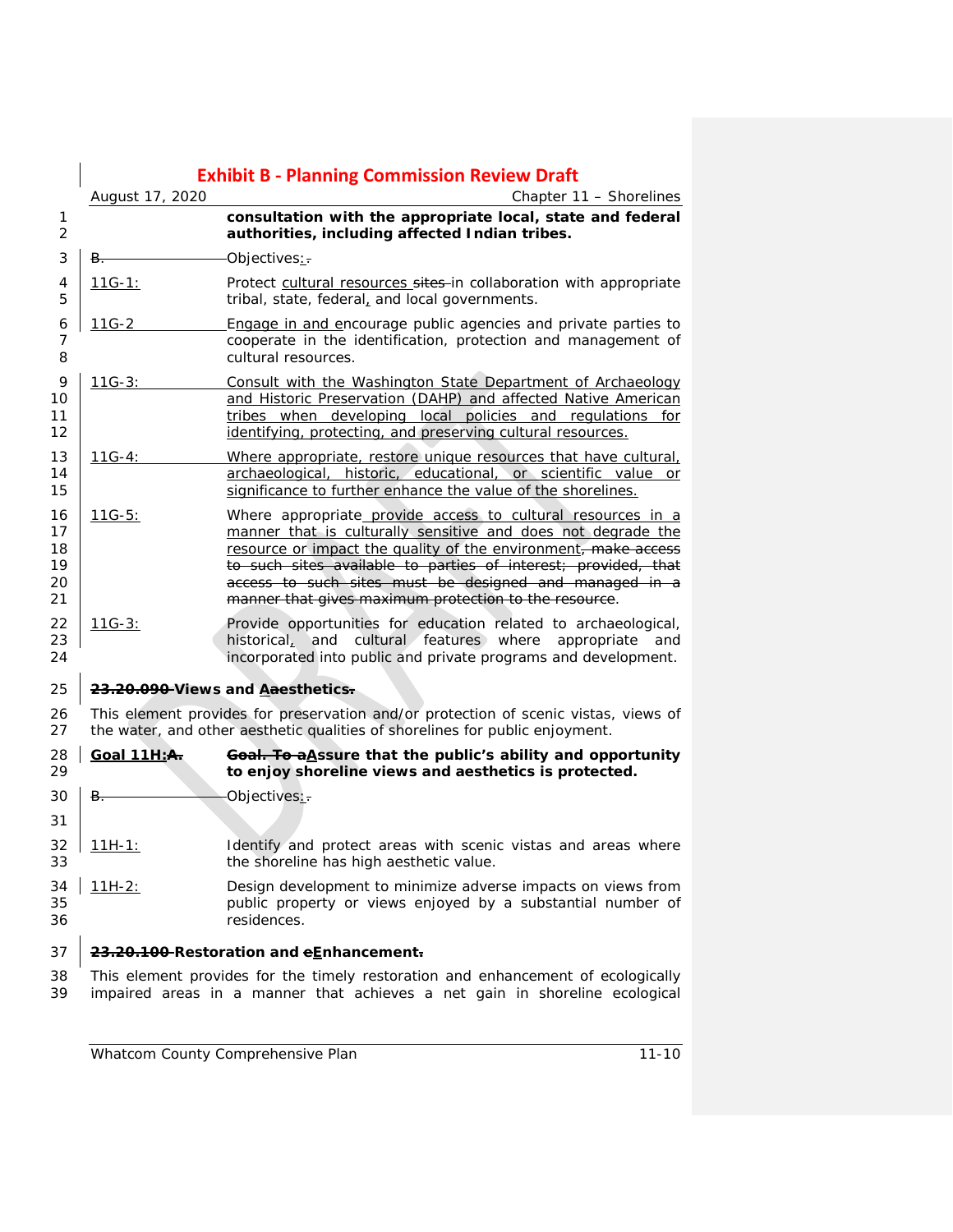**consultation with the appropriate local, state and federal authorities, including affected Indian tribes.**

B. Objectives:.

11G-1: Protect cultural resources sites in collaboration with appropriate tribal, state, federal, and local governments.

11G-2 Engage in and encourage public agencies and private parties to cooperate in the identification, protection and management of cultural resources.

11G-3: Consult with the Washington State Department of Archaeology and Historic Preservation (DAHP) and affected Native American tribes when developing local policies and regulations for identifying, protecting, and preserving cultural resources.

11G-4: Where appropriate, restore unique resources that have cultural, archaeological, historic, educational, or scientific value or significance to further enhance the value of the shorelines.

11G-5: Where appropriate provide access to cultural resources in a manner that is culturally sensitive and does not degrade the resource or impact the quality of the environment, make access to such sites available to parties of interest; provided, that access to such sites must be designed and managed in a manner that gives maximum protection to the resource.

11G-3: Provide opportunities for education related to archaeological, historical, and cultural features where appropriate and incorporated into public and private programs and development.

**23.20.090 Views and Aaesthetics.**

This element provides for preservation and/or protection of scenic vistas, views of the water, and other aesthetic qualities of shorelines for public enjoyment.

**Goal 11H:A. Goal. To aAssure that the public's ability and opportunity to enjoy shoreline views and aesthetics is protected.**

B. Objectives:.

11H-1: Identify and protect areas with scenic vistas and areas where the shoreline has high aesthetic value.

11H-2: Design development to minimize adverse impacts on views from public property or views enjoyed by a substantial number of residences.

**23.20.100 Restoration and eEnhancement.**

This element provides for the timely restoration and enhancement of ecologically impaired areas in a manner that achieves a net gain in shoreline ecological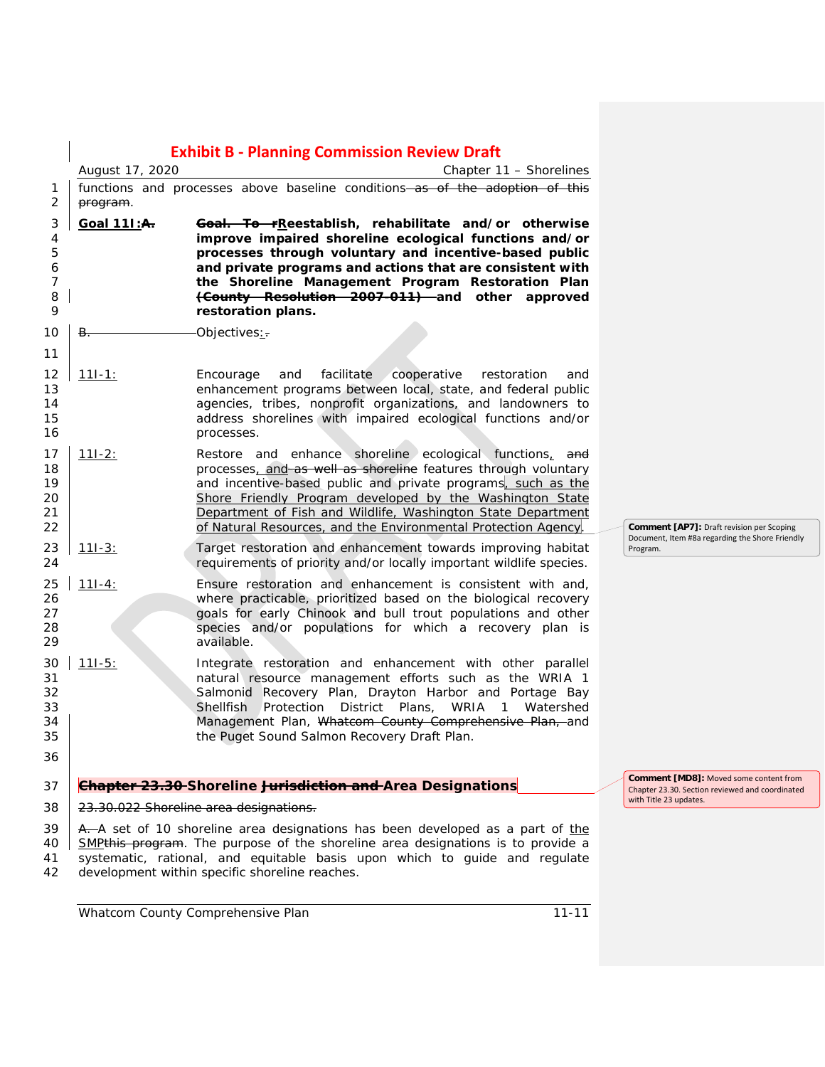functions and processes above baseline conditions~~ as of the adoption of this program~~.

**Goal 11I:~~A.~~** ~~Goal. To r~~Reestablish, rehabilitate and/or otherwise improve impaired shoreline ecological functions and/or processes through voluntary and incentive-based public and private programs and actions that are consistent with the Shoreline Management Program Restoration Plan ~~(County Resolution 2007-011)~~ and other approved restoration plans.

~~B.~~ Objectives:~~.~~

11I-1: Encourage and facilitate cooperative restoration and enhancement programs between local, state, and federal public agencies, tribes, nonprofit organizations, and landowners to address shorelines with impaired ecological functions and/or processes.

11I-2: Restore and enhance shoreline ecological functions, ~~and~~ processes, and ~~as well as shoreline~~ features through voluntary and incentive-based public and private programs, such as the Shore Friendly Program developed by the Washington State Department of Fish and Wildlife, Washington State Department of Natural Resources, and the Environmental Protection Agency.

11I-3: Target restoration and enhancement towards improving habitat requirements of priority and/or locally important wildlife species.

11I-4: Ensure restoration and enhancement is consistent with and, where practicable, prioritized based on the biological recovery goals for early Chinook and bull trout populations and other species and/or populations for which a recovery plan is available.

11I-5: Integrate restoration and enhancement with other parallel natural resource management efforts such as the WRIA 1 Salmonid Recovery Plan, Drayton Harbor and Portage Bay Shellfish Protection District Plans, WRIA 1 Watershed Management Plan, ~~Whatcom County Comprehensive Plan,~~ and the Puget Sound Salmon Recovery Draft Plan.

## ~~Chapter 23.30~~ Shoreline ~~Jurisdiction and~~ Area Designations

~~23.30.022 Shoreline area designations.~~

~~A.~~ A set of 10 shoreline area designations has been developed as a part of the SMP~~this program~~. The purpose of the shoreline area designations is to provide a systematic, rational, and equitable basis upon which to guide and regulate development within specific shoreline reaches.

Comment [AP7]: Draft revision per Scoping Document, Item #8a regarding the Shore Friendly Program.

Comment [MD8]: Moved some content from Chapter 23.30. Section reviewed and coordinated with Title 23 updates.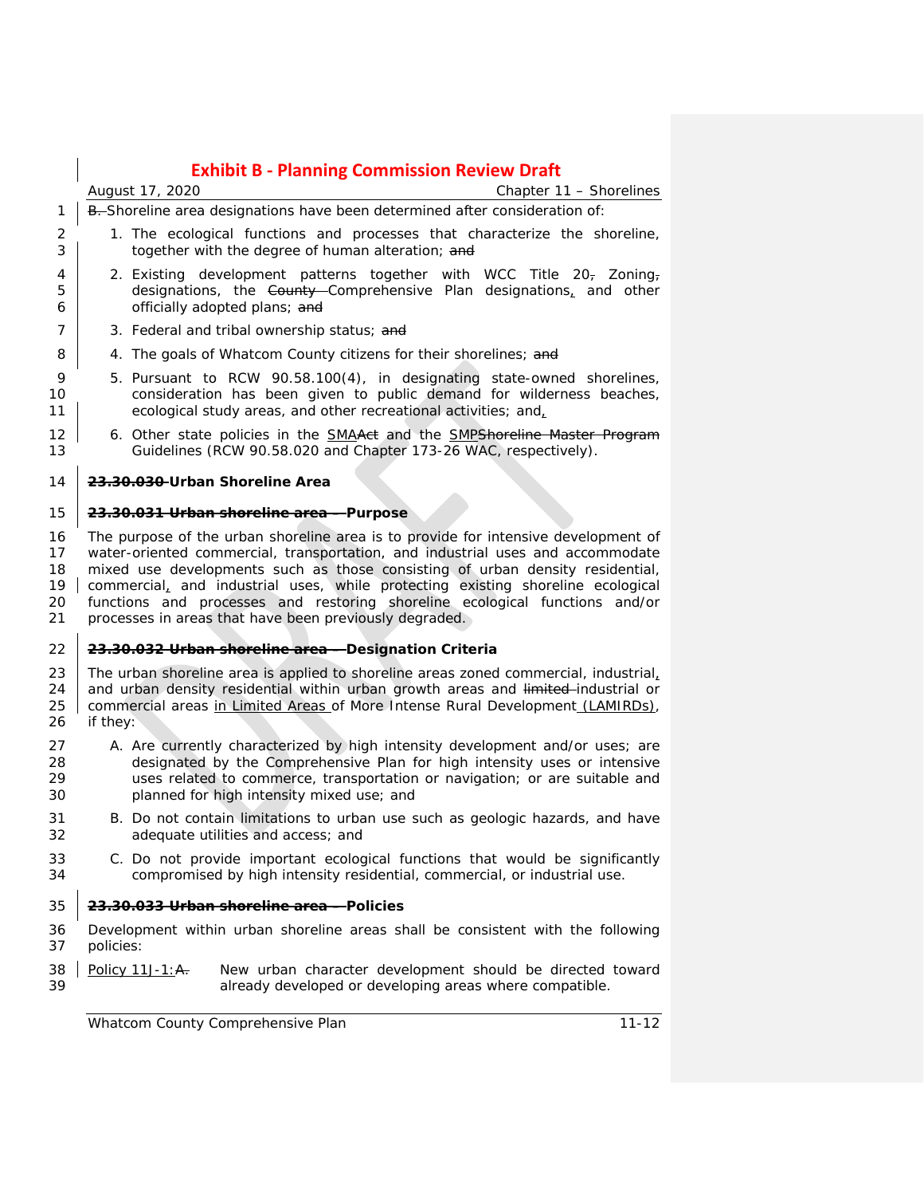B. Shoreline area designations have been determined after consideration of:

1. The ecological functions and processes that characterize the shoreline, together with the degree of human alteration; and
2. Existing development patterns together with WCC Title 20, Zoning, designations, the County Comprehensive Plan designations, and other officially adopted plans; and
3. Federal and tribal ownership status; and
4. The goals of Whatcom County citizens for their shorelines; and
5. Pursuant to RCW 90.58.100(4), in designating state-owned shorelines, consideration has been given to public demand for wilderness beaches, ecological study areas, and other recreational activities; and,
6. Other state policies in the SMAAct and the SMPShoreline Master Program Guidelines (RCW 90.58.020 and Chapter 173-26 WAC, respectively).

**23.30.030 Urban Shoreline Area**

**23.30.031 Urban shoreline area – Purpose**

The purpose of the urban shoreline area is to provide for intensive development of water-oriented commercial, transportation, and industrial uses and accommodate mixed use developments such as those consisting of urban density residential, commercial, and industrial uses, while protecting existing shoreline ecological functions and processes and restoring shoreline ecological functions and/or processes in areas that have been previously degraded.

**23.30.032 Urban shoreline area – Designation Criteria**

The urban shoreline area is applied to shoreline areas zoned commercial, industrial, and urban density residential within urban growth areas and limited industrial or commercial areas in Limited Areas of More Intense Rural Development (LAMIRDs), if they:

A. Are currently characterized by high intensity development and/or uses; are designated by the Comprehensive Plan for high intensive uses or intensive uses related to commerce, transportation or navigation; or are suitable and planned for high intensity mixed use; and

B. Do not contain limitations to urban use such as geologic hazards, and have adequate utilities and access; and

C. Do not provide important ecological functions that would be significantly compromised by high intensity residential, commercial, or industrial use.

**23.30.033 Urban shoreline area – Policies**

Development within urban shoreline areas shall be consistent with the following policies:

Policy 11J-1:A. New urban character development should be directed toward already developed or developing areas where compatible.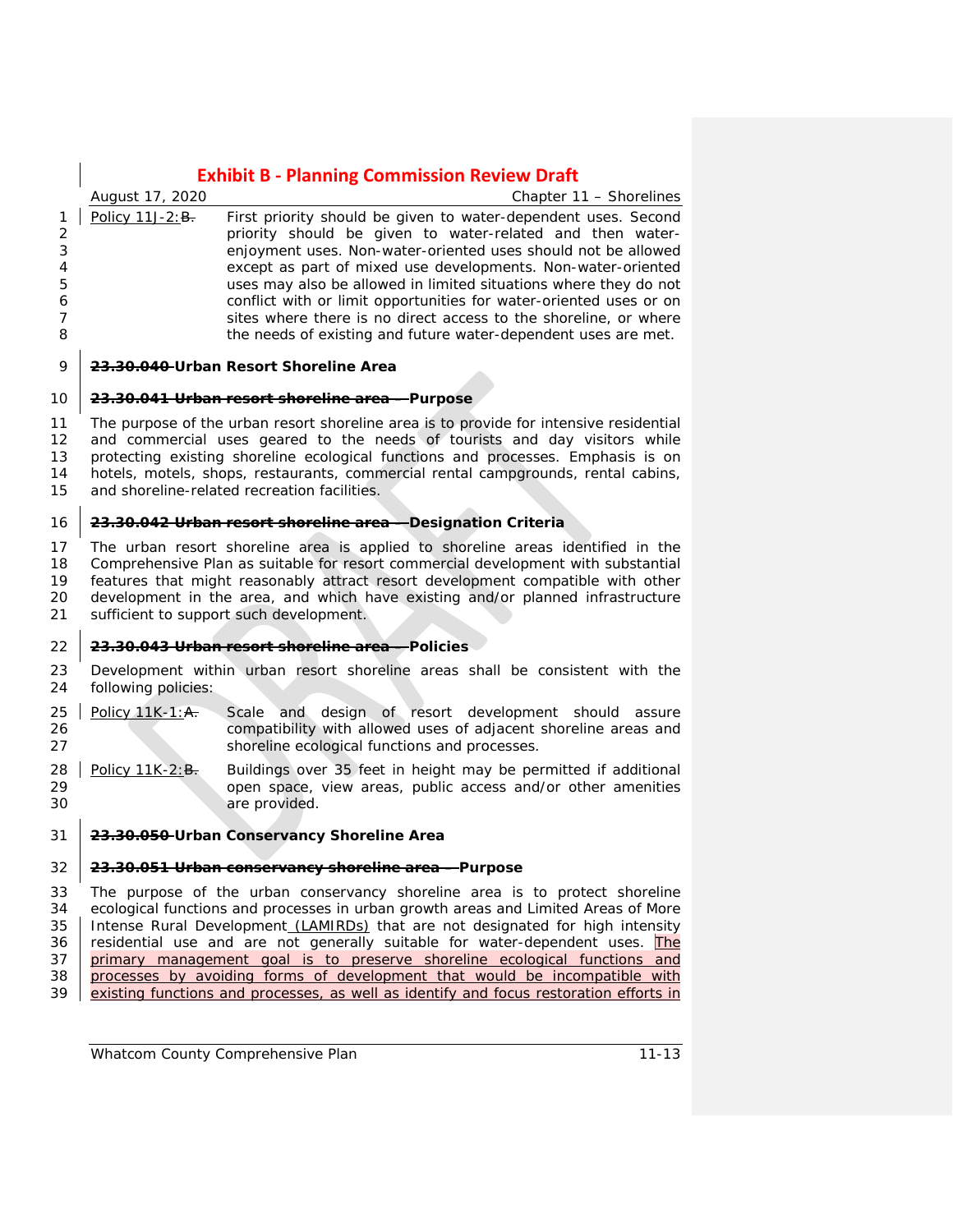Policy 11J-2: ~~B.~~ First priority should be given to water-dependent uses. Second priority should be given to water-related and then water-enjoyment uses. Non-water-oriented uses should not be allowed except as part of mixed use developments. Non-water-oriented uses may also be allowed in limited situations where they do not conflict with or limit opportunities for water-oriented uses or on sites where there is no direct access to the shoreline, or where the needs of existing and future water-dependent uses are met.

### ~~23.30.040~~ Urban Resort Shoreline Area

#### ~~23.30.041 Urban resort shoreline area –~~ Purpose

The purpose of the urban resort shoreline area is to provide for intensive residential and commercial uses geared to the needs of tourists and day visitors while protecting existing shoreline ecological functions and processes. Emphasis is on hotels, motels, shops, restaurants, commercial rental campgrounds, rental cabins, and shoreline-related recreation facilities.

#### ~~23.30.042 Urban resort shoreline area –~~ Designation Criteria

The urban resort shoreline area is applied to shoreline areas identified in the Comprehensive Plan as suitable for resort commercial development with substantial features that might reasonably attract resort development compatible with other development in the area, and which have existing and/or planned infrastructure sufficient to support such development.

#### ~~23.30.043 Urban resort shoreline area –~~ Policies

Development within urban resort shoreline areas shall be consistent with the following policies:

Policy 11K-1: ~~A.~~ Scale and design of resort development should assure compatibility with allowed uses of adjacent shoreline areas and shoreline ecological functions and processes.

Policy 11K-2: ~~B.~~ Buildings over 35 feet in height may be permitted if additional open space, view areas, public access and/or other amenities are provided.

### ~~23.30.050~~ Urban Conservancy Shoreline Area

#### ~~23.30.051 Urban conservancy shoreline area –~~ Purpose

The purpose of the urban conservancy shoreline area is to protect shoreline ecological functions and processes in urban growth areas and Limited Areas of More Intense Rural Development (LAMIRDs) that are not designated for high intensity residential use and are not generally suitable for water-dependent uses. The primary management goal is to preserve shoreline ecological functions and processes by avoiding forms of development that would be incompatible with existing functions and processes, as well as identify and focus restoration efforts in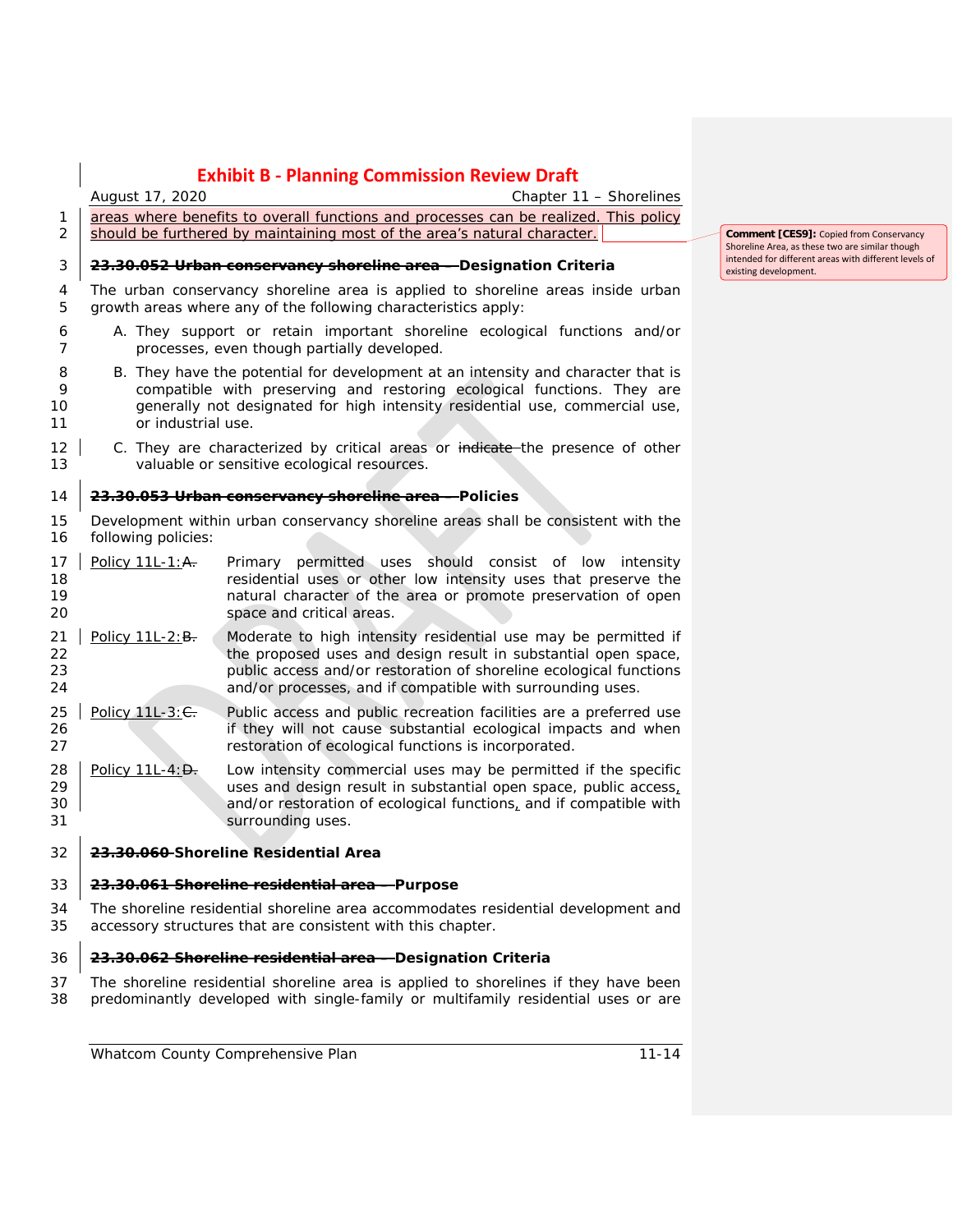areas where benefits to overall functions and processes can be realized. This policy should be furthered by maintaining most of the area's natural character.

Comment [CES9]: Copied from Conservancy Shoreline Area, as these two are similar though intended for different areas with different levels of existing development.

### ~~23.30.052 Urban conservancy shoreline area – ~~Designation Criteria

The urban conservancy shoreline area is applied to shoreline areas inside urban growth areas where any of the following characteristics apply:

A. They support or retain important shoreline ecological functions and/or processes, even though partially developed.

B. They have the potential for development at an intensity and character that is compatible with preserving and restoring ecological functions. They are generally not designated for high intensity residential use, commercial use, or industrial use.

C. They are characterized by critical areas or ~~indicate~~ the presence of other valuable or sensitive ecological resources.

### ~~23.30.053 Urban conservancy shoreline area – ~~Policies

Development within urban conservancy shoreline areas shall be consistent with the following policies:

Policy 11L-1:~~A.~~ Primary permitted uses should consist of low intensity residential uses or other low intensity uses that preserve the natural character of the area or promote preservation of open space and critical areas.

Policy 11L-2:~~B.~~ Moderate to high intensity residential use may be permitted if the proposed uses and design result in substantial open space, public access and/or restoration of shoreline ecological functions and/or processes, and if compatible with surrounding uses.

Policy 11L-3:~~C.~~ Public access and public recreation facilities are a preferred use if they will not cause substantial ecological impacts and when restoration of ecological functions is incorporated.

Policy 11L-4:~~D.~~ Low intensity commercial uses may be permitted if the specific uses and design result in substantial open space, public access, and/or restoration of ecological functions, and if compatible with surrounding uses.

## ~~23.30.060~~ Shoreline Residential Area

### ~~23.30.061 Shoreline residential area – ~~Purpose

The shoreline residential shoreline area accommodates residential development and accessory structures that are consistent with this chapter.

### ~~23.30.062 Shoreline residential area – ~~Designation Criteria

The shoreline residential shoreline area is applied to shorelines if they have been predominantly developed with single-family or multifamily residential uses or are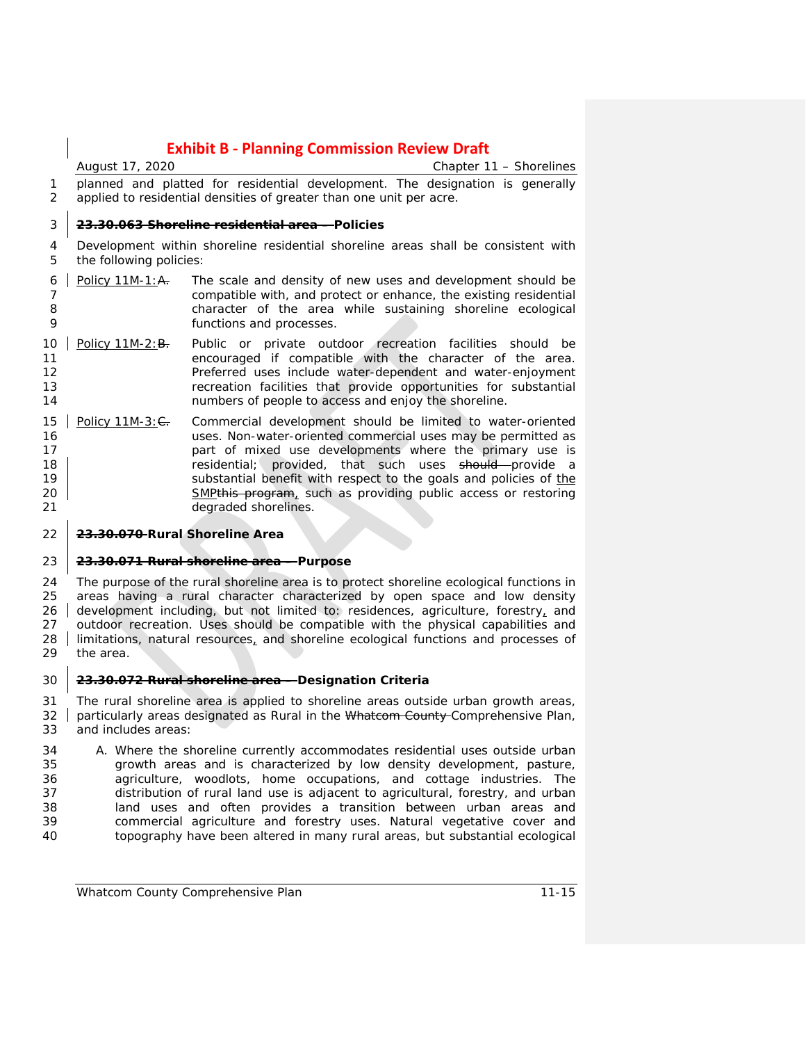planned and platted for residential development. The designation is generally applied to residential densities of greater than one unit per acre.

### ~~23.30.063 Shoreline residential area –~~ Policies

Development within shoreline residential shoreline areas shall be consistent with the following policies:

Policy 11M-1:~~A.~~ The scale and density of new uses and development should be compatible with, and protect or enhance, the existing residential character of the area while sustaining shoreline ecological functions and processes.

Policy 11M-2:~~B.~~ Public or private outdoor recreation facilities should be encouraged if compatible with the character of the area. Preferred uses include water-dependent and water-enjoyment recreation facilities that provide opportunities for substantial numbers of people to access and enjoy the shoreline.

Policy 11M-3:~~C.~~ Commercial development should be limited to water-oriented uses. Non-water-oriented commercial uses may be permitted as part of mixed use developments where the primary use is residential; provided, that such uses ~~should~~ provide a substantial benefit with respect to the goals and policies of the SMP~~this program~~, such as providing public access or restoring degraded shorelines.

## ~~23.30.070~~ Rural Shoreline Area

### ~~23.30.071 Rural shoreline area –~~ Purpose

The purpose of the rural shoreline area is to protect shoreline ecological functions in areas having a rural character characterized by open space and low density development including, but not limited to: residences, agriculture, forestry, and outdoor recreation. Uses should be compatible with the physical capabilities and limitations, natural resources, and shoreline ecological functions and processes of the area.

### ~~23.30.072 Rural shoreline area –~~ Designation Criteria

The rural shoreline area is applied to shoreline areas outside urban growth areas, particularly areas designated as Rural in the ~~Whatcom County~~ Comprehensive Plan, and includes areas:

A. Where the shoreline currently accommodates residential uses outside urban growth areas and is characterized by low density development, pasture, agriculture, woodlots, home occupations, and cottage industries. The distribution of rural land use is adjacent to agricultural, forestry, and urban land uses and often provides a transition between urban areas and commercial agriculture and forestry uses. Natural vegetative cover and topography have been altered in many rural areas, but substantial ecological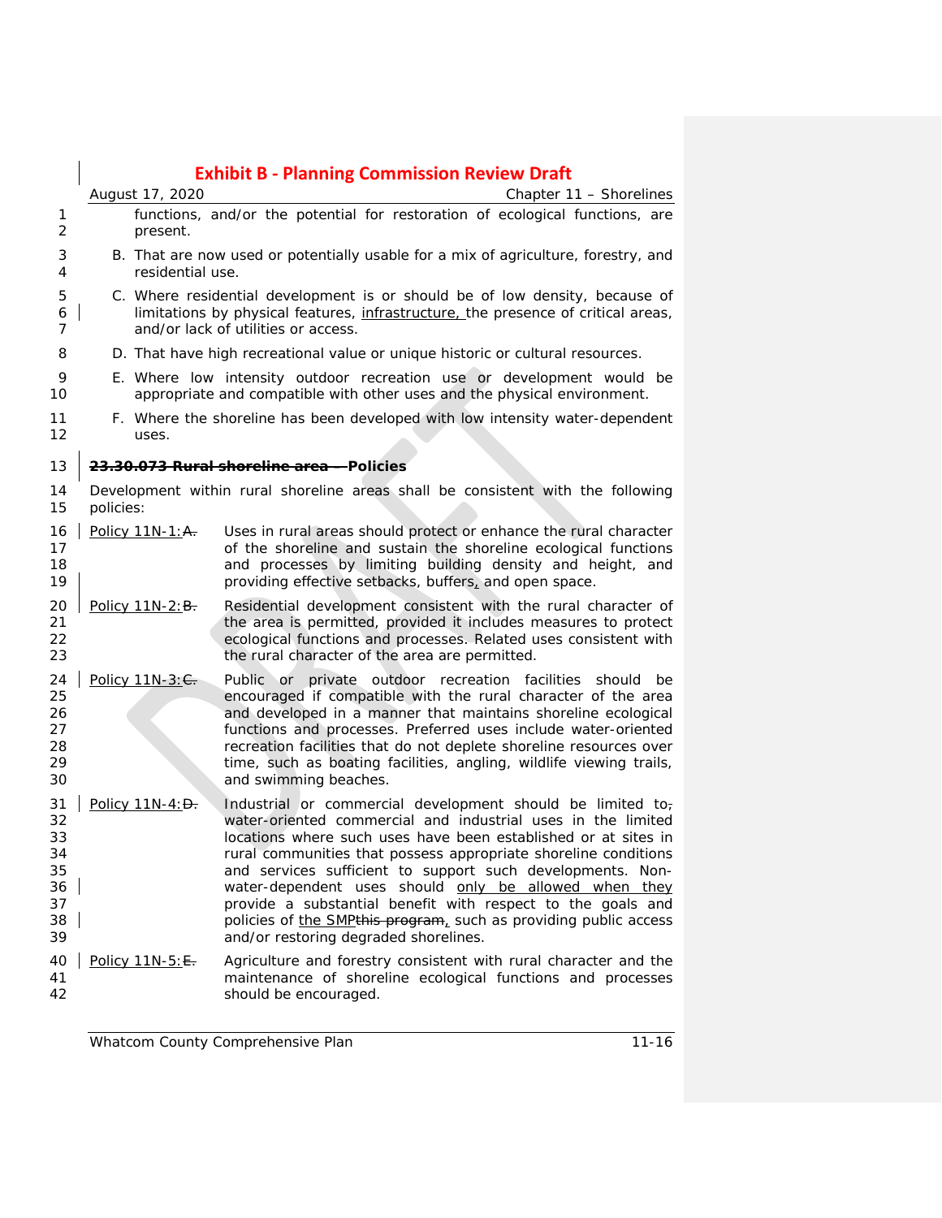functions, and/or the potential for restoration of ecological functions, are present.

B. That are now used or potentially usable for a mix of agriculture, forestry, and residential use.

C. Where residential development is or should be of low density, because of limitations by physical features, infrastructure, the presence of critical areas, and/or lack of utilities or access.

D. That have high recreational value or unique historic or cultural resources.

E. Where low intensity outdoor recreation use or development would be appropriate and compatible with other uses and the physical environment.

F. Where the shoreline has been developed with low intensity water-dependent uses.

**~~23.30.073 Rural shoreline area – ~~Policies**

Development within rural shoreline areas shall be consistent with the following policies:

Policy 11N-1:~~A.~~ Uses in rural areas should protect or enhance the rural character of the shoreline and sustain the shoreline ecological functions and processes by limiting building density and height, and providing effective setbacks, buffers, and open space.

Policy 11N-2:~~B.~~ Residential development consistent with the rural character of the area is permitted, provided it includes measures to protect ecological functions and processes. Related uses consistent with the rural character of the area are permitted.

Policy 11N-3:~~C.~~ Public or private outdoor recreation facilities should be encouraged if compatible with the rural character of the area and developed in a manner that maintains shoreline ecological functions and processes. Preferred uses include water-oriented recreation facilities that do not deplete shoreline resources over time, such as boating facilities, angling, wildlife viewing trails, and swimming beaches.

Policy 11N-4:~~D.~~ Industrial or commercial development should be limited to~~,~~ water-oriented commercial and industrial uses in the limited locations where such uses have been established or at sites in rural communities that possess appropriate shoreline conditions and services sufficient to support such developments. Non-water-dependent uses should only be allowed when they provide a substantial benefit with respect to the goals and policies of the SMP~~this program~~, such as providing public access and/or restoring degraded shorelines.

Policy 11N-5:~~E.~~ Agriculture and forestry consistent with rural character and the maintenance of shoreline ecological functions and processes should be encouraged.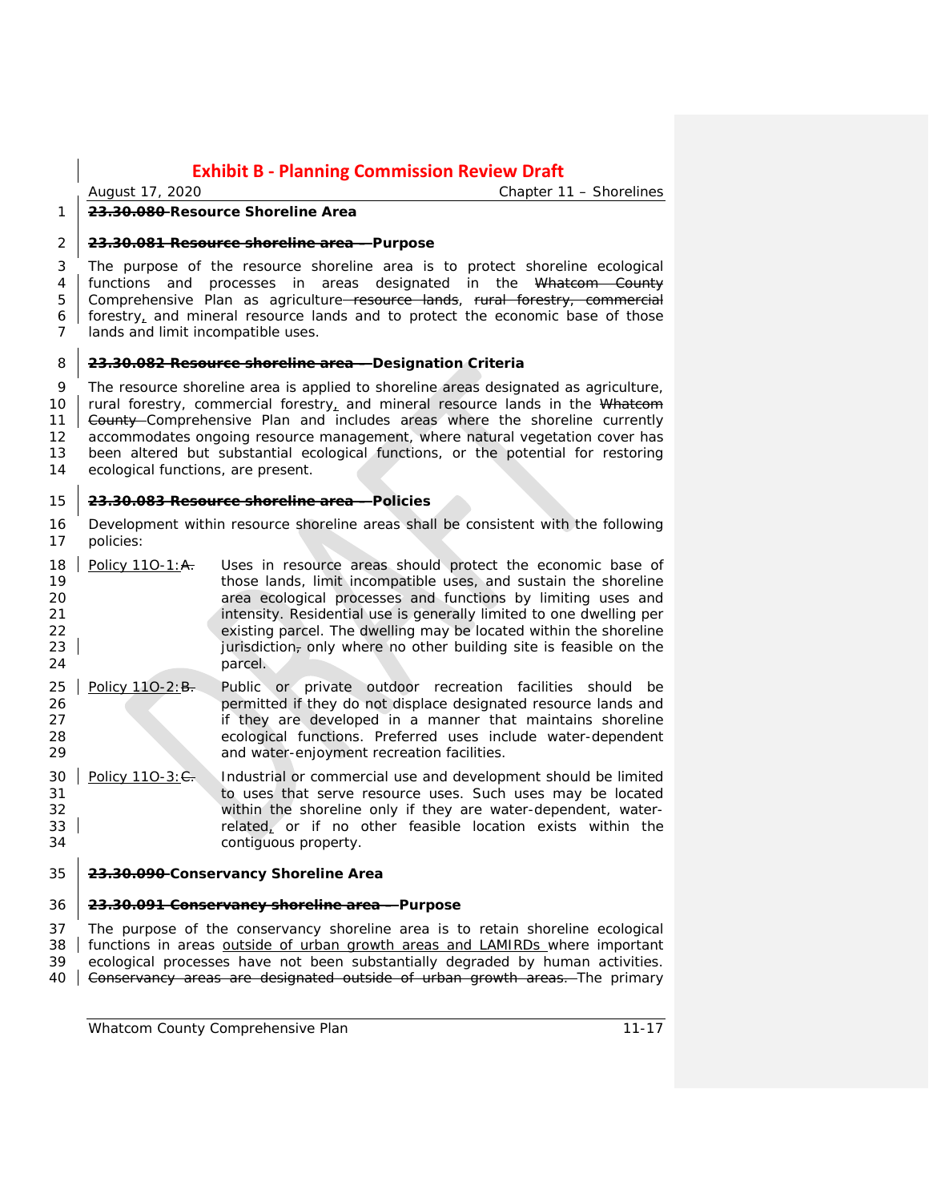## ~~23.30.080~~ Resource Shoreline Area

### ~~23.30.081 Resource shoreline area –~~ Purpose

The purpose of the resource shoreline area is to protect shoreline ecological functions and processes in areas designated in the ~~Whatcom County~~ Comprehensive Plan as agriculture ~~resource lands~~, ~~rural forestry, commercial~~ forestry, and mineral resource lands and to protect the economic base of those lands and limit incompatible uses.

### ~~23.30.082 Resource shoreline area –~~ Designation Criteria

The resource shoreline area is applied to shoreline areas designated as agriculture, rural forestry, commercial forestry, and mineral resource lands in the ~~Whatcom County~~ Comprehensive Plan and includes areas where the shoreline currently accommodates ongoing resource management, where natural vegetation cover has been altered but substantial ecological functions, or the potential for restoring ecological functions, are present.

### ~~23.30.083 Resource shoreline area –~~ Policies

Development within resource shoreline areas shall be consistent with the following policies:

Policy 11O-1: ~~A.~~ Uses in resource areas should protect the economic base of those lands, limit incompatible uses, and sustain the shoreline area ecological processes and functions by limiting uses and intensity. Residential use is generally limited to one dwelling per existing parcel. The dwelling may be located within the shoreline jurisdiction~~,~~ only where no other building site is feasible on the parcel.

Policy 11O-2: ~~B.~~ Public or private outdoor recreation facilities should be permitted if they do not displace designated resource lands and if they are developed in a manner that maintains shoreline ecological functions. Preferred uses include water-dependent and water-enjoyment recreation facilities.

Policy 11O-3: ~~C.~~ Industrial or commercial use and development should be limited to uses that serve resource uses. Such uses may be located within the shoreline only if they are water-dependent, water-related, or if no other feasible location exists within the contiguous property.

## ~~23.30.090~~ Conservancy Shoreline Area

### ~~23.30.091 Conservancy shoreline area –~~ Purpose

The purpose of the conservancy shoreline area is to retain shoreline ecological functions in areas outside of urban growth areas and LAMIRDs where important ecological processes have not been substantially degraded by human activities. ~~Conservancy areas are designated outside of urban growth areas.~~ The primary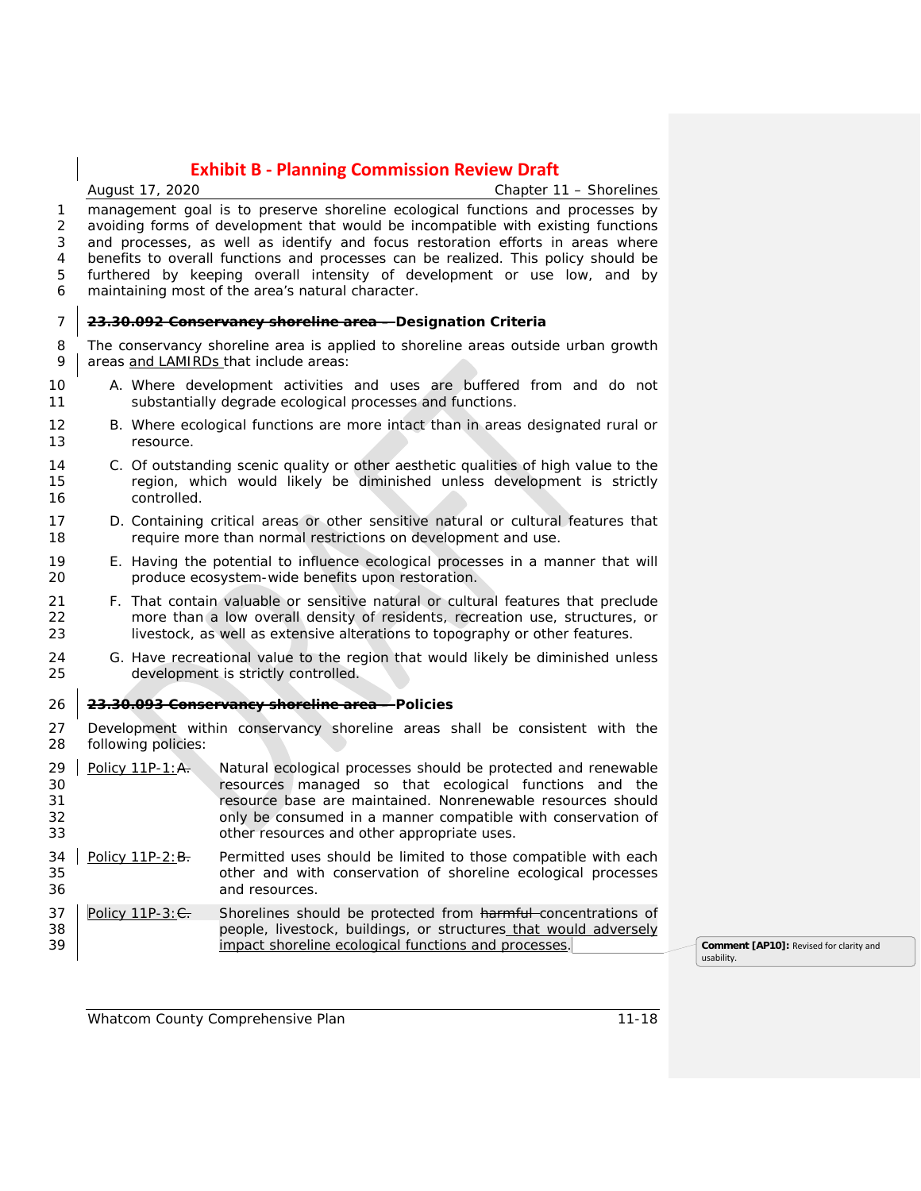management goal is to preserve shoreline ecological functions and processes by avoiding forms of development that would be incompatible with existing functions and processes, as well as identify and focus restoration efforts in areas where benefits to overall functions and processes can be realized. This policy should be furthered by keeping overall intensity of development or use low, and by maintaining most of the area's natural character.

**~~23.30.092 Conservancy shoreline area – ~~Designation Criteria**

The conservancy shoreline area is applied to shoreline areas outside urban growth areas and LAMIRDs that include areas:

A. Where development activities and uses are buffered from and do not substantially degrade ecological processes and functions.

B. Where ecological functions are more intact than in areas designated rural or resource.

C. Of outstanding scenic quality or other aesthetic qualities of high value to the region, which would likely be diminished unless development is strictly controlled.

D. Containing critical areas or other sensitive natural or cultural features that require more than normal restrictions on development and use.

E. Having the potential to influence ecological processes in a manner that will produce ecosystem-wide benefits upon restoration.

F. That contain valuable or sensitive natural or cultural features that preclude more than a low overall density of residents, recreation use, structures, or livestock, as well as extensive alterations to topography or other features.

G. Have recreational value to the region that would likely be diminished unless development is strictly controlled.

**~~23.30.093 Conservancy shoreline area – ~~Policies**

Development within conservancy shoreline areas shall be consistent with the following policies:

Policy 11P-1:~~A.~~ Natural ecological processes should be protected and renewable resources managed so that ecological functions and the resource base are maintained. Nonrenewable resources should only be consumed in a manner compatible with conservation of other resources and other appropriate uses.

Policy 11P-2:~~B.~~ Permitted uses should be limited to those compatible with each other and with conservation of shoreline ecological processes and resources.

Policy 11P-3:~~C.~~ Shorelines should be protected from ~~harmful~~ concentrations of people, livestock, buildings, or structures that would adversely impact shoreline ecological functions and processes.

Comment [AP10]: Revised for clarity and usability.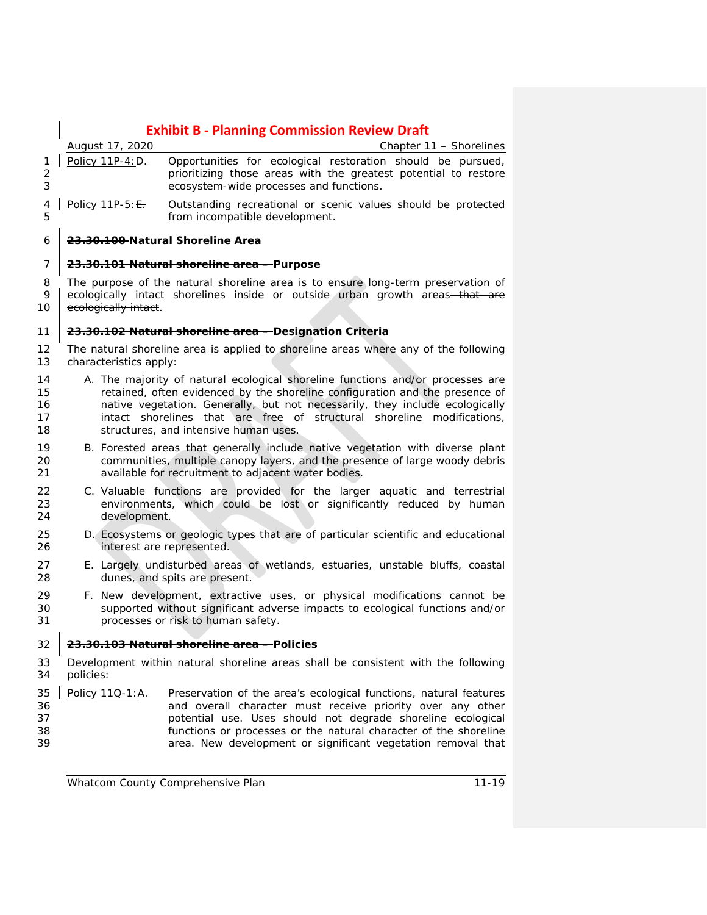Policy 11P-4: ~~D.~~ Opportunities for ecological restoration should be pursued, prioritizing those areas with the greatest potential to restore ecosystem-wide processes and functions.

Policy 11P-5: ~~E.~~ Outstanding recreational or scenic values should be protected from incompatible development.

## ~~23.30.100~~ Natural Shoreline Area

### ~~23.30.101 Natural shoreline area –~~ Purpose

The purpose of the natural shoreline area is to ensure long-term preservation of ecologically intact shorelines inside or outside urban growth areas ~~that are ecologically intact~~.

### ~~23.30.102 Natural shoreline area –~~ Designation Criteria

The natural shoreline area is applied to shoreline areas where any of the following characteristics apply:

A. The majority of natural ecological shoreline functions and/or processes are retained, often evidenced by the shoreline configuration and the presence of native vegetation. Generally, but not necessarily, they include ecologically intact shorelines that are free of structural shoreline modifications, structures, and intensive human uses.

B. Forested areas that generally include native vegetation with diverse plant communities, multiple canopy layers, and the presence of large woody debris available for recruitment to adjacent water bodies.

C. Valuable functions are provided for the larger aquatic and terrestrial environments, which could be lost or significantly reduced by human development.

D. Ecosystems or geologic types that are of particular scientific and educational interest are represented.

E. Largely undisturbed areas of wetlands, estuaries, unstable bluffs, coastal dunes, and spits are present.

F. New development, extractive uses, or physical modifications cannot be supported without significant adverse impacts to ecological functions and/or processes or risk to human safety.

### ~~23.30.103 Natural shoreline area –~~ Policies

Development within natural shoreline areas shall be consistent with the following policies:

Policy 11Q-1: ~~A.~~ Preservation of the area's ecological functions, natural features and overall character must receive priority over any other potential use. Uses should not degrade shoreline ecological functions or processes or the natural character of the shoreline area. New development or significant vegetation removal that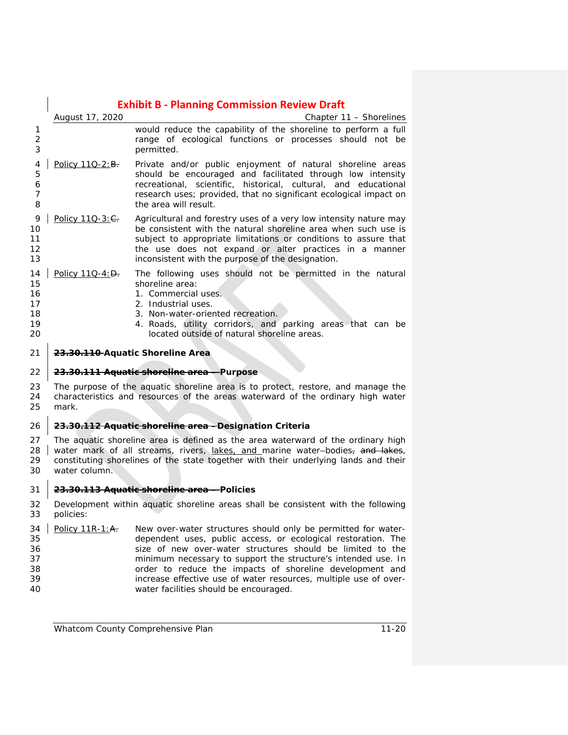would reduce the capability of the shoreline to perform a full range of ecological functions or processes should not be permitted.

Policy 11Q-2:~~B.~~ Private and/or public enjoyment of natural shoreline areas should be encouraged and facilitated through low intensity recreational, scientific, historical, cultural, and educational research uses; provided, that no significant ecological impact on the area will result.

Policy 11Q-3:~~C.~~ Agricultural and forestry uses of a very low intensity nature may be consistent with the natural shoreline area when such use is subject to appropriate limitations or conditions to assure that the use does not expand or alter practices in a manner inconsistent with the purpose of the designation.

Policy 11Q-4:~~D.~~ The following uses should not be permitted in the natural shoreline area:

1. Commercial uses.
2. Industrial uses.
3. Non-water-oriented recreation.
4. Roads, utility corridors, and parking areas that can be located outside of natural shoreline areas.

### ~~23.30.110~~ Aquatic Shoreline Area

#### ~~23.30.111 Aquatic shoreline area – ~~Purpose

The purpose of the aquatic shoreline area is to protect, restore, and manage the characteristics and resources of the areas waterward of the ordinary high water mark.

#### ~~23.30.112 Aquatic shoreline area – ~~Designation Criteria

The aquatic shoreline area is defined as the area waterward of the ordinary high water mark of all streams, rivers, lakes, and marine water-bodies~~, and lakes~~, constituting shorelines of the state together with their underlying lands and their water column.

#### ~~23.30.113 Aquatic shoreline area – ~~Policies

Development within aquatic shoreline areas shall be consistent with the following policies:

Policy 11R-1:~~A.~~ New over-water structures should only be permitted for water-dependent uses, public access, or ecological restoration. The size of new over-water structures should be limited to the minimum necessary to support the structure's intended use. In order to reduce the impacts of shoreline development and increase effective use of water resources, multiple use of over-water facilities should be encouraged.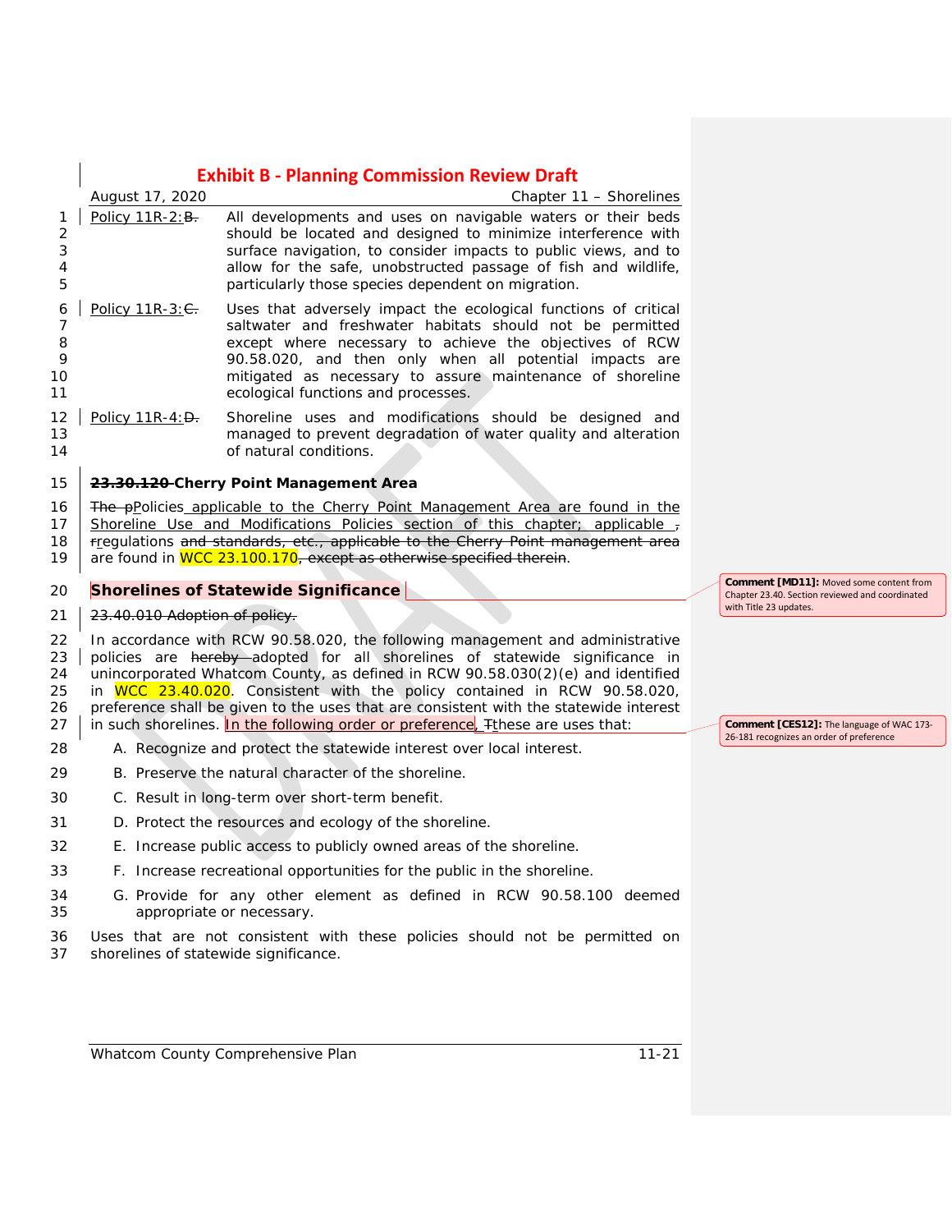Policy 11R-2: B. All developments and uses on navigable waters or their beds should be located and designed to minimize interference with surface navigation, to consider impacts to public views, and to allow for the safe, unobstructed passage of fish and wildlife, particularly those species dependent on migration.

Policy 11R-3: C. Uses that adversely impact the ecological functions of critical saltwater and freshwater habitats should not be permitted except where necessary to achieve the objectives of RCW 90.58.020, and then only when all potential impacts are mitigated as necessary to assure maintenance of shoreline ecological functions and processes.

Policy 11R-4: D. Shoreline uses and modifications should be designed and managed to prevent degradation of water quality and alteration of natural conditions.

**23.30.120 Cherry Point Management Area**

The pPolicies applicable to the Cherry Point Management Area are found in the Shoreline Use and Modifications Policies section of this chapter; applicable , rregulations and standards, etc., applicable to the Cherry Point management area are found in WCC 23.100.170, except as otherwise specified therein.

## Shorelines of Statewide Significance

23.40.010 Adoption of policy.

In accordance with RCW 90.58.020, the following management and administrative policies are hereby adopted for all shorelines of statewide significance in unincorporated Whatcom County, as defined in RCW 90.58.030(2)(e) and identified in WCC 23.40.020. Consistent with the policy contained in RCW 90.58.020, preference shall be given to the uses that are consistent with the statewide interest in such shorelines. In the following order or preference, Tthese are uses that:

A. Recognize and protect the statewide interest over local interest.

B. Preserve the natural character of the shoreline.

C. Result in long-term over short-term benefit.

D. Protect the resources and ecology of the shoreline.

E. Increase public access to publicly owned areas of the shoreline.

F. Increase recreational opportunities for the public in the shoreline.

G. Provide for any other element as defined in RCW 90.58.100 deemed appropriate or necessary.

Uses that are not consistent with these policies should not be permitted on shorelines of statewide significance.

Comment [MD11]: Moved some content from Chapter 23.40. Section reviewed and coordinated with Title 23 updates.

Comment [CES12]: The language of WAC 173-26-181 recognizes an order of preference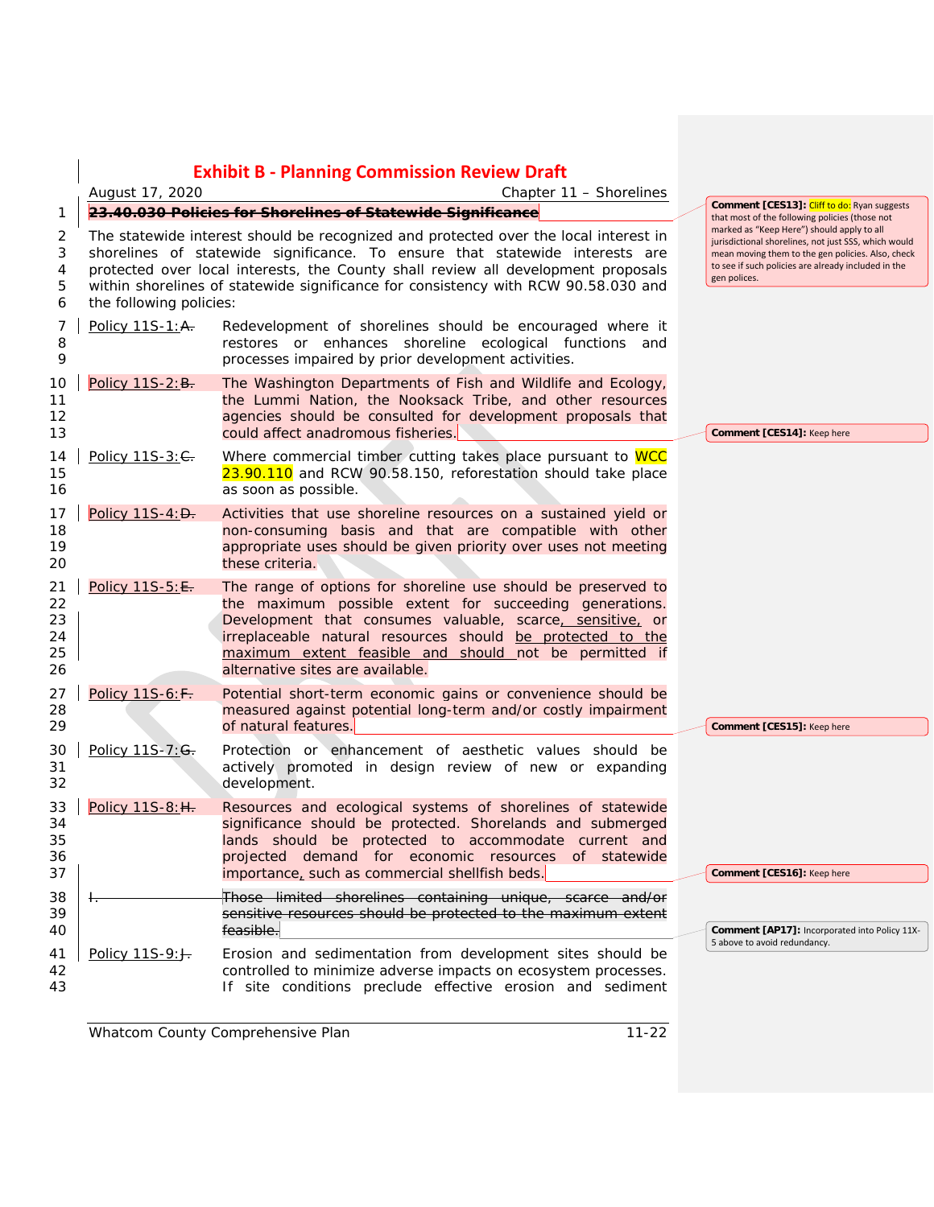~~23.40.030 Policies for Shorelines of Statewide Significance~~

The statewide interest should be recognized and protected over the local interest in shorelines of statewide significance. To ensure that statewide interests are protected over local interests, the County shall review all development proposals within shorelines of statewide significance for consistency with RCW 90.58.030 and the following policies:

Policy 11S-1: ~~A.~~ Redevelopment of shorelines should be encouraged where it restores or enhances shoreline ecological functions and processes impaired by prior development activities.

Policy 11S-2: ~~B.~~ The Washington Departments of Fish and Wildlife and Ecology, the Lummi Nation, the Nooksack Tribe, and other resources agencies should be consulted for development proposals that could affect anadromous fisheries.

Policy 11S-3: ~~C.~~ Where commercial timber cutting takes place pursuant to WCC 23.90.110 and RCW 90.58.150, reforestation should take place as soon as possible.

Policy 11S-4: ~~D.~~ Activities that use shoreline resources on a sustained yield or non-consuming basis and that are compatible with other appropriate uses should be given priority over uses not meeting these criteria.

Policy 11S-5: ~~E.~~ The range of options for shoreline use should be preserved to the maximum possible extent for succeeding generations. Development that consumes valuable, scarce, sensitive, or irreplaceable natural resources should be protected to the maximum extent feasible and should not be permitted if alternative sites are available.

Policy 11S-6: ~~F.~~ Potential short-term economic gains or convenience should be measured against potential long-term and/or costly impairment of natural features.

Policy 11S-7: ~~G.~~ Protection or enhancement of aesthetic values should be actively promoted in design review of new or expanding development.

Policy 11S-8: ~~H.~~ Resources and ecological systems of shorelines of statewide significance should be protected. Shorelands and submerged lands should be protected to accommodate current and projected demand for economic resources of statewide importance, such as commercial shellfish beds.

~~I. Those limited shorelines containing unique, scarce and/or sensitive resources should be protected to the maximum extent feasible.~~

Policy 11S-9: ~~J.~~ Erosion and sedimentation from development sites should be controlled to minimize adverse impacts on ecosystem processes. If site conditions preclude effective erosion and sediment

> **Comment [CES13]:** Cliff to do: Ryan suggests that most of the following policies (those not marked as "Keep Here") should apply to all jurisdictional shorelines, not just SSS, which would mean moving them to the gen policies. Also, check to see if such policies are already included in the gen polices.
>
> **Comment [CES14]:** Keep here
>
> **Comment [CES15]:** Keep here
>
> **Comment [CES16]:** Keep here
>
> **Comment [AP17]:** Incorporated into Policy 11X-5 above to avoid redundancy.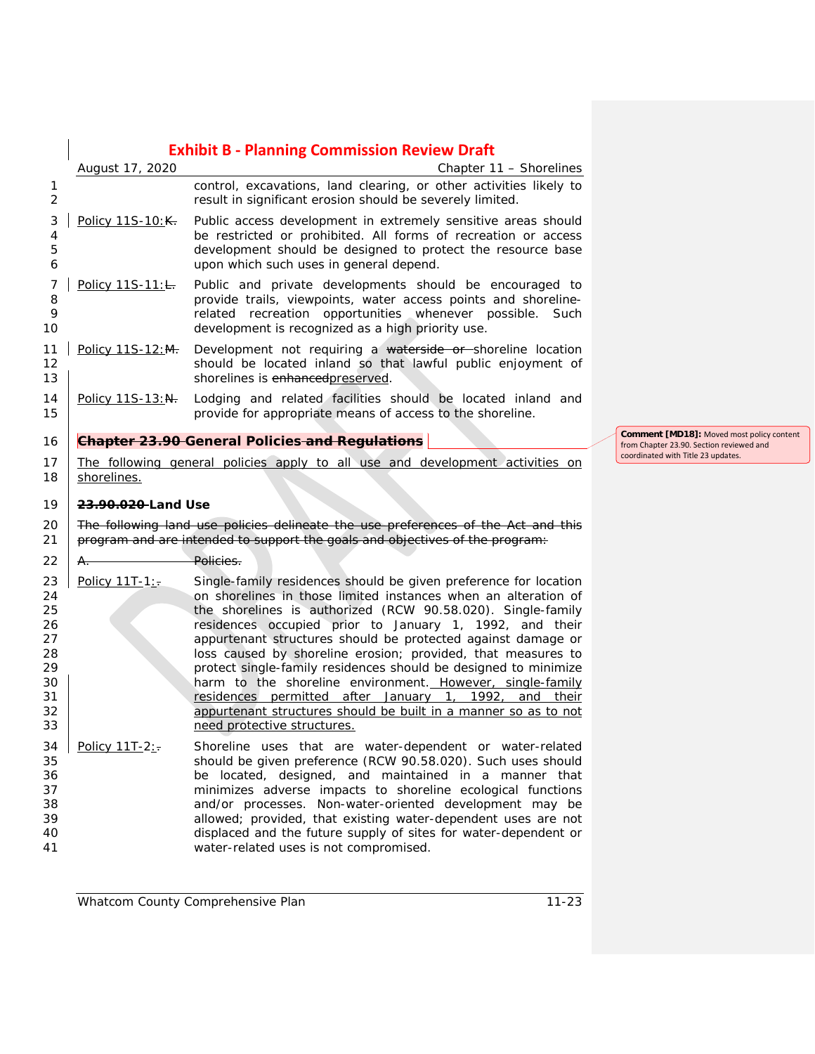control, excavations, land clearing, or other activities likely to result in significant erosion should be severely limited.

Policy 11S-10:K. Public access development in extremely sensitive areas should be restricted or prohibited. All forms of recreation or access development should be designed to protect the resource base upon which such uses in general depend.

Policy 11S-11:L. Public and private developments should be encouraged to provide trails, viewpoints, water access points and shoreline-related recreation opportunities whenever possible. Such development is recognized as a high priority use.

Policy 11S-12:M. Development not requiring a waterside or shoreline location should be located inland so that lawful public enjoyment of shorelines is enhancedpreserved.

Policy 11S-13:N. Lodging and related facilities should be located inland and provide for appropriate means of access to the shoreline.

## Chapter 23.90 General Policies and Regulations

Comment [MD18]: Moved most policy content from Chapter 23.90. Section reviewed and coordinated with Title 23 updates.

The following general policies apply to all use and development activities on shorelines.

### 23.90.020 Land Use

The following land use policies delineate the use preferences of the Act and this program and are intended to support the goals and objectives of the program:

A. Policies.

Policy 11T-1:. Single-family residences should be given preference for location on shorelines in those limited instances when an alteration of the shorelines is authorized (RCW 90.58.020). Single-family residences occupied prior to January 1, 1992, and their appurtenant structures should be protected against damage or loss caused by shoreline erosion; provided, that measures to protect single-family residences should be designed to minimize harm to the shoreline environment. However, single-family residences permitted after January 1, 1992, and their appurtenant structures should be built in a manner so as to not need protective structures.

Policy 11T-2:. Shoreline uses that are water-dependent or water-related should be given preference (RCW 90.58.020). Such uses should be located, designed, and maintained in a manner that minimizes adverse impacts to shoreline ecological functions and/or processes. Non-water-oriented development may be allowed; provided, that existing water-dependent uses are not displaced and the future supply of sites for water-dependent or water-related uses is not compromised.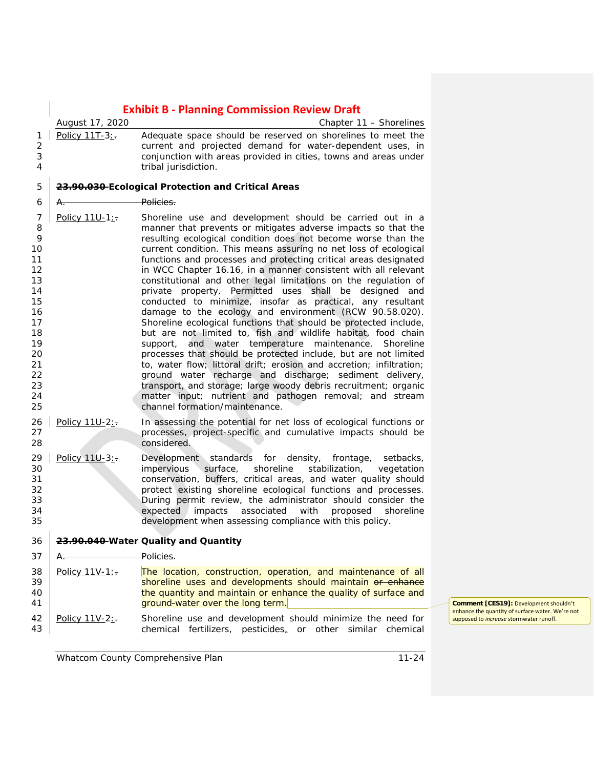Policy 11T-3: Adequate space should be reserved on shorelines to meet the current and projected demand for water-dependent uses, in conjunction with areas provided in cities, towns and areas under tribal jurisdiction.

## ~~23.90.030~~ Ecological Protection and Critical Areas

~~A. Policies.~~

Policy 11U-1: Shoreline use and development should be carried out in a manner that prevents or mitigates adverse impacts so that the resulting ecological condition does not become worse than the current condition. This means assuring no net loss of ecological functions and processes and protecting critical areas designated in WCC Chapter 16.16, in a manner consistent with all relevant constitutional and other legal limitations on the regulation of private property. Permitted uses shall be designed and conducted to minimize, insofar as practical, any resultant damage to the ecology and environment (RCW 90.58.020). Shoreline ecological functions that should be protected include, but are not limited to, fish and wildlife habitat, food chain support, and water temperature maintenance. Shoreline processes that should be protected include, but are not limited to, water flow; littoral drift; erosion and accretion; infiltration; ground water recharge and discharge; sediment delivery, transport, and storage; large woody debris recruitment; organic matter input; nutrient and pathogen removal; and stream channel formation/maintenance.

Policy 11U-2: In assessing the potential for net loss of ecological functions or processes, project-specific and cumulative impacts should be considered.

Policy 11U-3: Development standards for density, frontage, setbacks, impervious surface, shoreline stabilization, vegetation conservation, buffers, critical areas, and water quality should protect existing shoreline ecological functions and processes. During permit review, the administrator should consider the expected impacts associated with proposed shoreline development when assessing compliance with this policy.

## ~~23.90.040~~ Water Quality and Quantity

~~A. Policies.~~

Policy 11V-1: The location, construction, operation, and maintenance of all shoreline uses and developments should maintain ~~or enhance~~ the quantity and maintain or enhance the quality of surface and ground-water over the long term.

Comment [CES19]: Development shouldn't enhance the quantity of surface water. We're not supposed to *increase* stormwater runoff.

Policy 11V-2: Shoreline use and development should minimize the need for chemical fertilizers, pesticides, or other similar chemical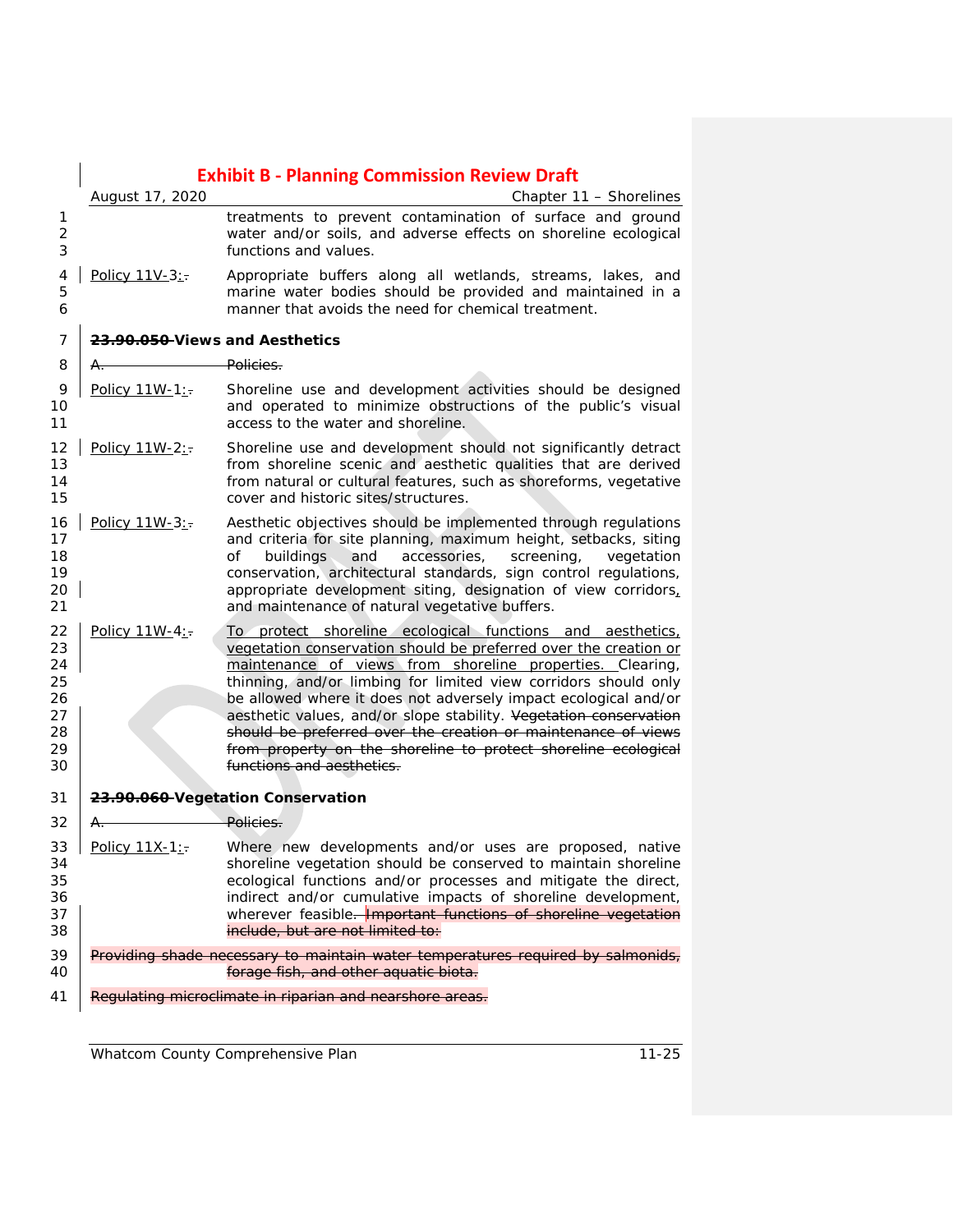treatments to prevent contamination of surface and ground water and/or soils, and adverse effects on shoreline ecological functions and values.

Policy 11V-3:. Appropriate buffers along all wetlands, streams, lakes, and marine water bodies should be provided and maintained in a manner that avoids the need for chemical treatment.

### ~~23.90.050~~ Views and Aesthetics

~~A. Policies.~~

Policy 11W-1:. Shoreline use and development activities should be designed and operated to minimize obstructions of the public's visual access to the water and shoreline.

Policy 11W-2:. Shoreline use and development should not significantly detract from shoreline scenic and aesthetic qualities that are derived from natural or cultural features, such as shoreforms, vegetative cover and historic sites/structures.

Policy 11W-3:. Aesthetic objectives should be implemented through regulations and criteria for site planning, maximum height, setbacks, siting of buildings and accessories, screening, vegetation conservation, architectural standards, sign control regulations, appropriate development siting, designation of view corridors, and maintenance of natural vegetative buffers.

Policy 11W-4:. To protect shoreline ecological functions and aesthetics, vegetation conservation should be preferred over the creation or maintenance of views from shoreline properties. Clearing, thinning, and/or limbing for limited view corridors should only be allowed where it does not adversely impact ecological and/or aesthetic values, and/or slope stability. ~~Vegetation conservation should be preferred over the creation or maintenance of views from property on the shoreline to protect shoreline ecological functions and aesthetics.~~

### ~~23.90.060~~ Vegetation Conservation

~~A. Policies.~~

Policy 11X-1:. Where new developments and/or uses are proposed, native shoreline vegetation should be conserved to maintain shoreline ecological functions and/or processes and mitigate the direct, indirect and/or cumulative impacts of shoreline development, wherever feasible. ~~Important functions of shoreline vegetation include, but are not limited to:~~

~~Providing shade necessary to maintain water temperatures required by salmonids, forage fish, and other aquatic biota.~~

~~Regulating microclimate in riparian and nearshore areas.~~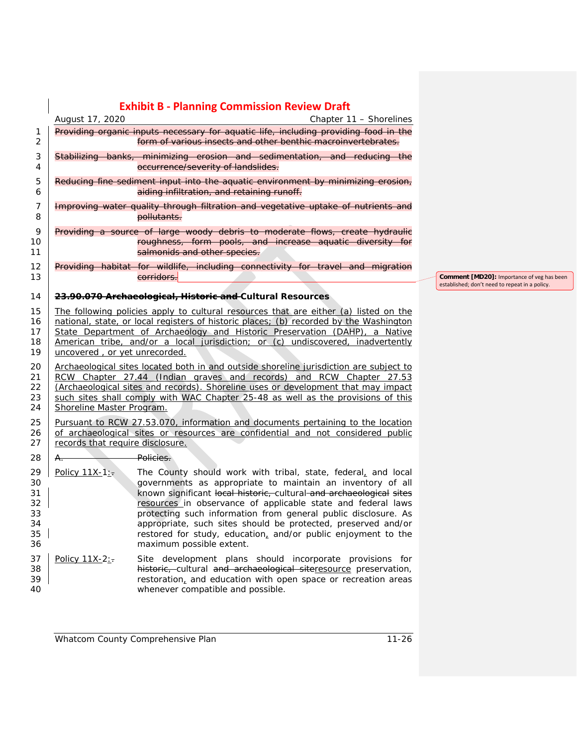Providing organic inputs necessary for aquatic life, including providing food in the form of various insects and other benthic macroinvertebrates.

Stabilizing banks, minimizing erosion and sedimentation, and reducing the occurrence/severity of landslides.

Reducing fine sediment input into the aquatic environment by minimizing erosion, aiding infiltration, and retaining runoff.

Improving water quality through filtration and vegetative uptake of nutrients and pollutants.

Providing a source of large woody debris to moderate flows, create hydraulic roughness, form pools, and increase aquatic diversity for salmonids and other species.

Providing habitat for wildlife, including connectivity for travel and migration corridors.

**Comment [MD20]:** Importance of veg has been established; don't need to repeat in a policy.

### 23.90.070 Archaeological, Historic and Cultural Resources

The following policies apply to cultural resources that are either (a) listed on the national, state, or local registers of historic places; (b) recorded by the Washington State Department of Archaeology and Historic Preservation (DAHP), a Native American tribe, and/or a local jurisdiction; or (c) undiscovered, inadvertently uncovered , or yet unrecorded.

Archaeological sites located both in and outside shoreline jurisdiction are subject to RCW Chapter 27.44 (Indian graves and records) and RCW Chapter 27.53 (Archaeological sites and records). Shoreline uses or development that may impact such sites shall comply with WAC Chapter 25-48 as well as the provisions of this Shoreline Master Program.

Pursuant to RCW 27.53.070, information and documents pertaining to the location of archaeological sites or resources are confidential and not considered public records that require disclosure.

A. Policies.

Policy 11X-1:. The County should work with tribal, state, federal, and local governments as appropriate to maintain an inventory of all known significant local historic, cultural and archaeological sites resources in observance of applicable state and federal laws protecting such information from general public disclosure. As appropriate, such sites should be protected, preserved and/or restored for study, education, and/or public enjoyment to the maximum possible extent.

Policy 11X-2:. Site development plans should incorporate provisions for historic, cultural and archaeological siteresource preservation, restoration, and education with open space or recreation areas whenever compatible and possible.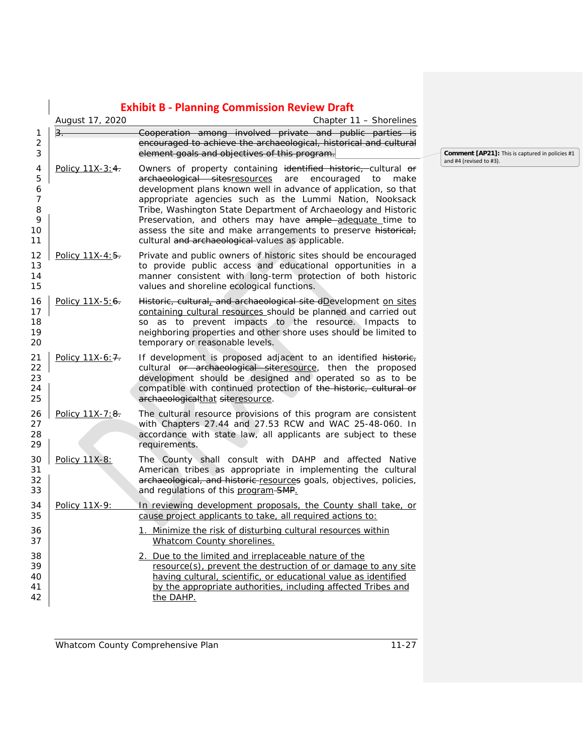~~3. Cooperation among involved private and public parties is encouraged to achieve the archaeological, historical and cultural element goals and objectives of this program.~~

Comment [AP21]: This is captured in policies #1 and #4 (revised to #3).

<u>Policy 11X-3:</u>~~4.~~ Owners of property containing ~~identified historic,~~ cultural ~~or archaeological sites~~<u>resources</u> are encouraged to make development plans known well in advance of application, so that appropriate agencies such as the Lummi Nation, Nooksack Tribe, Washington State Department of Archaeology and Historic Preservation, and others may have ~~ample~~ <u>adequate</u> time to assess the site and make arrangements to preserve ~~historical,~~ cultural ~~and archaeological~~ values as applicable.

<u>Policy 11X-4:</u>~~5.~~ Private and public owners of historic sites should be encouraged to provide public access and educational opportunities in a manner consistent with long-term protection of both historic values and shoreline ecological functions.

<u>Policy 11X-5:</u>~~6.~~ ~~Historic, cultural, and archaeological site d~~<u>D</u>evelopment <u>on sites containing cultural resources</u> should be planned and carried out so as to prevent impacts to the resource. Impacts to neighboring properties and other shore uses should be limited to temporary or reasonable levels.

<u>Policy 11X-6:</u>~~7.~~ If development is proposed adjacent to an identified ~~historic,~~ cultural ~~or archaeological site~~<u>resource</u>, then the proposed development should be designed and operated so as to be compatible with continued protection of ~~the historic, cultural or archaeological~~<u>that</u> ~~site~~<u>resource</u>.

<u>Policy 11X-7:</u>~~8.~~ The cultural resource provisions of this program are consistent with Chapters 27.44 and 27.53 RCW and WAC 25-48-060. In accordance with state law, all applicants are subject to these requirements.

<u>Policy 11X-8:</u> The County shall consult with DAHP and affected Native American tribes as appropriate in implementing the cultural ~~archaeological, and historic~~ <u>resources</u> goals, objectives, policies, and regulations of this <u>program</u> ~~SMP~~.

<u>Policy 11X-9: In reviewing development proposals, the County shall take, or cause project applicants to take, all required actions to:</u>

<u>1. Minimize the risk of disturbing cultural resources within Whatcom County shorelines.</u>

<u>2. Due to the limited and irreplaceable nature of the resource(s), prevent the destruction of or damage to any site having cultural, scientific, or educational value as identified by the appropriate authorities, including affected Tribes and the DAHP.</u>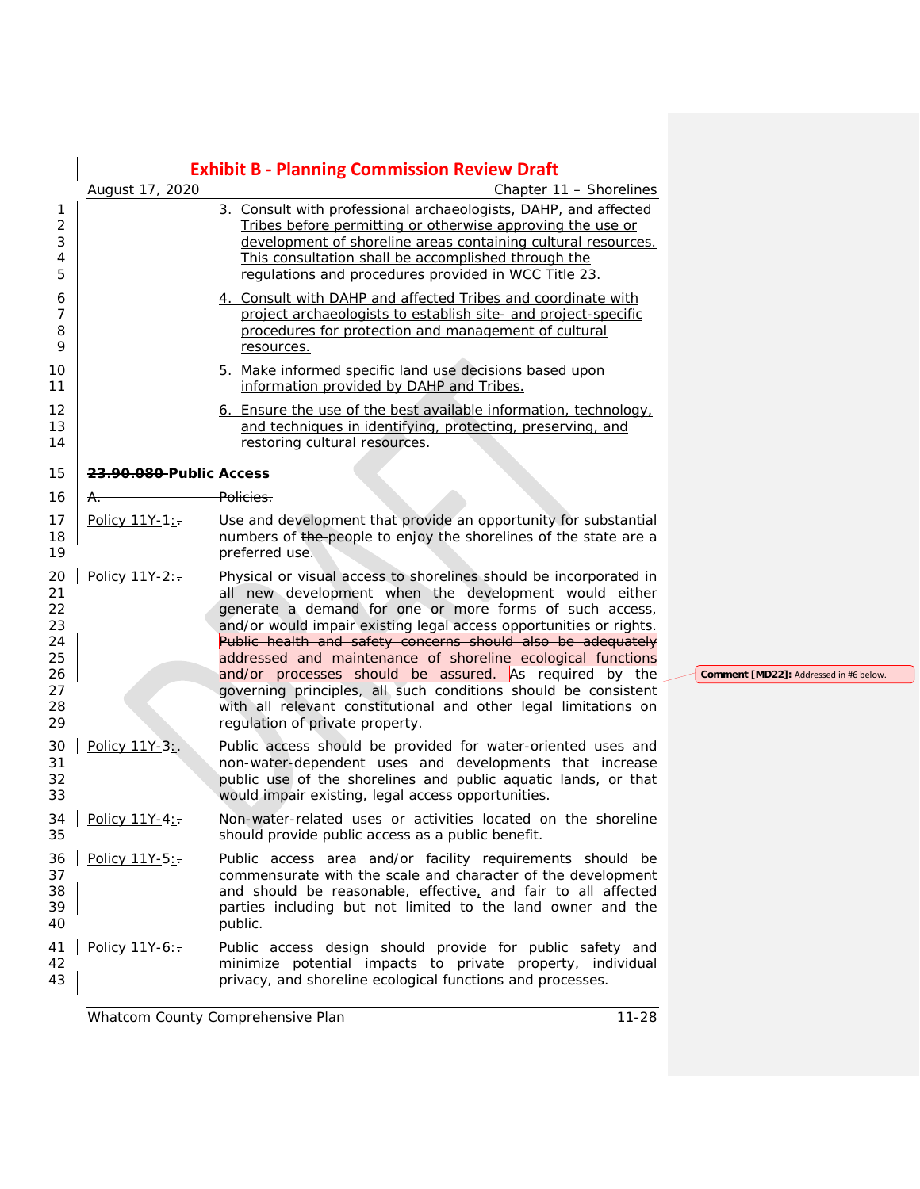3. Consult with professional archaeologists, DAHP, and affected Tribes before permitting or otherwise approving the use or development of shoreline areas containing cultural resources. This consultation shall be accomplished through the regulations and procedures provided in WCC Title 23.

4. Consult with DAHP and affected Tribes and coordinate with project archaeologists to establish site- and project-specific procedures for protection and management of cultural resources.

5. Make informed specific land use decisions based upon information provided by DAHP and Tribes.

6. Ensure the use of the best available information, technology, and techniques in identifying, protecting, preserving, and restoring cultural resources.

**~~23.90.080~~ Public Access**

~~A. Policies.~~

Policy 11Y-1: Use and development that provide an opportunity for substantial numbers of ~~the~~ people to enjoy the shorelines of the state are a preferred use.

Policy 11Y-2: Physical or visual access to shorelines should be incorporated in all new development when the development would either generate a demand for one or more forms of such access, and/or would impair existing legal access opportunities or rights. ~~Public health and safety concerns should also be adequately addressed and maintenance of shoreline ecological functions and/or processes should be assured.~~ As required by the governing principles, all such conditions should be consistent with all relevant constitutional and other legal limitations on regulation of private property.

Comment [MD22]: Addressed in #6 below.

Policy 11Y-3: Public access should be provided for water-oriented uses and non-water-dependent uses and developments that increase public use of the shorelines and public aquatic lands, or that would impair existing, legal access opportunities.

Policy 11Y-4: Non-water-related uses or activities located on the shoreline should provide public access as a public benefit.

Policy 11Y-5: Public access area and/or facility requirements should be commensurate with the scale and character of the development and should be reasonable, effective, and fair to all affected parties including but not limited to the landowner and the public.

Policy 11Y-6: Public access design should provide for public safety and minimize potential impacts to private property, individual privacy, and shoreline ecological functions and processes.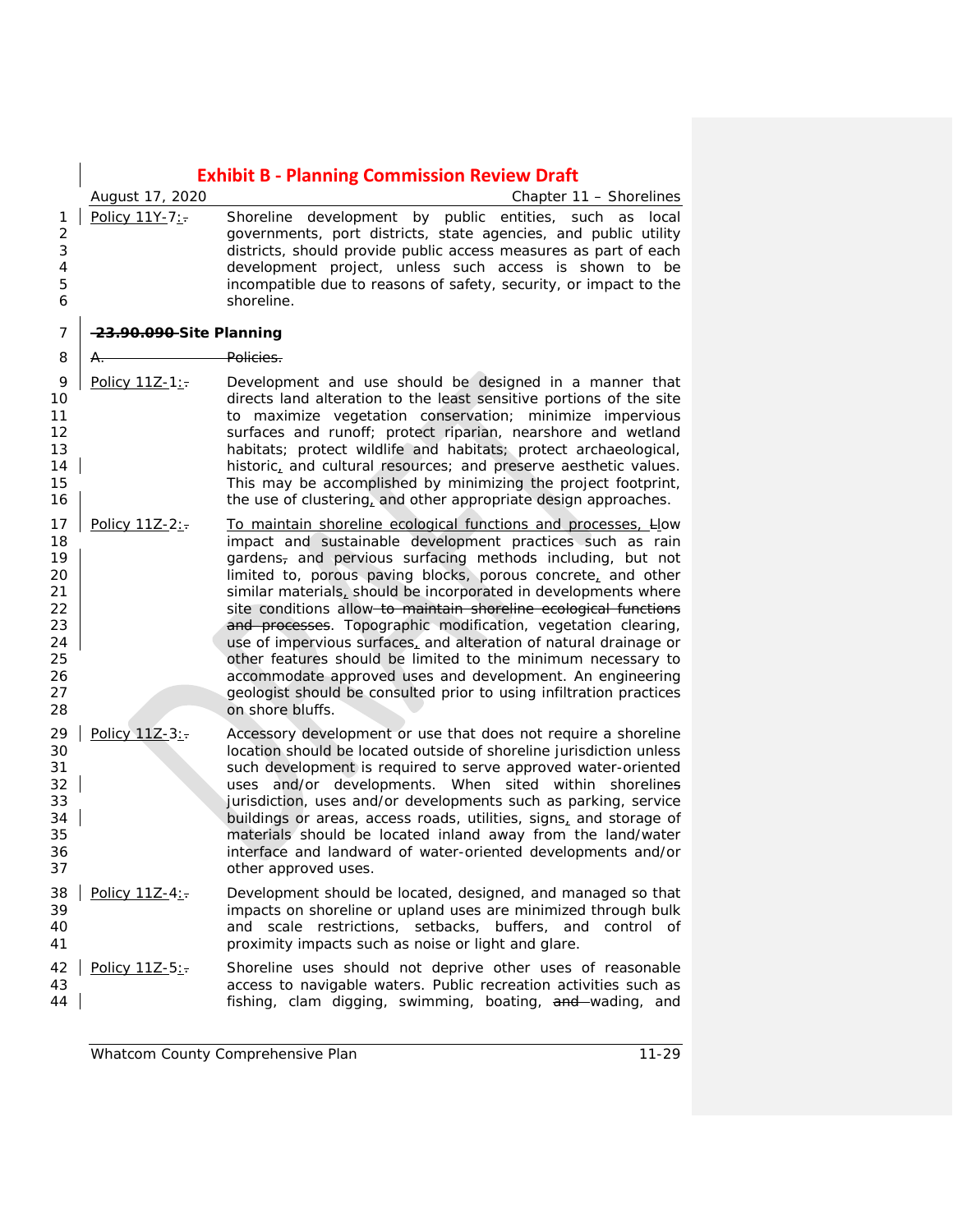Policy 11Y-7: Shoreline development by public entities, such as local governments, port districts, state agencies, and public utility districts, should provide public access measures as part of each development project, unless such access is shown to be incompatible due to reasons of safety, security, or impact to the shoreline.

## ~~23.90.090~~ Site Planning

~~A. Policies.~~

Policy 11Z-1: Development and use should be designed in a manner that directs land alteration to the least sensitive portions of the site to maximize vegetation conservation; minimize impervious surfaces and runoff; protect riparian, nearshore and wetland habitats; protect wildlife and habitats; protect archaeological, historic, and cultural resources; and preserve aesthetic values. This may be accomplished by minimizing the project footprint, the use of clustering, and other appropriate design approaches.

Policy 11Z-2: To maintain shoreline ecological functions and processes, Llow impact and sustainable development practices such as rain gardens, and pervious surfacing methods including, but not limited to, porous paving blocks, porous concrete, and other similar materials, should be incorporated in developments where site conditions allow ~~to maintain shoreline ecological functions and processes~~. Topographic modification, vegetation clearing, use of impervious surfaces, and alteration of natural drainage or other features should be limited to the minimum necessary to accommodate approved uses and development. An engineering geologist should be consulted prior to using infiltration practices on shore bluffs.

Policy 11Z-3: Accessory development or use that does not require a shoreline location should be located outside of shoreline jurisdiction unless such development is required to serve approved water-oriented uses and/or developments. When sited within shorelines jurisdiction, uses and/or developments such as parking, service buildings or areas, access roads, utilities, signs, and storage of materials should be located inland away from the land/water interface and landward of water-oriented developments and/or other approved uses.

Policy 11Z-4: Development should be located, designed, and managed so that impacts on shoreline or upland uses are minimized through bulk and scale restrictions, setbacks, buffers, and control of proximity impacts such as noise or light and glare.

Policy 11Z-5: Shoreline uses should not deprive other uses of reasonable access to navigable waters. Public recreation activities such as fishing, clam digging, swimming, boating, ~~and~~ wading, and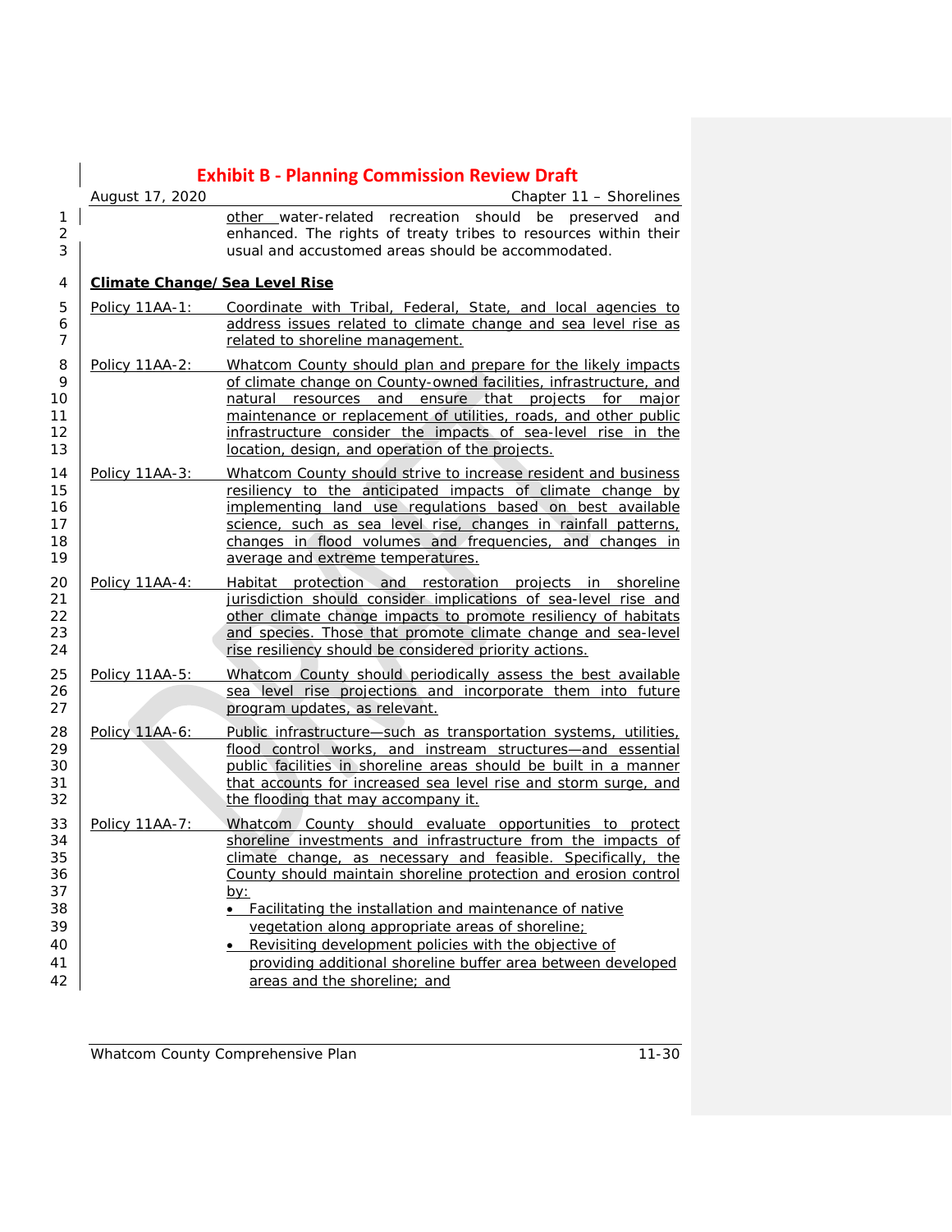other water-related recreation should be preserved and enhanced. The rights of treaty tribes to resources within their usual and accustomed areas should be accommodated.

**Climate Change/Sea Level Rise**

Policy 11AA-1: Coordinate with Tribal, Federal, State, and local agencies to address issues related to climate change and sea level rise as related to shoreline management.

Policy 11AA-2: Whatcom County should plan and prepare for the likely impacts of climate change on County-owned facilities, infrastructure, and natural resources and ensure that projects for major maintenance or replacement of utilities, roads, and other public infrastructure consider the impacts of sea-level rise in the location, design, and operation of the projects.

Policy 11AA-3: Whatcom County should strive to increase resident and business resiliency to the anticipated impacts of climate change by implementing land use regulations based on best available science, such as sea level rise, changes in rainfall patterns, changes in flood volumes and frequencies, and changes in average and extreme temperatures.

Policy 11AA-4: Habitat protection and restoration projects in shoreline jurisdiction should consider implications of sea-level rise and other climate change impacts to promote resiliency of habitats and species. Those that promote climate change and sea-level rise resiliency should be considered priority actions.

Policy 11AA-5: Whatcom County should periodically assess the best available sea level rise projections and incorporate them into future program updates, as relevant.

Policy 11AA-6: Public infrastructure—such as transportation systems, utilities, flood control works, and instream structures—and essential public facilities in shoreline areas should be built in a manner that accounts for increased sea level rise and storm surge, and the flooding that may accompany it.

Policy 11AA-7: Whatcom County should evaluate opportunities to protect shoreline investments and infrastructure from the impacts of climate change, as necessary and feasible. Specifically, the County should maintain shoreline protection and erosion control by:

- Facilitating the installation and maintenance of native vegetation along appropriate areas of shoreline;
- Revisiting development policies with the objective of providing additional shoreline buffer area between developed areas and the shoreline; and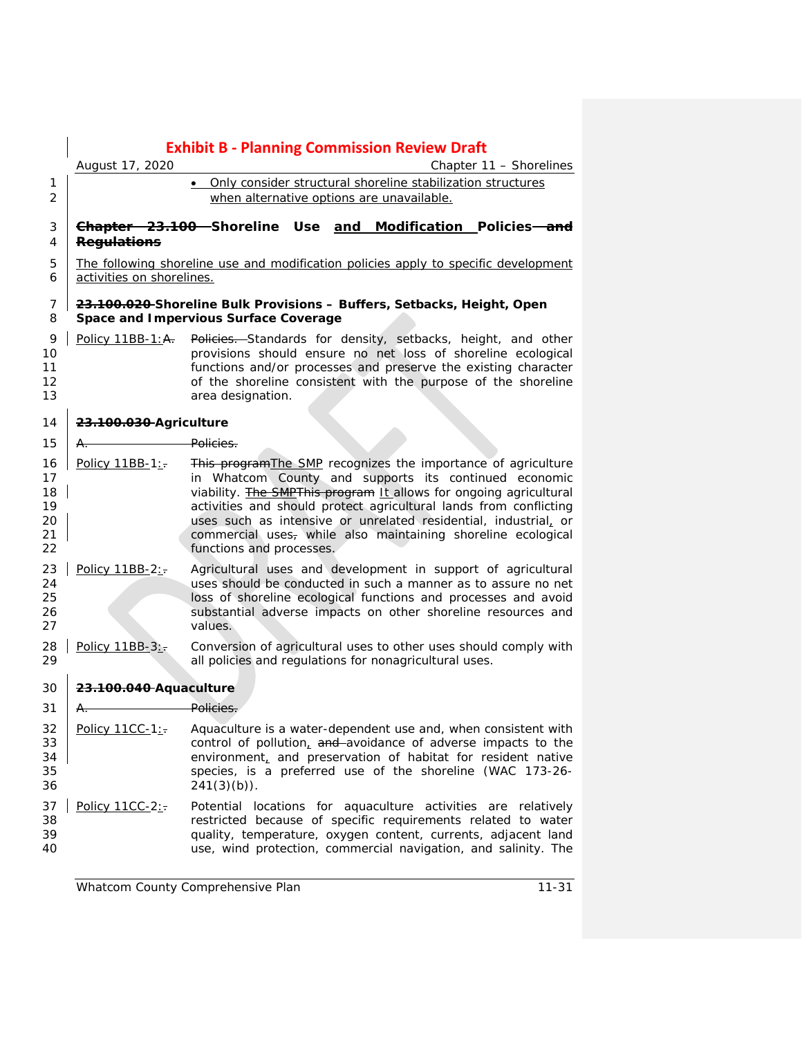- Only consider structural shoreline stabilization structures when alternative options are unavailable.

## Chapter 23.100 Shoreline Use and Modification Policies and Regulations

The following shoreline use and modification policies apply to specific development activities on shorelines.

### 23.100.020 Shoreline Bulk Provisions – Buffers, Setbacks, Height, Open Space and Impervious Surface Coverage

Policy 11BB-1: A. Policies. Standards for density, setbacks, height, and other provisions should ensure no net loss of shoreline ecological functions and/or processes and preserve the existing character of the shoreline consistent with the purpose of the shoreline area designation.

### 23.100.030 Agriculture

A. Policies.

Policy 11BB-1: This program The SMP recognizes the importance of agriculture in Whatcom County and supports its continued economic viability. The SMP This program It allows for ongoing agricultural activities and should protect agricultural lands from conflicting uses such as intensive or unrelated residential, industrial, or commercial uses, while also maintaining shoreline ecological functions and processes.

Policy 11BB-2: Agricultural uses and development in support of agricultural uses should be conducted in such a manner as to assure no net loss of shoreline ecological functions and processes and avoid substantial adverse impacts on other shoreline resources and values.

Policy 11BB-3: Conversion of agricultural uses to other uses should comply with all policies and regulations for nonagricultural uses.

### 23.100.040 Aquaculture

A. Policies.

Policy 11CC-1: Aquaculture is a water-dependent use and, when consistent with control of pollution, and avoidance of adverse impacts to the environment, and preservation of habitat for resident native species, is a preferred use of the shoreline (WAC 173-26-241(3)(b)).

Policy 11CC-2: Potential locations for aquaculture activities are relatively restricted because of specific requirements related to water quality, temperature, oxygen content, currents, adjacent land use, wind protection, commercial navigation, and salinity. The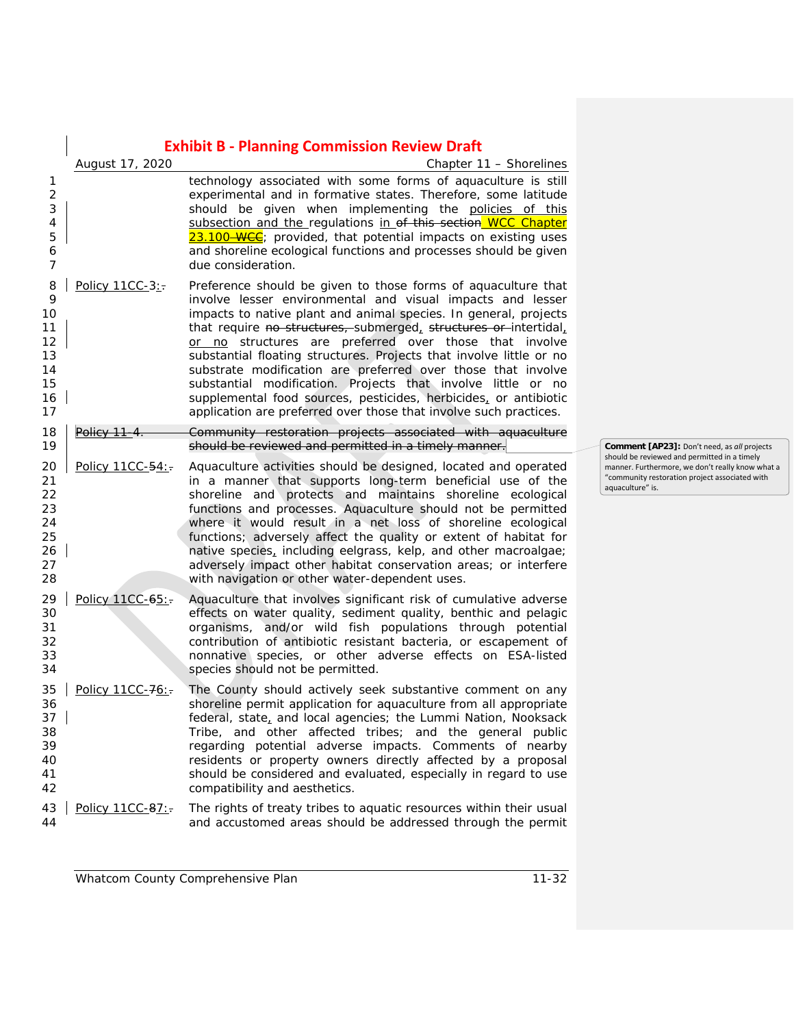technology associated with some forms of aquaculture is still experimental and in formative states. Therefore, some latitude should be given when implementing the policies of this subsection and the regulations in ~~of this section~~ WCC Chapter 23.100 ~~WCC~~; provided, that potential impacts on existing uses and shoreline ecological functions and processes should be given due consideration.

Policy 11CC-3: Preference should be given to those forms of aquaculture that involve lesser environmental and visual impacts and lesser impacts to native plant and animal species. In general, projects that require ~~no structures,~~ submerged, ~~structures or~~ intertidal, or no structures are preferred over those that involve substantial floating structures. Projects that involve little or no substrate modification are preferred over those that involve substantial modification. Projects that involve little or no supplemental food sources, pesticides, herbicides, or antibiotic application are preferred over those that involve such practices.

~~Policy 11-4. Community restoration projects associated with aquaculture should be reviewed and permitted in a timely manner.~~

Comment [AP23]: Don't need, as *all* projects should be reviewed and permitted in a timely manner. Furthermore, we don't really know what a "community restoration project associated with aquaculture" is.

Policy 11CC-~~5~~4: Aquaculture activities should be designed, located and operated in a manner that supports long-term beneficial use of the shoreline and protects and maintains shoreline ecological functions and processes. Aquaculture should not be permitted where it would result in a net loss of shoreline ecological functions; adversely affect the quality or extent of habitat for native species, including eelgrass, kelp, and other macroalgae; adversely impact other habitat conservation areas; or interfere with navigation or other water-dependent uses.

Policy 11CC-~~6~~5: Aquaculture that involves significant risk of cumulative adverse effects on water quality, sediment quality, benthic and pelagic organisms, and/or wild fish populations through potential contribution of antibiotic resistant bacteria, or escapement of nonnative species, or other adverse effects on ESA-listed species should not be permitted.

Policy 11CC-~~7~~6: The County should actively seek substantive comment on any shoreline permit application for aquaculture from all appropriate federal, state, and local agencies; the Lummi Nation, Nooksack Tribe, and other affected tribes; and the general public regarding potential adverse impacts. Comments of nearby residents or property owners directly affected by a proposal should be considered and evaluated, especially in regard to use compatibility and aesthetics.

Policy 11CC-~~8~~7: The rights of treaty tribes to aquatic resources within their usual and accustomed areas should be addressed through the permit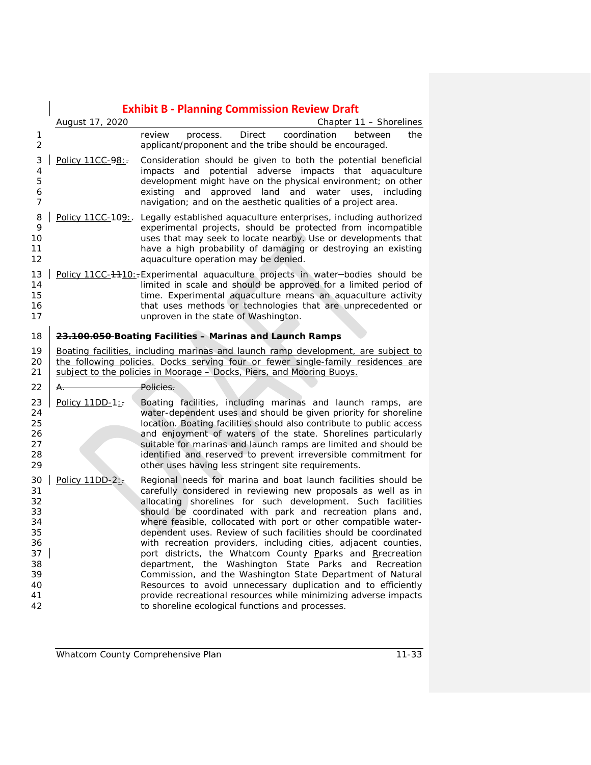review process. Direct coordination between the applicant/proponent and the tribe should be encouraged.

Policy 11CC-98:. Consideration should be given to both the potential beneficial impacts and potential adverse impacts that aquaculture development might have on the physical environment; on other existing and approved land and water uses, including navigation; and on the aesthetic qualities of a project area.

Policy 11CC-109:. Legally established aquaculture enterprises, including authorized experimental projects, should be protected from incompatible uses that may seek to locate nearby. Use or developments that have a high probability of damaging or destroying an existing aquaculture operation may be denied.

Policy 11CC-1110:. Experimental aquaculture projects in water-bodies should be limited in scale and should be approved for a limited period of time. Experimental aquaculture means an aquaculture activity that uses methods or technologies that are unprecedented or unproven in the state of Washington.

**23.100.050 Boating Facilities – Marinas and Launch Ramps**

Boating facilities, including marinas and launch ramp development, are subject to the following policies. Docks serving four or fewer single-family residences are subject to the policies in Moorage – Docks, Piers, and Mooring Buoys.

A. Policies.

Policy 11DD-1:. Boating facilities, including marinas and launch ramps, are water-dependent uses and should be given priority for shoreline location. Boating facilities should also contribute to public access and enjoyment of waters of the state. Shorelines particularly suitable for marinas and launch ramps are limited and should be identified and reserved to prevent irreversible commitment for other uses having less stringent site requirements.

Policy 11DD-2:. Regional needs for marina and boat launch facilities should be carefully considered in reviewing new proposals as well as in allocating shorelines for such development. Such facilities should be coordinated with park and recreation plans and, where feasible, collocated with port or other compatible water-dependent uses. Review of such facilities should be coordinated with recreation providers, including cities, adjacent counties, port districts, the Whatcom County Pparks and Rrecreation department, the Washington State Parks and Recreation Commission, and the Washington State Department of Natural Resources to avoid unnecessary duplication and to efficiently provide recreational resources while minimizing adverse impacts to shoreline ecological functions and processes.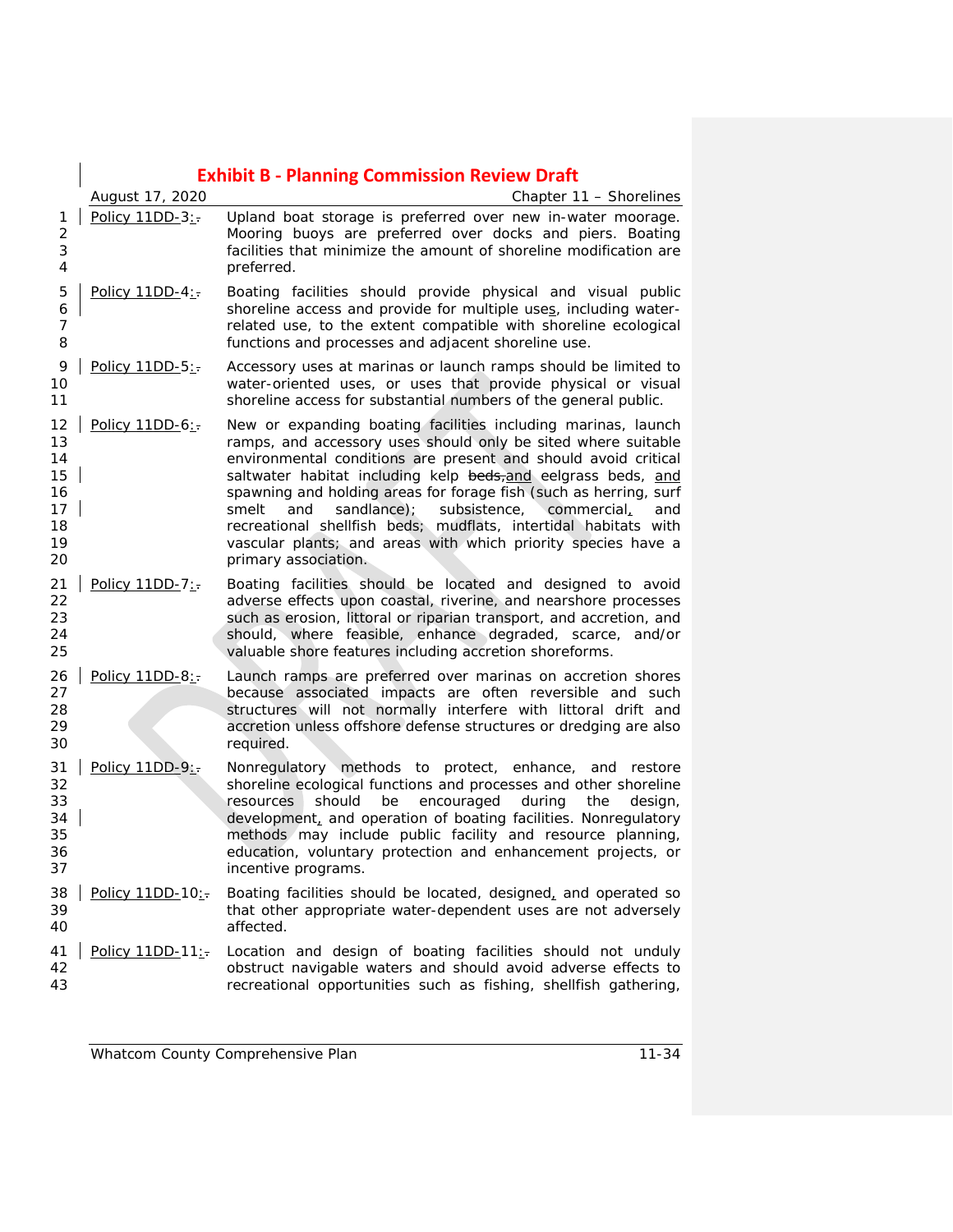Policy 11DD-3: Upland boat storage is preferred over new in-water moorage. Mooring buoys are preferred over docks and piers. Boating facilities that minimize the amount of shoreline modification are preferred.

Policy 11DD-4: Boating facilities should provide physical and visual public shoreline access and provide for multiple uses, including water-related use, to the extent compatible with shoreline ecological functions and processes and adjacent shoreline use.

Policy 11DD-5: Accessory uses at marinas or launch ramps should be limited to water-oriented uses, or uses that provide physical or visual shoreline access for substantial numbers of the general public.

Policy 11DD-6: New or expanding boating facilities including marinas, launch ramps, and accessory uses should only be sited where suitable environmental conditions are present and should avoid critical saltwater habitat including kelp ~~beds,~~and eelgrass beds, and spawning and holding areas for forage fish (such as herring, surf smelt and sandlance); subsistence, commercial, and recreational shellfish beds; mudflats, intertidal habitats with vascular plants; and areas with which priority species have a primary association.

Policy 11DD-7: Boating facilities should be located and designed to avoid adverse effects upon coastal, riverine, and nearshore processes such as erosion, littoral or riparian transport, and accretion, and should, where feasible, enhance degraded, scarce, and/or valuable shore features including accretion shoreforms.

Policy 11DD-8: Launch ramps are preferred over marinas on accretion shores because associated impacts are often reversible and such structures will not normally interfere with littoral drift and accretion unless offshore defense structures or dredging are also required.

Policy 11DD-9: Nonregulatory methods to protect, enhance, and restore shoreline ecological functions and processes and other shoreline resources should be encouraged during the design, development, and operation of boating facilities. Nonregulatory methods may include public facility and resource planning, education, voluntary protection and enhancement projects, or incentive programs.

Policy 11DD-10: Boating facilities should be located, designed, and operated so that other appropriate water-dependent uses are not adversely affected.

Policy 11DD-11: Location and design of boating facilities should not unduly obstruct navigable waters and should avoid adverse effects to recreational opportunities such as fishing, shellfish gathering,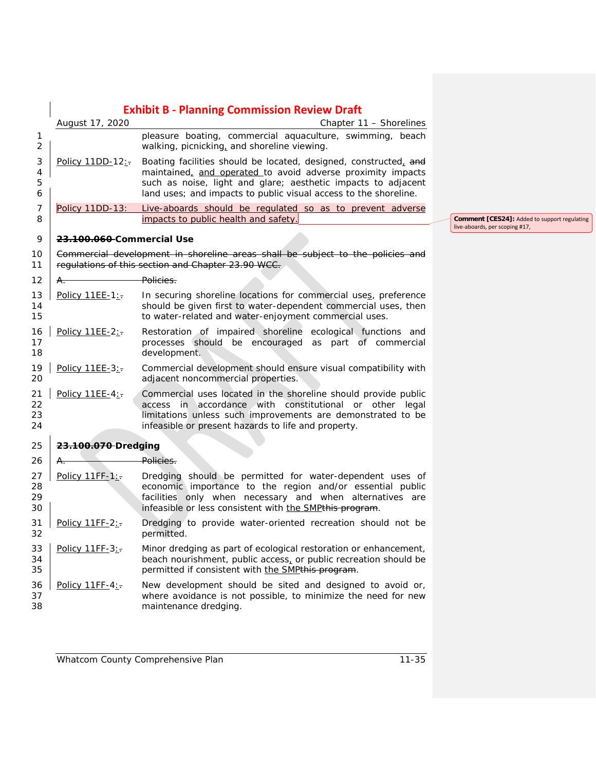pleasure boating, commercial aquaculture, swimming, beach walking, picnicking, and shoreline viewing.

Policy 11DD-12: Boating facilities should be located, designed, constructed, ~~and~~ maintained, and operated to avoid adverse proximity impacts such as noise, light and glare; aesthetic impacts to adjacent land uses; and impacts to public visual access to the shoreline.

Policy 11DD-13: Live-aboards should be regulated so as to prevent adverse impacts to public health and safety.

Comment [CES24]: Added to support regulating live-aboards, per scoping #17,

## ~~23.100.060~~ Commercial Use

~~Commercial development in shoreline areas shall be subject to the policies and regulations of this section and Chapter 23.90 WCC.~~

~~A. Policies.~~

Policy 11EE-1: In securing shoreline locations for commercial uses, preference should be given first to water-dependent commercial uses, then to water-related and water-enjoyment commercial uses.

Policy 11EE-2: Restoration of impaired shoreline ecological functions and processes should be encouraged as part of commercial development.

Policy 11EE-3: Commercial development should ensure visual compatibility with adjacent noncommercial properties.

Policy 11EE-4: Commercial uses located in the shoreline should provide public access in accordance with constitutional or other legal limitations unless such improvements are demonstrated to be infeasible or present hazards to life and property.

## ~~23.100.070~~ Dredging

~~A. Policies.~~

Policy 11FF-1: Dredging should be permitted for water-dependent uses of economic importance to the region and/or essential public facilities only when necessary and when alternatives are infeasible or less consistent with the SMP~~this program~~.

Policy 11FF-2: Dredging to provide water-oriented recreation should not be permitted.

Policy 11FF-3: Minor dredging as part of ecological restoration or enhancement, beach nourishment, public access, or public recreation should be permitted if consistent with the SMP~~this program~~.

Policy 11FF-4: New development should be sited and designed to avoid or, where avoidance is not possible, to minimize the need for new maintenance dredging.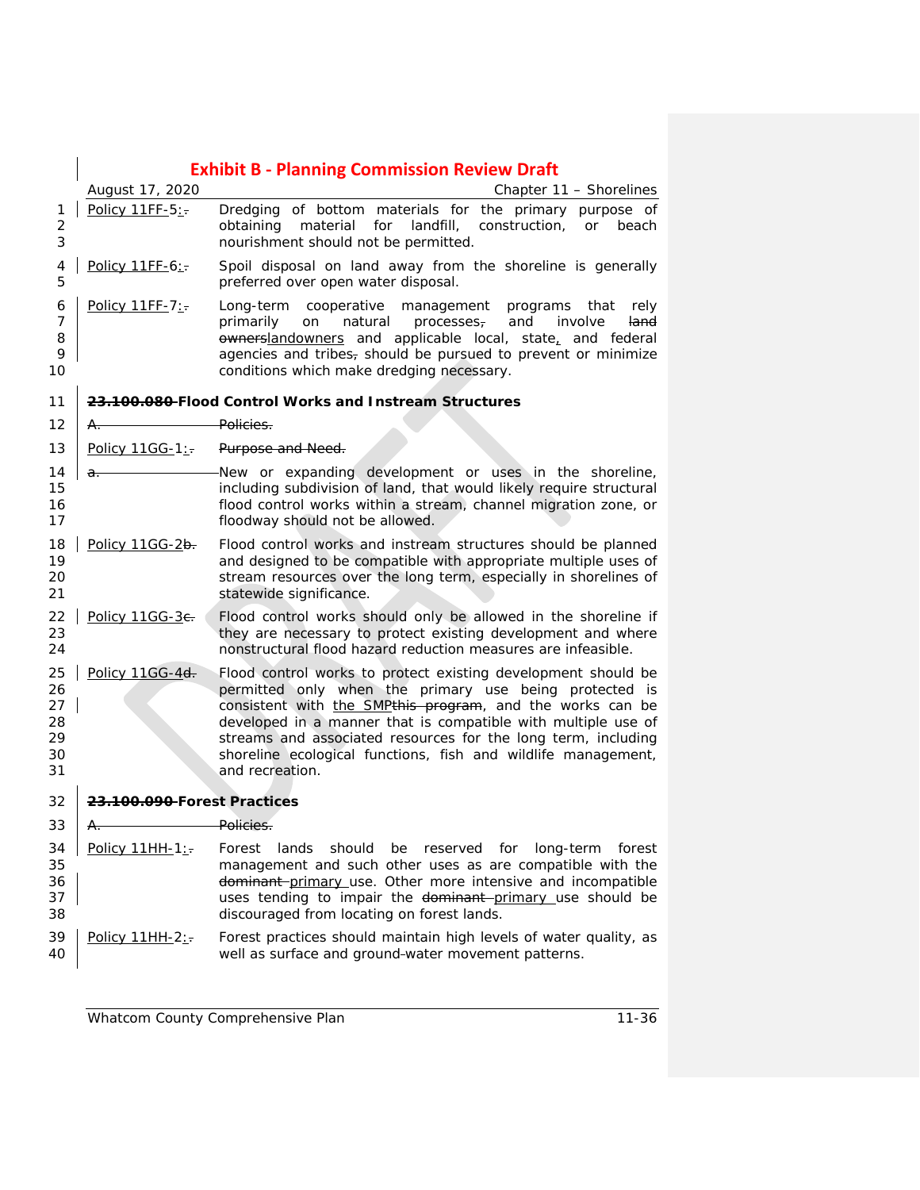Policy 11FF-5: Dredging of bottom materials for the primary purpose of obtaining material for landfill, construction, or beach nourishment should not be permitted.

Policy 11FF-6: Spoil disposal on land away from the shoreline is generally preferred over open water disposal.

Policy 11FF-7: Long-term cooperative management programs that rely primarily on natural processes and involve landowners and applicable local, state, and federal agencies and tribes should be pursued to prevent or minimize conditions which make dredging necessary.

**Flood Control Works and Instream Structures**

Policy 11GG-1: New or expanding development or uses in the shoreline, including subdivision of land, that would likely require structural flood control works within a stream, channel migration zone, or floodway should not be allowed.

Policy 11GG-2 Flood control works and instream structures should be planned and designed to be compatible with appropriate multiple uses of stream resources over the long term, especially in shorelines of statewide significance.

Policy 11GG-3 Flood control works should only be allowed in the shoreline if they are necessary to protect existing development and where nonstructural flood hazard reduction measures are infeasible.

Policy 11GG-4 Flood control works to protect existing development should be permitted only when the primary use being protected is consistent with the SMP, and the works can be developed in a manner that is compatible with multiple use of streams and associated resources for the long term, including shoreline ecological functions, fish and wildlife management, and recreation.

**Forest Practices**

Policy 11HH-1: Forest lands should be reserved for long-term forest management and such other uses as are compatible with the primary use. Other more intensive and incompatible uses tending to impair the primary use should be discouraged from locating on forest lands.

Policy 11HH-2: Forest practices should maintain high levels of water quality, as well as surface and groundwater movement patterns.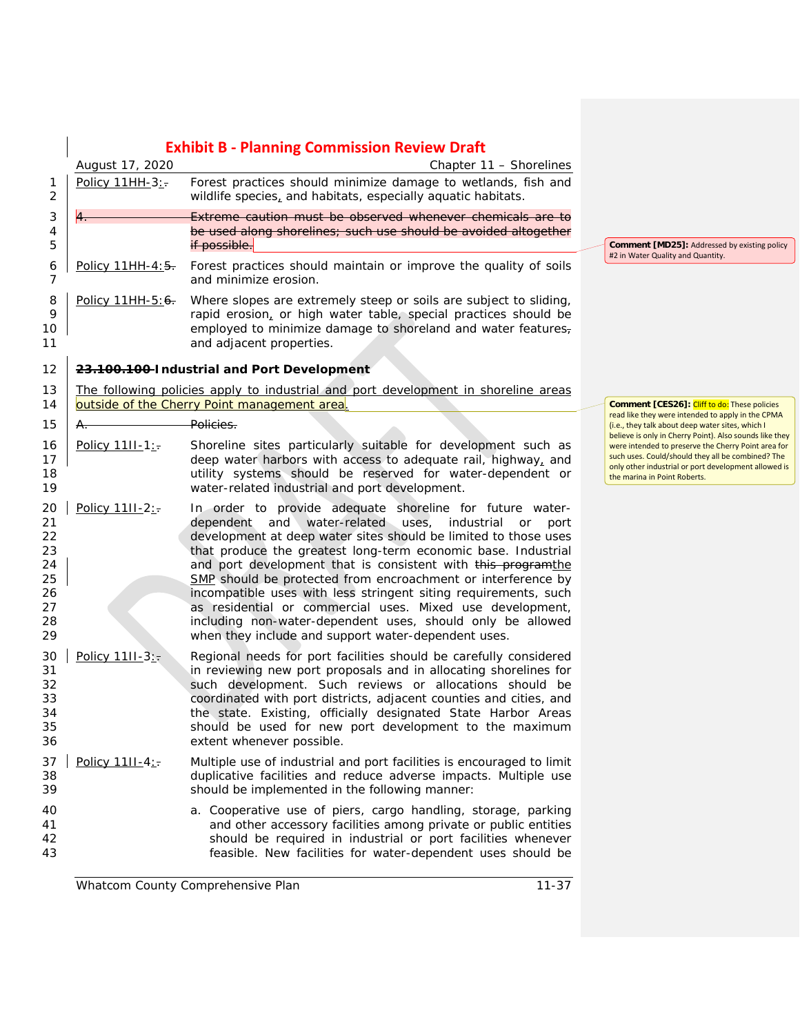Policy 11HH-3: Forest practices should minimize damage to wetlands, fish and wildlife species, and habitats, especially aquatic habitats.

~~4. Extreme caution must be observed whenever chemicals are to be used along shorelines; such use should be avoided altogether if possible.~~

**Comment [MD25]:** Addressed by existing policy #2 in Water Quality and Quantity.

Policy 11HH-4: Forest practices should maintain or improve the quality of soils and minimize erosion.

Policy 11HH-5: Where slopes are extremely steep or soils are subject to sliding, rapid erosion, or high water table, special practices should be employed to minimize damage to shoreland and water features, and adjacent properties.

## ~~23.100.100~~ Industrial and Port Development

The following policies apply to industrial and port development in shoreline areas outside of the Cherry Point management area.

**Comment [CES26]:** Cliff to do: These policies read like they were intended to apply in the CPMA (i.e., they talk about deep water sites, which I believe is only in Cherry Point). Also sounds like they were intended to preserve the Cherry Point area for such uses. Could/should they all be combined? The only other industrial or port development allowed is the marina in Point Roberts.

~~A. Policies.~~

Policy 11II-1: Shoreline sites particularly suitable for development such as deep water harbors with access to adequate rail, highway, and utility systems should be reserved for water-dependent or water-related industrial and port development.

Policy 11II-2: In order to provide adequate shoreline for future water-dependent and water-related uses, industrial or port development at deep water sites should be limited to those uses that produce the greatest long-term economic base. Industrial and port development that is consistent with ~~this program~~the SMP should be protected from encroachment or interference by incompatible uses with less stringent siting requirements, such as residential or commercial uses. Mixed use development, including non-water-dependent uses, should only be allowed when they include and support water-dependent uses.

Policy 11II-3: Regional needs for port facilities should be carefully considered in reviewing new port proposals and in allocating shorelines for such development. Such reviews or allocations should be coordinated with port districts, adjacent counties and cities, and the state. Existing, officially designated State Harbor Areas should be used for new port development to the maximum extent whenever possible.

Policy 11II-4: Multiple use of industrial and port facilities is encouraged to limit duplicative facilities and reduce adverse impacts. Multiple use should be implemented in the following manner:

a. Cooperative use of piers, cargo handling, storage, parking and other accessory facilities among private or public entities should be required in industrial or port facilities whenever feasible. New facilities for water-dependent uses should be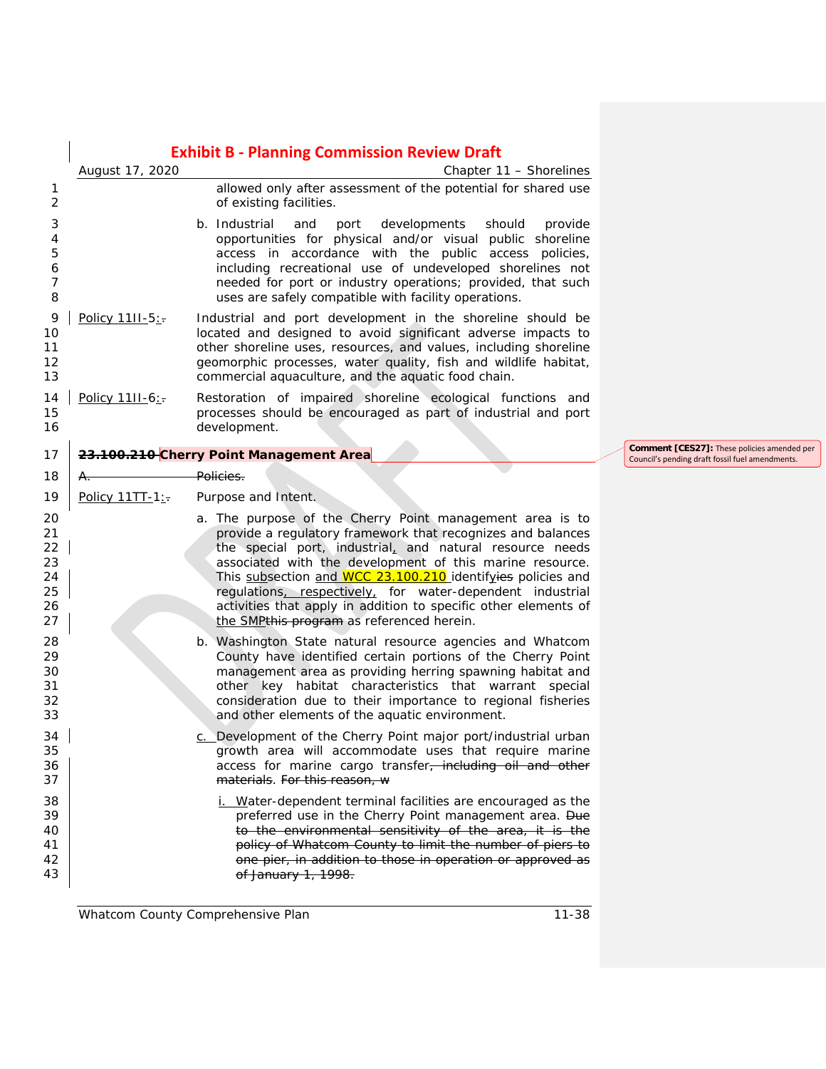allowed only after assessment of the potential for shared use of existing facilities.

b. Industrial and port developments should provide opportunities for physical and/or visual public shoreline access in accordance with the public access policies, including recreational use of undeveloped shorelines not needed for port or industry operations; provided, that such uses are safely compatible with facility operations.

Policy 11II-5: Industrial and port development in the shoreline should be located and designed to avoid significant adverse impacts to other shoreline uses, resources, and values, including shoreline geomorphic processes, water quality, fish and wildlife habitat, commercial aquaculture, and the aquatic food chain.

Policy 11II-6: Restoration of impaired shoreline ecological functions and processes should be encouraged as part of industrial and port development.

## ~~23.100.210~~ Cherry Point Management Area

Comment [CES27]: These policies amended per Council's pending draft fossil fuel amendments.

~~A. Policies.~~

Policy 11TT-1: Purpose and Intent.

a. The purpose of the Cherry Point management area is to provide a regulatory framework that recognizes and balances the special port, industrial, and natural resource needs associated with the development of this marine resource. This subsection and WCC 23.100.210 identify~~ies~~ policies and regulations, respectively, for water-dependent industrial activities that apply in addition to specific other elements of the SMP~~this program~~ as referenced herein.

b. Washington State natural resource agencies and Whatcom County have identified certain portions of the Cherry Point management area as providing herring spawning habitat and other key habitat characteristics that warrant special consideration due to their importance to regional fisheries and other elements of the aquatic environment.

c. Development of the Cherry Point major port/industrial urban growth area will accommodate uses that require marine access for marine cargo transfer~~, including oil and other materials~~. ~~For this reason, w~~

i. Water-dependent terminal facilities are encouraged as the preferred use in the Cherry Point management area. ~~Due to the environmental sensitivity of the area, it is the policy of Whatcom County to limit the number of piers to one pier, in addition to those in operation or approved as of January 1, 1998.~~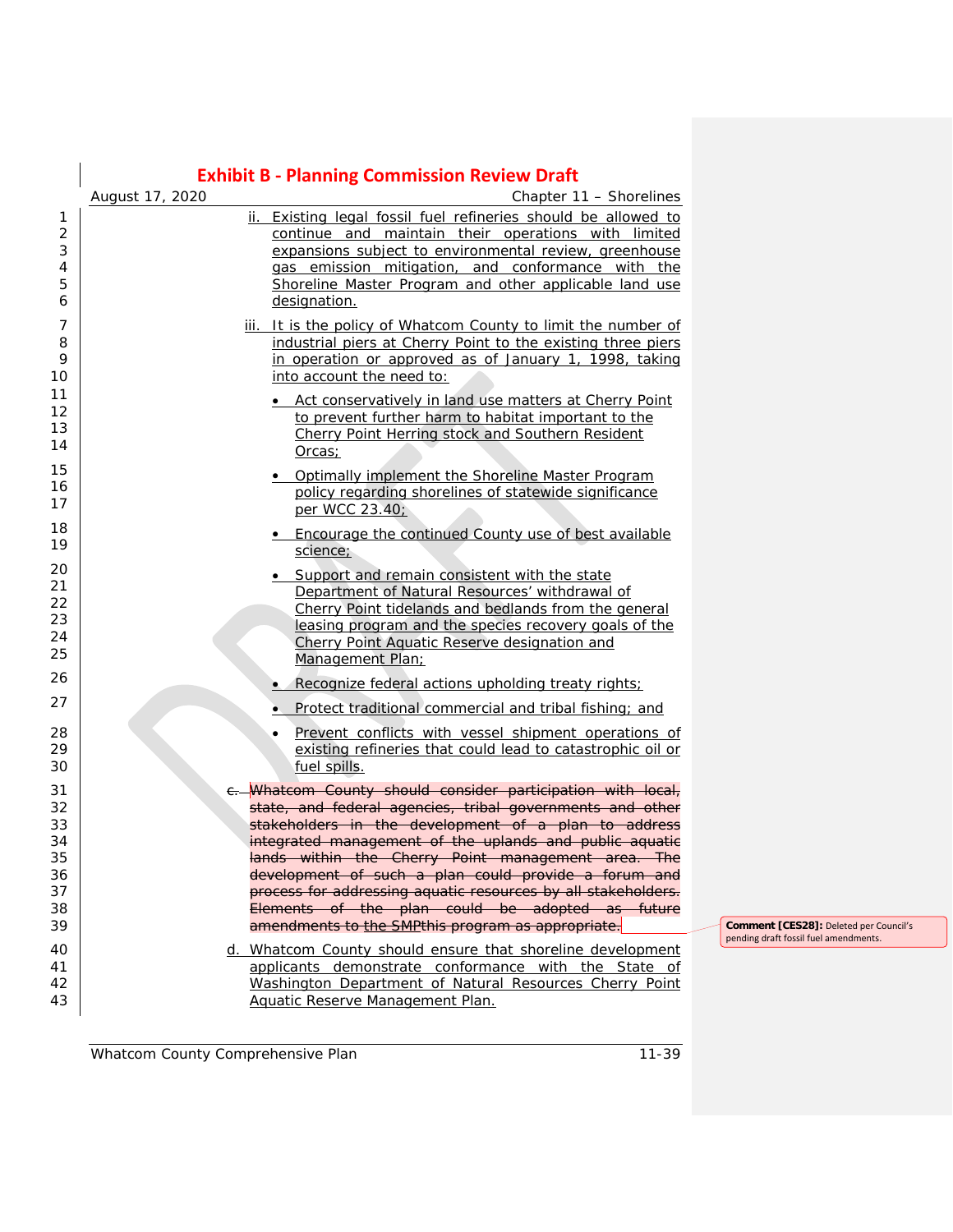ii. Existing legal fossil fuel refineries should be allowed to continue and maintain their operations with limited expansions subject to environmental review, greenhouse gas emission mitigation, and conformance with the Shoreline Master Program and other applicable land use designation.

iii. It is the policy of Whatcom County to limit the number of industrial piers at Cherry Point to the existing three piers in operation or approved as of January 1, 1998, taking into account the need to:

- Act conservatively in land use matters at Cherry Point to prevent further harm to habitat important to the Cherry Point Herring stock and Southern Resident Orcas;
- Optimally implement the Shoreline Master Program policy regarding shorelines of statewide significance per WCC 23.40;
- Encourage the continued County use of best available science;
- Support and remain consistent with the state Department of Natural Resources' withdrawal of Cherry Point tidelands and bedlands from the general leasing program and the species recovery goals of the Cherry Point Aquatic Reserve designation and Management Plan;
- Recognize federal actions upholding treaty rights;
- Protect traditional commercial and tribal fishing; and
- Prevent conflicts with vessel shipment operations of existing refineries that could lead to catastrophic oil or fuel spills.

~~c. Whatcom County should consider participation with local, state, and federal agencies, tribal governments and other stakeholders in the development of a plan to address integrated management of the uplands and public aquatic lands within the Cherry Point management area. The development of such a plan could provide a forum and process for addressing aquatic resources by all stakeholders. Elements of the plan could be adopted as future amendments to the SMPthis program as appropriate.~~

**Comment [CES28]:** Deleted per Council's pending draft fossil fuel amendments.

d. Whatcom County should ensure that shoreline development applicants demonstrate conformance with the State of Washington Department of Natural Resources Cherry Point Aquatic Reserve Management Plan.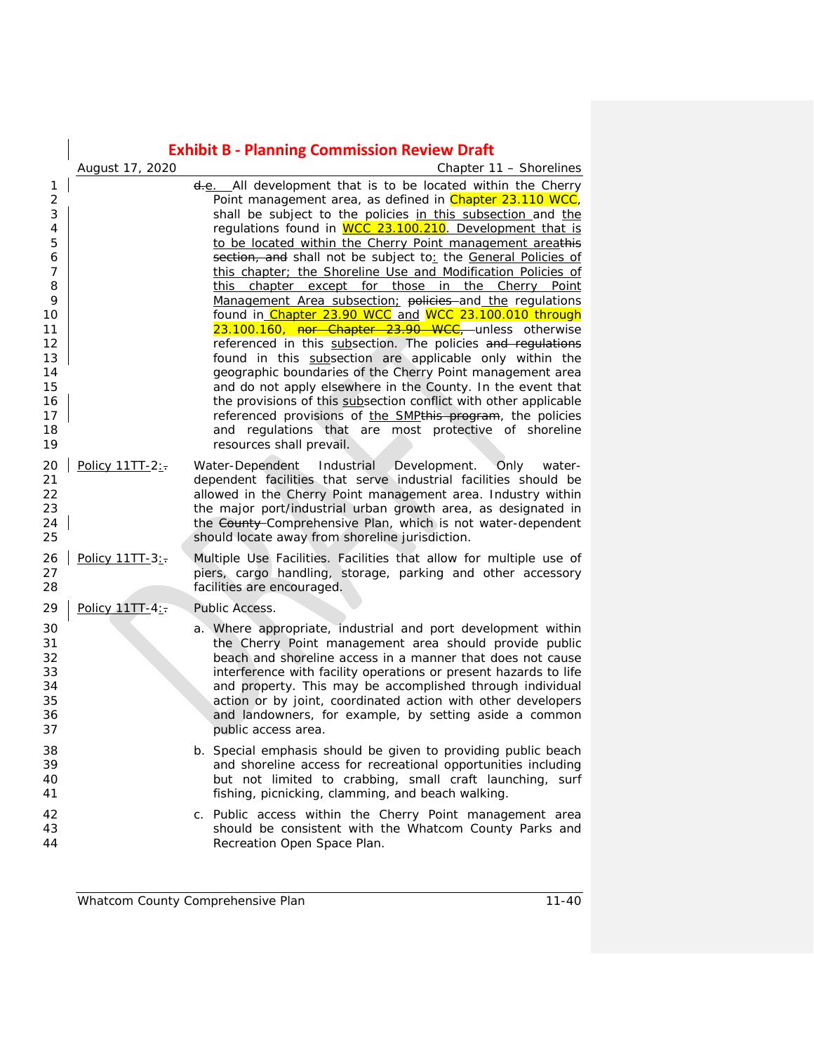d.e. All development that is to be located within the Cherry Point management area, as defined in Chapter 23.110 WCC, shall be subject to the policies in this subsection and the regulations found in WCC 23.100.210. Development that is to be located within the Cherry Point management areathis section, and shall not be subject to: the General Policies of this chapter; the Shoreline Use and Modification Policies of this chapter except for those in the Cherry Point Management Area subsection; policies and the regulations found in Chapter 23.90 WCC and WCC 23.100.010 through 23.100.160, nor Chapter 23.90 WCC, unless otherwise referenced in this subsection. The policies and regulations found in this subsection are applicable only within the geographic boundaries of the Cherry Point management area and do not apply elsewhere in the County. In the event that the provisions of this subsection conflict with other applicable referenced provisions of the SMPthis program, the policies and regulations that are most protective of shoreline resources shall prevail.

Policy 11TT-2:. Water-Dependent Industrial Development. Only water-dependent facilities that serve industrial facilities should be allowed in the Cherry Point management area. Industry within the major port/industrial urban growth area, as designated in the County Comprehensive Plan, which is not water-dependent should locate away from shoreline jurisdiction.

Policy 11TT-3:. Multiple Use Facilities. Facilities that allow for multiple use of piers, cargo handling, storage, parking and other accessory facilities are encouraged.

Policy 11TT-4:. Public Access.

a. Where appropriate, industrial and port development within the Cherry Point management area should provide public beach and shoreline access in a manner that does not cause interference with facility operations or present hazards to life and property. This may be accomplished through individual action or by joint, coordinated action with other developers and landowners, for example, by setting aside a common public access area.

b. Special emphasis should be given to providing public beach and shoreline access for recreational opportunities including but not limited to crabbing, small craft launching, surf fishing, picnicking, clamming, and beach walking.

c. Public access within the Cherry Point management area should be consistent with the Whatcom County Parks and Recreation Open Space Plan.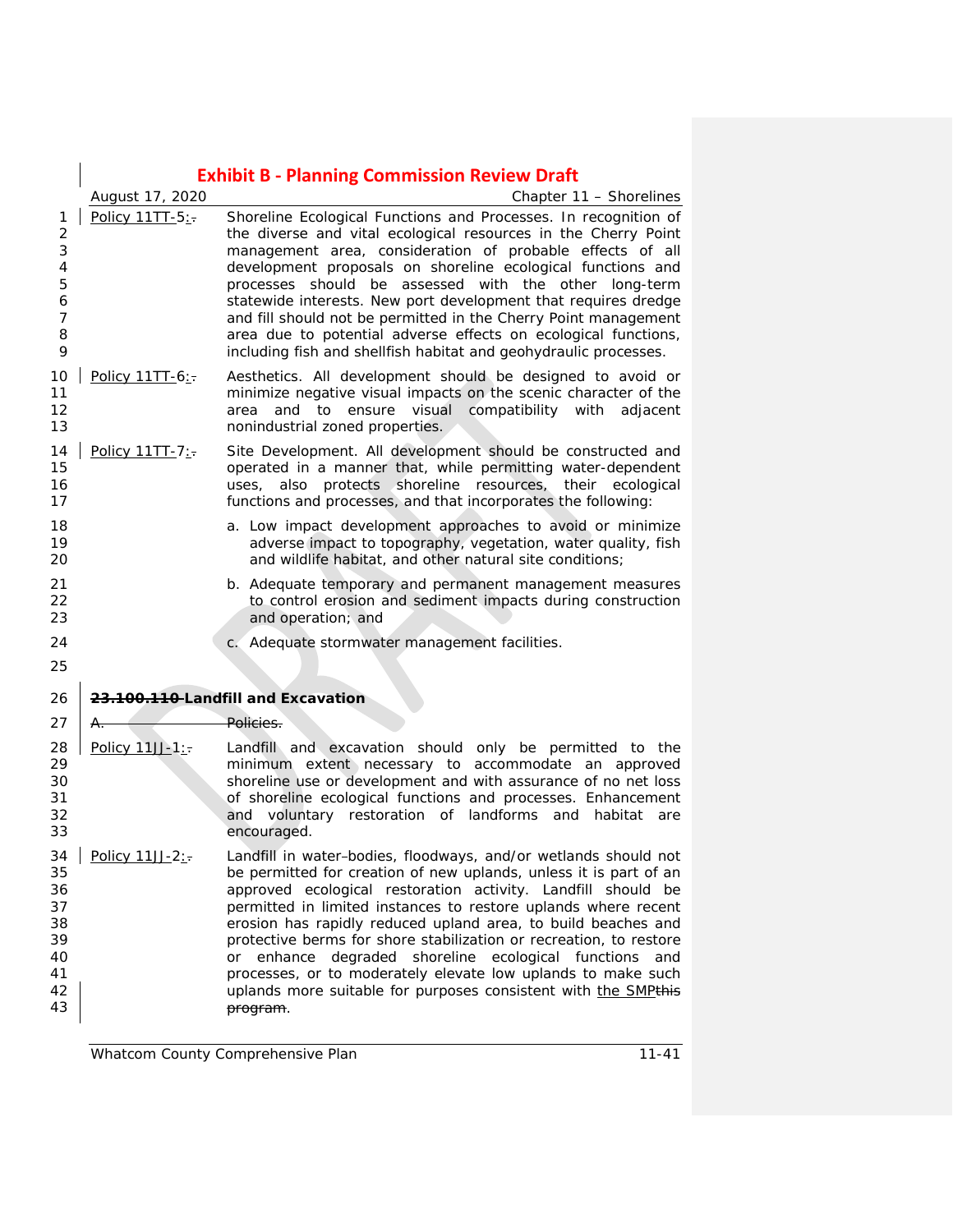Policy 11TT-5: Shoreline Ecological Functions and Processes. In recognition of the diverse and vital ecological resources in the Cherry Point management area, consideration of probable effects of all development proposals on shoreline ecological functions and processes should be assessed with the other long-term statewide interests. New port development that requires dredge and fill should not be permitted in the Cherry Point management area due to potential adverse effects on ecological functions, including fish and shellfish habitat and geohydraulic processes.

Policy 11TT-6: Aesthetics. All development should be designed to avoid or minimize negative visual impacts on the scenic character of the area and to ensure visual compatibility with adjacent nonindustrial zoned properties.

Policy 11TT-7: Site Development. All development should be constructed and operated in a manner that, while permitting water-dependent uses, also protects shoreline resources, their ecological functions and processes, and that incorporates the following:

a. Low impact development approaches to avoid or minimize adverse impact to topography, vegetation, water quality, fish and wildlife habitat, and other natural site conditions;

b. Adequate temporary and permanent management measures to control erosion and sediment impacts during construction and operation; and

c. Adequate stormwater management facilities.

### ~~23.100.110~~ Landfill and Excavation

~~A. Policies.~~

Policy 11JJ-1: Landfill and excavation should only be permitted to the minimum extent necessary to accommodate an approved shoreline use or development and with assurance of no net loss of shoreline ecological functions and processes. Enhancement and voluntary restoration of landforms and habitat are encouraged.

Policy 11JJ-2: Landfill in water–bodies, floodways, and/or wetlands should not be permitted for creation of new uplands, unless it is part of an approved ecological restoration activity. Landfill should be permitted in limited instances to restore uplands where recent erosion has rapidly reduced upland area, to build beaches and protective berms for shore stabilization or recreation, to restore or enhance degraded shoreline ecological functions and processes, or to moderately elevate low uplands to make such uplands more suitable for purposes consistent with the SMP~~this program~~.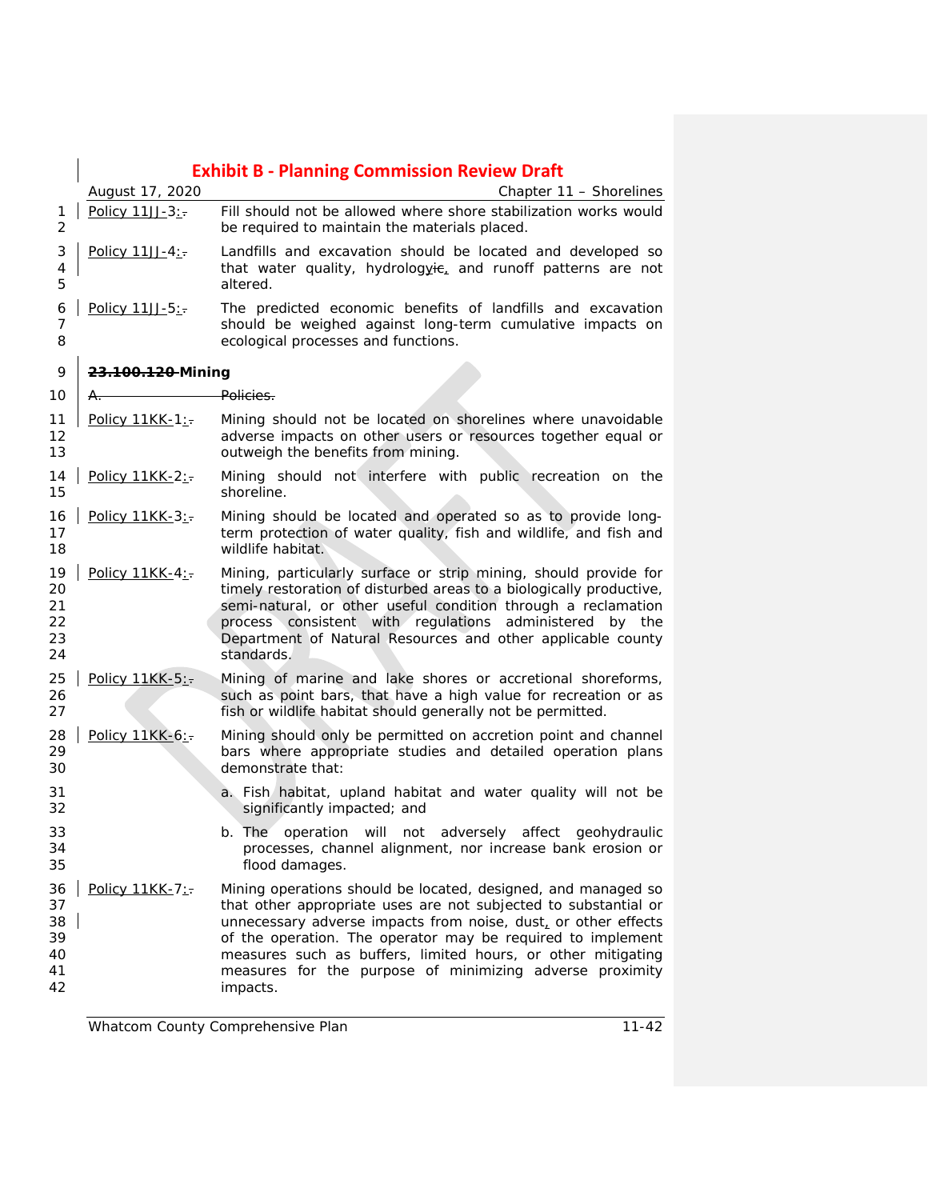Policy 11JJ-3: Fill should not be allowed where shore stabilization works would be required to maintain the materials placed.

Policy 11JJ-4: Landfills and excavation should be located and developed so that water quality, hydrology, and runoff patterns are not altered.

Policy 11JJ-5: The predicted economic benefits of landfills and excavation should be weighed against long-term cumulative impacts on ecological processes and functions.

## ~~23.100.120~~ Mining

~~A. Policies.~~

Policy 11KK-1: Mining should not be located on shorelines where unavoidable adverse impacts on other users or resources together equal or outweigh the benefits from mining.

Policy 11KK-2: Mining should not interfere with public recreation on the shoreline.

Policy 11KK-3: Mining should be located and operated so as to provide long-term protection of water quality, fish and wildlife, and fish and wildlife habitat.

Policy 11KK-4: Mining, particularly surface or strip mining, should provide for timely restoration of disturbed areas to a biologically productive, semi-natural, or other useful condition through a reclamation process consistent with regulations administered by the Department of Natural Resources and other applicable county standards.

Policy 11KK-5: Mining of marine and lake shores or accretional shoreforms, such as point bars, that have a high value for recreation or as fish or wildlife habitat should generally not be permitted.

Policy 11KK-6: Mining should only be permitted on accretion point and channel bars where appropriate studies and detailed operation plans demonstrate that:

a. Fish habitat, upland habitat and water quality will not be significantly impacted; and

b. The operation will not adversely affect geohydraulic processes, channel alignment, nor increase bank erosion or flood damages.

Policy 11KK-7: Mining operations should be located, designed, and managed so that other appropriate uses are not subjected to substantial or unnecessary adverse impacts from noise, dust, or other effects of the operation. The operator may be required to implement measures such as buffers, limited hours, or other mitigating measures for the purpose of minimizing adverse proximity impacts.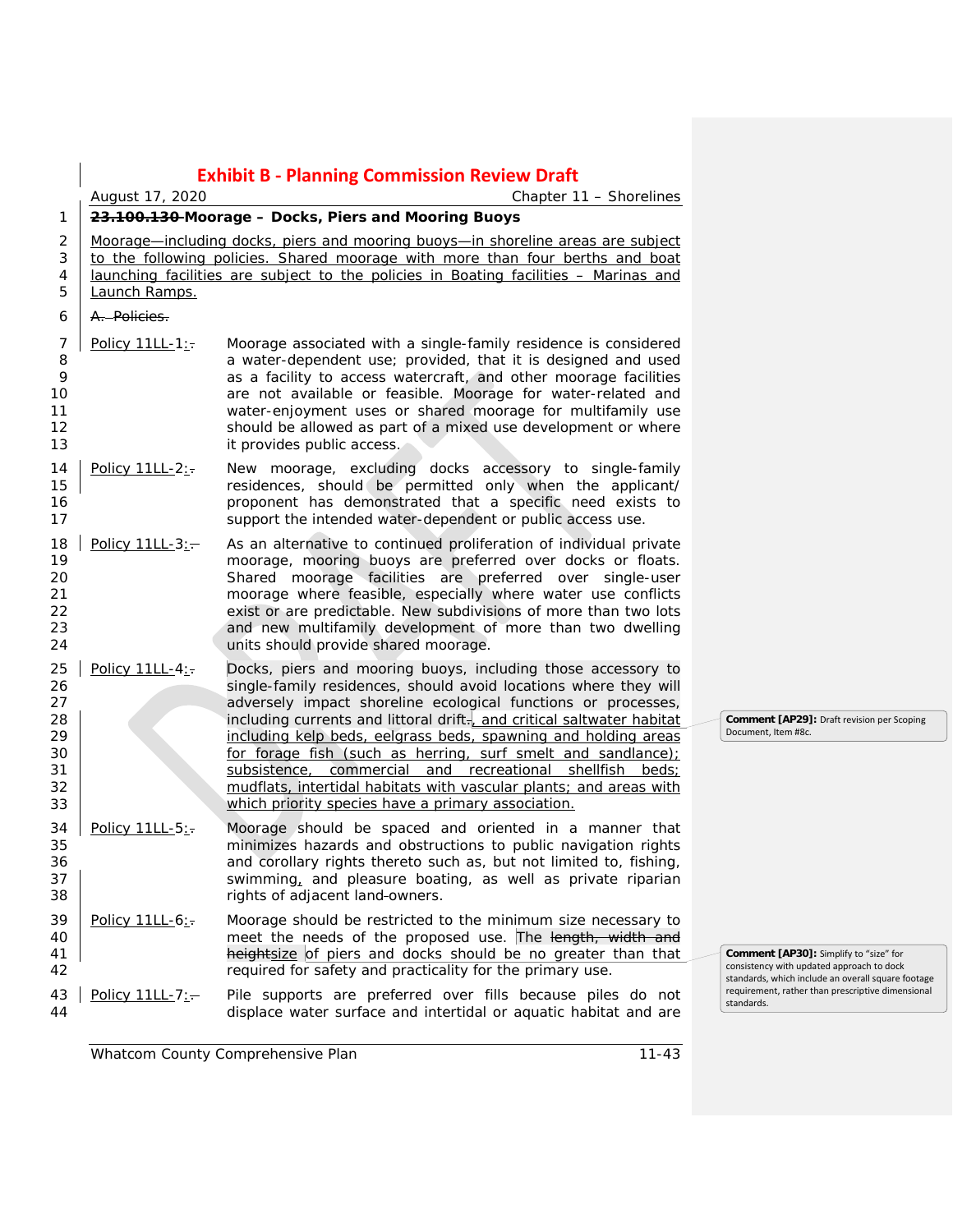## ~~23.100.130~~ Moorage – Docks, Piers and Mooring Buoys

Moorage—including docks, piers and mooring buoys—in shoreline areas are subject to the following policies. Shared moorage with more than four berths and boat launching facilities are subject to the policies in Boating facilities – Marinas and Launch Ramps.

~~A. Policies.~~

Policy 11LL-1: Moorage associated with a single-family residence is considered a water-dependent use; provided, that it is designed and used as a facility to access watercraft, and other moorage facilities are not available or feasible. Moorage for water-related and water-enjoyment uses or shared moorage for multifamily use should be allowed as part of a mixed use development or where it provides public access.

Policy 11LL-2: New moorage, excluding docks accessory to single-family residences, should be permitted only when the applicant/ proponent has demonstrated that a specific need exists to support the intended water-dependent or public access use.

Policy 11LL-3: As an alternative to continued proliferation of individual private moorage, mooring buoys are preferred over docks or floats. Shared moorage facilities are preferred over single-user moorage where feasible, especially where water use conflicts exist or are predictable. New subdivisions of more than two lots and new multifamily development of more than two dwelling units should provide shared moorage.

Policy 11LL-4: Docks, piers and mooring buoys, including those accessory to single-family residences, should avoid locations where they will adversely impact shoreline ecological functions or processes, including currents and littoral drift~~.~~, and critical saltwater habitat including kelp beds, eelgrass beds, spawning and holding areas for forage fish (such as herring, surf smelt and sandlance); subsistence, commercial and recreational shellfish beds; mudflats, intertidal habitats with vascular plants; and areas with which priority species have a primary association.

> Comment [AP29]: Draft revision per Scoping Document, Item #8c.

Policy 11LL-5: Moorage should be spaced and oriented in a manner that minimizes hazards and obstructions to public navigation rights and corollary rights thereto such as, but not limited to, fishing, swimming, and pleasure boating, as well as private riparian rights of adjacent landowners.

Policy 11LL-6: Moorage should be restricted to the minimum size necessary to meet the needs of the proposed use. The ~~length, width and height~~size of piers and docks should be no greater than that required for safety and practicality for the primary use.

> Comment [AP30]: Simplify to "size" for consistency with updated approach to dock standards, which include an overall square footage requirement, rather than prescriptive dimensional standards.

Policy 11LL-7: Pile supports are preferred over fills because piles do not displace water surface and intertidal or aquatic habitat and are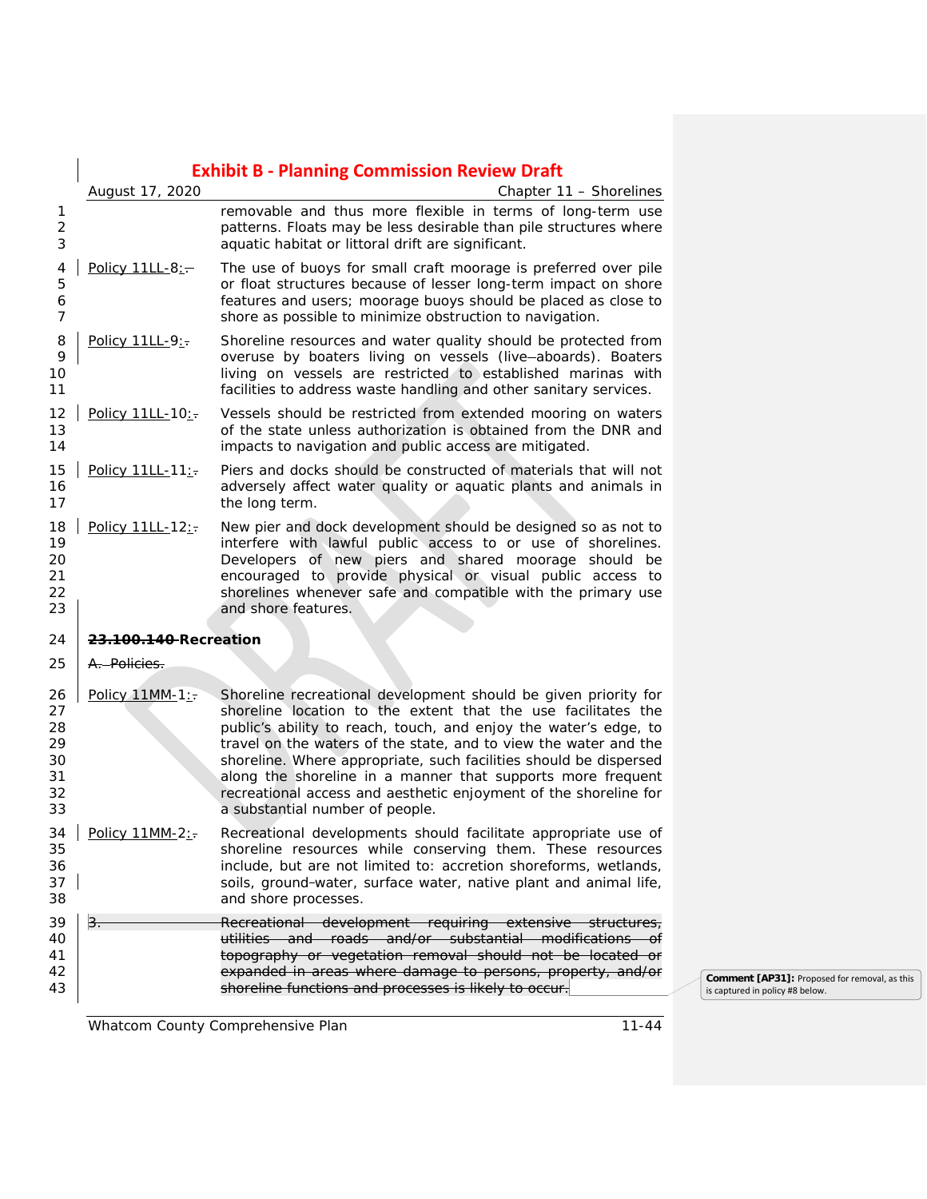removable and thus more flexible in terms of long-term use patterns. Floats may be less desirable than pile structures where aquatic habitat or littoral drift are significant.

Policy 11LL-8: The use of buoys for small craft moorage is preferred over pile or float structures because of lesser long-term impact on shore features and users; moorage buoys should be placed as close to shore as possible to minimize obstruction to navigation.

Policy 11LL-9: Shoreline resources and water quality should be protected from overuse by boaters living on vessels (live-aboards). Boaters living on vessels are restricted to established marinas with facilities to address waste handling and other sanitary services.

Policy 11LL-10: Vessels should be restricted from extended mooring on waters of the state unless authorization is obtained from the DNR and impacts to navigation and public access are mitigated.

Policy 11LL-11: Piers and docks should be constructed of materials that will not adversely affect water quality or aquatic plants and animals in the long term.

Policy 11LL-12: New pier and dock development should be designed so as not to interfere with lawful public access to or use of shorelines. Developers of new piers and shared moorage should be encouraged to provide physical or visual public access to shorelines whenever safe and compatible with the primary use and shore features.

## ~~23.100.140~~ Recreation

~~A. Policies.~~

Policy 11MM-1: Shoreline recreational development should be given priority for shoreline location to the extent that the use facilitates the public's ability to reach, touch, and enjoy the water's edge, to travel on the waters of the state, and to view the water and the shoreline. Where appropriate, such facilities should be dispersed along the shoreline in a manner that supports more frequent recreational access and aesthetic enjoyment of the shoreline for a substantial number of people.

Policy 11MM-2: Recreational developments should facilitate appropriate use of shoreline resources while conserving them. These resources include, but are not limited to: accretion shoreforms, wetlands, soils, ground-water, surface water, native plant and animal life, and shore processes.

~~3. Recreational development requiring extensive structures, utilities and roads and/or substantial modifications of topography or vegetation removal should not be located or expanded in areas where damage to persons, property, and/or shoreline functions and processes is likely to occur.~~

Comment [AP31]: Proposed for removal, as this is captured in policy #8 below.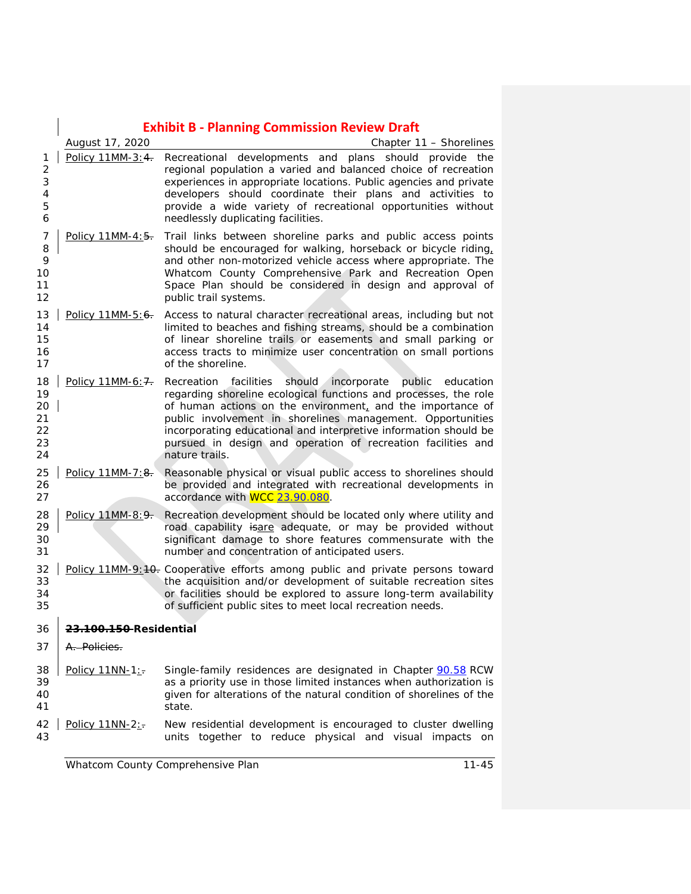Policy 11MM-3:4. Recreational developments and plans should provide the regional population a varied and balanced choice of recreation experiences in appropriate locations. Public agencies and private developers should coordinate their plans and activities to provide a wide variety of recreational opportunities without needlessly duplicating facilities.

Policy 11MM-4:5. Trail links between shoreline parks and public access points should be encouraged for walking, horseback or bicycle riding, and other non-motorized vehicle access where appropriate. The Whatcom County Comprehensive Park and Recreation Open Space Plan should be considered in design and approval of public trail systems.

Policy 11MM-5:6. Access to natural character recreational areas, including but not limited to beaches and fishing streams, should be a combination of linear shoreline trails or easements and small parking or access tracts to minimize user concentration on small portions of the shoreline.

Policy 11MM-6:7. Recreation facilities should incorporate public education regarding shoreline ecological functions and processes, the role of human actions on the environment, and the importance of public involvement in shorelines management. Opportunities incorporating educational and interpretive information should be pursued in design and operation of recreation facilities and nature trails.

Policy 11MM-7:8. Reasonable physical or visual public access to shorelines should be provided and integrated with recreational developments in accordance with WCC 23.90.080.

Policy 11MM-8:9. Recreation development should be located only where utility and road capability isare adequate, or may be provided without significant damage to shore features commensurate with the number and concentration of anticipated users.

Policy 11MM-9:10. Cooperative efforts among public and private persons toward the acquisition and/or development of suitable recreation sites or facilities should be explored to assure long-term availability of sufficient public sites to meet local recreation needs.

**~~23.100.150~~ Residential**

~~A. Policies.~~

Policy 11NN-1:. Single-family residences are designated in Chapter 90.58 RCW as a priority use in those limited instances when authorization is given for alterations of the natural condition of shorelines of the state.

Policy 11NN-2:. New residential development is encouraged to cluster dwelling units together to reduce physical and visual impacts on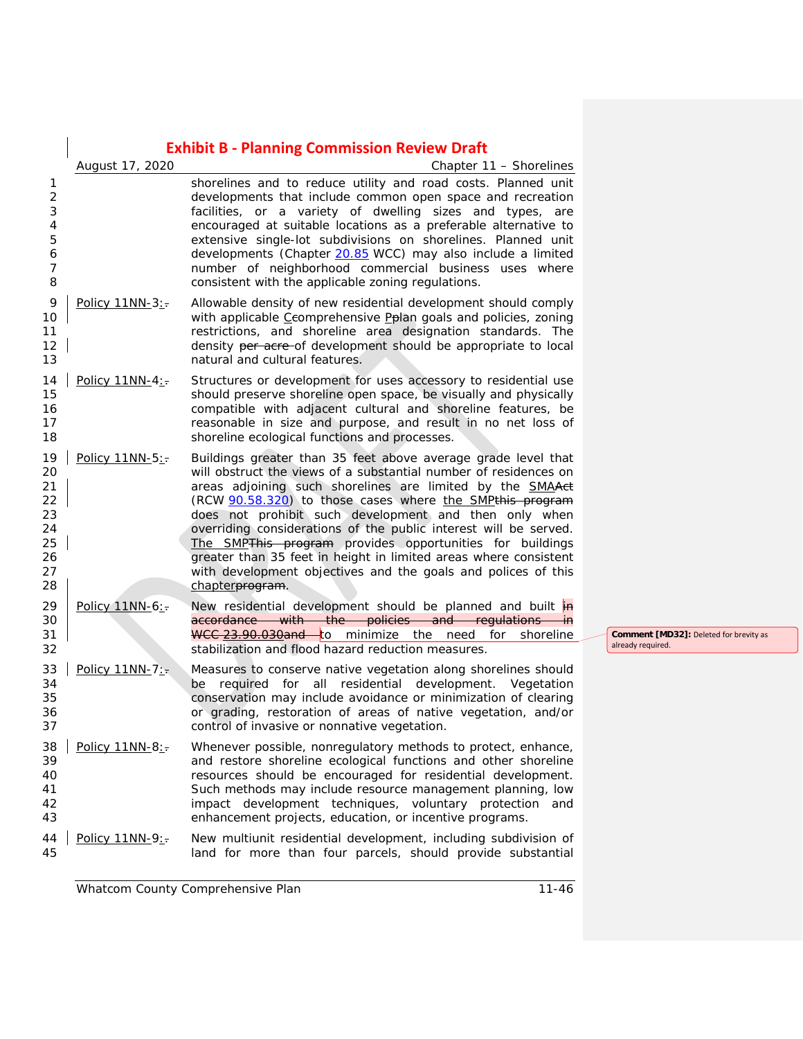shorelines and to reduce utility and road costs. Planned unit developments that include common open space and recreation facilities, or a variety of dwelling sizes and types, are encouraged at suitable locations as a preferable alternative to extensive single-lot subdivisions on shorelines. Planned unit developments (Chapter 20.85 WCC) may also include a limited number of neighborhood commercial business uses where consistent with the applicable zoning regulations.

Policy 11NN-3: Allowable density of new residential development should comply with applicable Comprehensive Plan goals and policies, zoning restrictions, and shoreline area designation standards. The density of development should be appropriate to local natural and cultural features.

Policy 11NN-4: Structures or development for uses accessory to residential use should preserve shoreline open space, be visually and physically compatible with adjacent cultural and shoreline features, be reasonable in size and purpose, and result in no net loss of shoreline ecological functions and processes.

Policy 11NN-5: Buildings greater than 35 feet above average grade level that will obstruct the views of a substantial number of residences on areas adjoining such shorelines are limited by the SMA (RCW 90.58.320) to those cases where the SMP does not prohibit such development and then only when overriding considerations of the public interest will be served. The SMP provides opportunities for buildings greater than 35 feet in height in limited areas where consistent with development objectives and the goals and polices of this chapter.

Policy 11NN-6: New residential development should be planned and built to minimize the need for shoreline stabilization and flood hazard reduction measures.

Policy 11NN-7: Measures to conserve native vegetation along shorelines should be required for all residential development. Vegetation conservation may include avoidance or minimization of clearing or grading, restoration of areas of native vegetation, and/or control of invasive or nonnative vegetation.

Policy 11NN-8: Whenever possible, nonregulatory methods to protect, enhance, and restore shoreline ecological functions and other shoreline resources should be encouraged for residential development. Such methods may include resource management planning, low impact development techniques, voluntary protection and enhancement projects, education, or incentive programs.

Policy 11NN-9: New multiunit residential development, including subdivision of land for more than four parcels, should provide substantial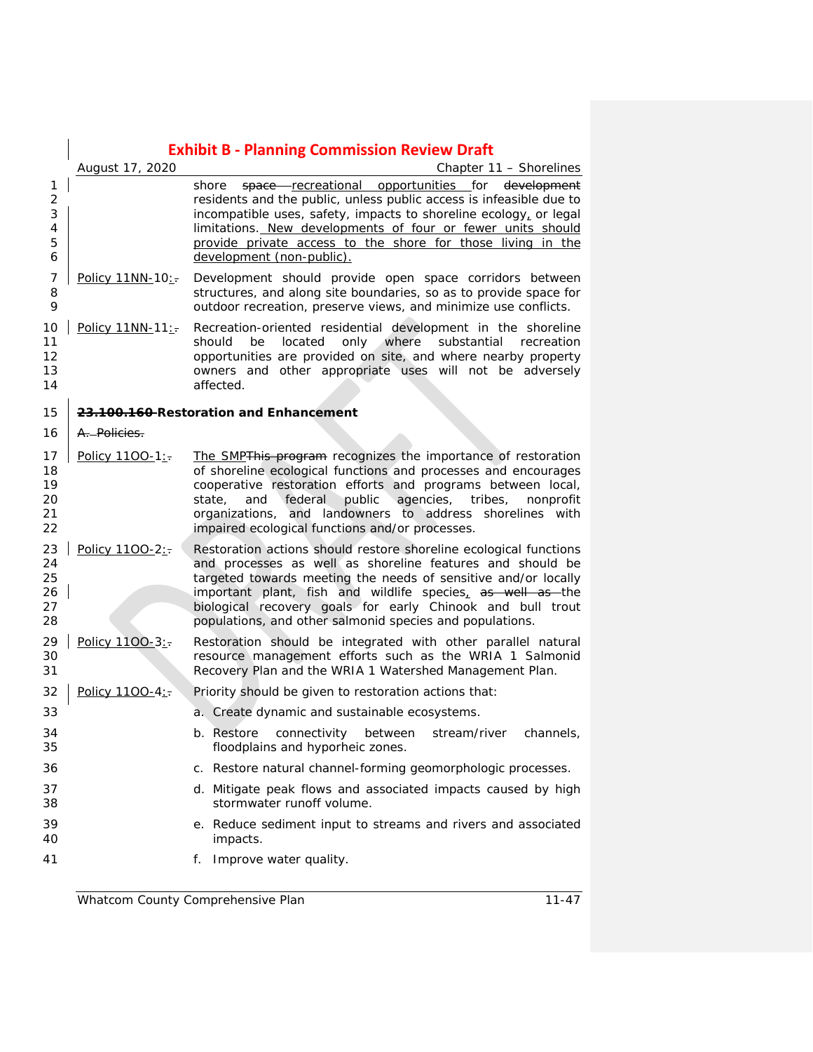shore ~~space~~ recreational opportunities for ~~development~~ residents and the public, unless public access is infeasible due to incompatible uses, safety, impacts to shoreline ecology, or legal limitations. New developments of four or fewer units should provide private access to the shore for those living in the development (non-public).

Policy 11NN-10: Development should provide open space corridors between structures, and along site boundaries, so as to provide space for outdoor recreation, preserve views, and minimize use conflicts.

Policy 11NN-11: Recreation-oriented residential development in the shoreline should be located only where substantial recreation opportunities are provided on site, and where nearby property owners and other appropriate uses will not be adversely affected.

## ~~23.100.160~~ Restoration and Enhancement

~~A. Policies.~~

Policy 11OO-1: The SMP~~This program~~ recognizes the importance of restoration of shoreline ecological functions and processes and encourages cooperative restoration efforts and programs between local, state, and federal public agencies, tribes, nonprofit organizations, and landowners to address shorelines with impaired ecological functions and/or processes.

Policy 11OO-2: Restoration actions should restore shoreline ecological functions and processes as well as shoreline features and should be targeted towards meeting the needs of sensitive and/or locally important plant, fish and wildlife species, ~~as well as~~ the biological recovery goals for early Chinook and bull trout populations, and other salmonid species and populations.

Policy 11OO-3: Restoration should be integrated with other parallel natural resource management efforts such as the WRIA 1 Salmonid Recovery Plan and the WRIA 1 Watershed Management Plan.

Policy 11OO-4: Priority should be given to restoration actions that:

a. Create dynamic and sustainable ecosystems.

b. Restore connectivity between stream/river channels, floodplains and hyporheic zones.

c. Restore natural channel-forming geomorphologic processes.

d. Mitigate peak flows and associated impacts caused by high stormwater runoff volume.

e. Reduce sediment input to streams and rivers and associated impacts.

f. Improve water quality.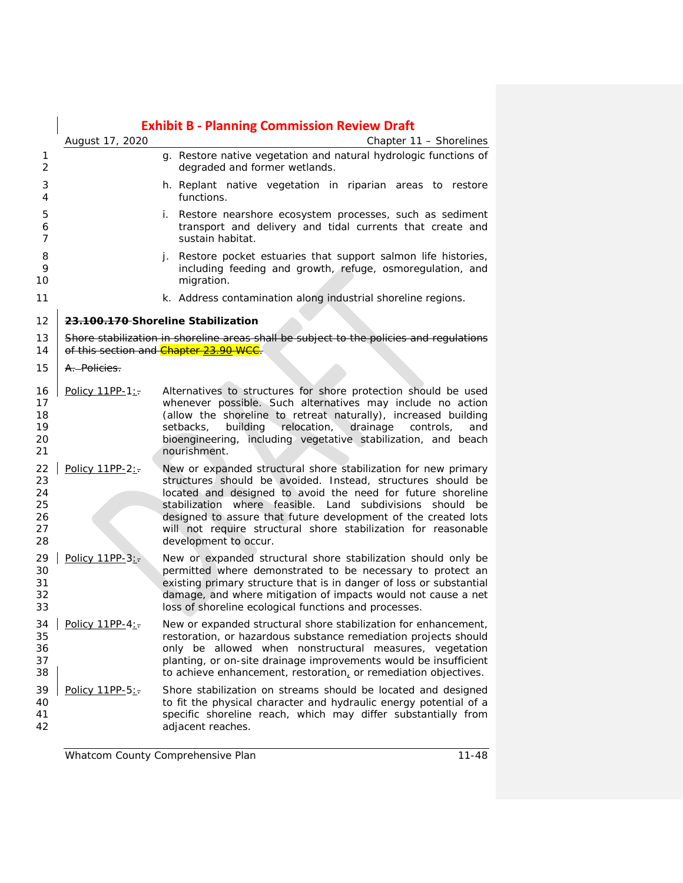g. Restore native vegetation and natural hydrologic functions of degraded and former wetlands.

h. Replant native vegetation in riparian areas to restore functions.

i. Restore nearshore ecosystem processes, such as sediment transport and delivery and tidal currents that create and sustain habitat.

j. Restore pocket estuaries that support salmon life histories, including feeding and growth, refuge, osmoregulation, and migration.

k. Address contamination along industrial shoreline regions.

**~~23.100.170~~ Shoreline Stabilization**

~~Shore stabilization in shoreline areas shall be subject to the policies and regulations of this section and Chapter 23.90 WCC.~~

~~A. Policies.~~

Policy 11PP-1: Alternatives to structures for shore protection should be used whenever possible. Such alternatives may include no action (allow the shoreline to retreat naturally), increased building setbacks, building relocation, drainage controls, and bioengineering, including vegetative stabilization, and beach nourishment.

Policy 11PP-2: New or expanded structural shore stabilization for new primary structures should be avoided. Instead, structures should be located and designed to avoid the need for future shoreline stabilization where feasible. Land subdivisions should be designed to assure that future development of the created lots will not require structural shore stabilization for reasonable development to occur.

Policy 11PP-3: New or expanded structural shore stabilization should only be permitted where demonstrated to be necessary to protect an existing primary structure that is in danger of loss or substantial damage, and where mitigation of impacts would not cause a net loss of shoreline ecological functions and processes.

Policy 11PP-4: New or expanded structural shore stabilization for enhancement, restoration, or hazardous substance remediation projects should only be allowed when nonstructural measures, vegetation planting, or on-site drainage improvements would be insufficient to achieve enhancement, restoration, or remediation objectives.

Policy 11PP-5: Shore stabilization on streams should be located and designed to fit the physical character and hydraulic energy potential of a specific shoreline reach, which may differ substantially from adjacent reaches.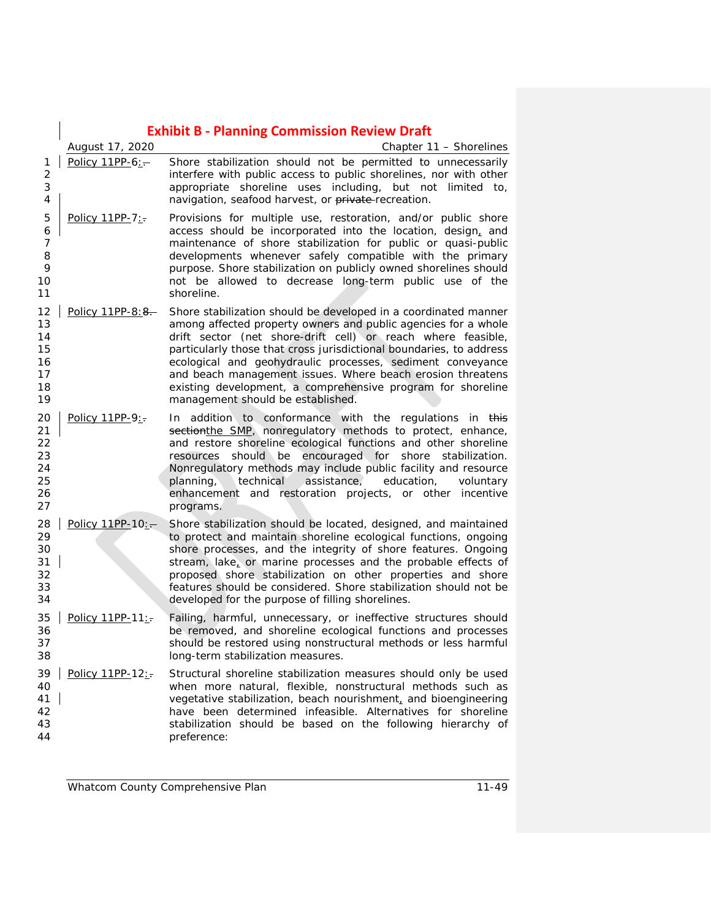Policy 11PP-6: Shore stabilization should not be permitted to unnecessarily interfere with public access to public shorelines, nor with other appropriate shoreline uses including, but not limited to, navigation, seafood harvest, or ~~private~~ recreation.

Policy 11PP-7: Provisions for multiple use, restoration, and/or public shore access should be incorporated into the location, design, and maintenance of shore stabilization for public or quasi-public developments whenever safely compatible with the primary purpose. Shore stabilization on publicly owned shorelines should not be allowed to decrease long-term public use of the shoreline.

Policy 11PP-8: Shore stabilization should be developed in a coordinated manner among affected property owners and public agencies for a whole drift sector (net shore-drift cell) or reach where feasible, particularly those that cross jurisdictional boundaries, to address ecological and geohydraulic processes, sediment conveyance and beach management issues. Where beach erosion threatens existing development, a comprehensive program for shoreline management should be established.

Policy 11PP-9: In addition to conformance with the regulations in ~~this section~~the SMP, nonregulatory methods to protect, enhance, and restore shoreline ecological functions and other shoreline resources should be encouraged for shore stabilization. Nonregulatory methods may include public facility and resource planning, technical assistance, education, voluntary enhancement and restoration projects, or other incentive programs.

Policy 11PP-10: Shore stabilization should be located, designed, and maintained to protect and maintain shoreline ecological functions, ongoing shore processes, and the integrity of shore features. Ongoing stream, lake, or marine processes and the probable effects of proposed shore stabilization on other properties and shore features should be considered. Shore stabilization should not be developed for the purpose of filling shorelines.

Policy 11PP-11: Failing, harmful, unnecessary, or ineffective structures should be removed, and shoreline ecological functions and processes should be restored using nonstructural methods or less harmful long-term stabilization measures.

Policy 11PP-12: Structural shoreline stabilization measures should only be used when more natural, flexible, nonstructural methods such as vegetative stabilization, beach nourishment, and bioengineering have been determined infeasible. Alternatives for shoreline stabilization should be based on the following hierarchy of preference: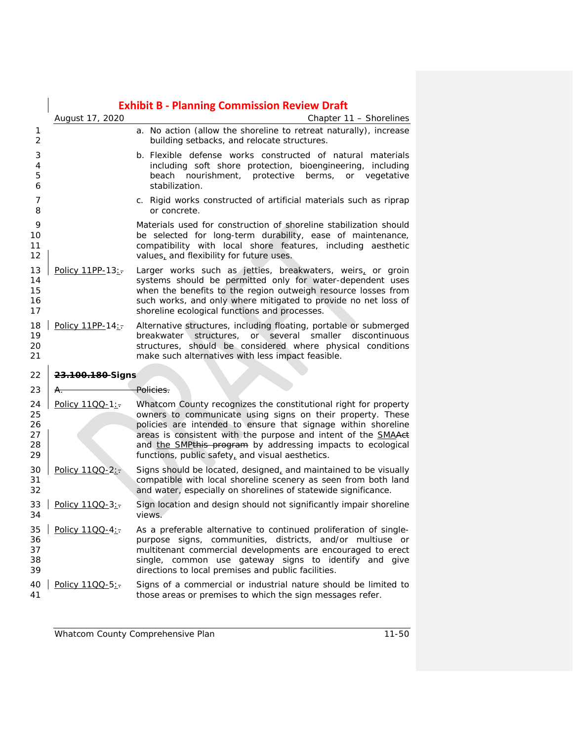a. No action (allow the shoreline to retreat naturally), increase building setbacks, and relocate structures.

b. Flexible defense works constructed of natural materials including soft shore protection, bioengineering, including beach nourishment, protective berms, or vegetative stabilization.

c. Rigid works constructed of artificial materials such as riprap or concrete.

Materials used for construction of shoreline stabilization should be selected for long-term durability, ease of maintenance, compatibility with local shore features, including aesthetic values, and flexibility for future uses.

Policy 11PP-13: Larger works such as jetties, breakwaters, weirs, or groin systems should be permitted only for water-dependent uses when the benefits to the region outweigh resource losses from such works, and only where mitigated to provide no net loss of shoreline ecological functions and processes.

Policy 11PP-14: Alternative structures, including floating, portable or submerged breakwater structures, or several smaller discontinuous structures, should be considered where physical conditions make such alternatives with less impact feasible.

## ~~23.100.180~~ Signs

~~A. Policies.~~

Policy 11QQ-1: Whatcom County recognizes the constitutional right for property owners to communicate using signs on their property. These policies are intended to ensure that signage within shoreline areas is consistent with the purpose and intent of the SMA~~Act~~ and the SMP~~this program~~ by addressing impacts to ecological functions, public safety, and visual aesthetics.

Policy 11QQ-2: Signs should be located, designed, and maintained to be visually compatible with local shoreline scenery as seen from both land and water, especially on shorelines of statewide significance.

Policy 11QQ-3: Sign location and design should not significantly impair shoreline views.

Policy 11QQ-4: As a preferable alternative to continued proliferation of single-purpose signs, communities, districts, and/or multiuse or multitenant commercial developments are encouraged to erect single, common use gateway signs to identify and give directions to local premises and public facilities.

Policy 11QQ-5: Signs of a commercial or industrial nature should be limited to those areas or premises to which the sign messages refer.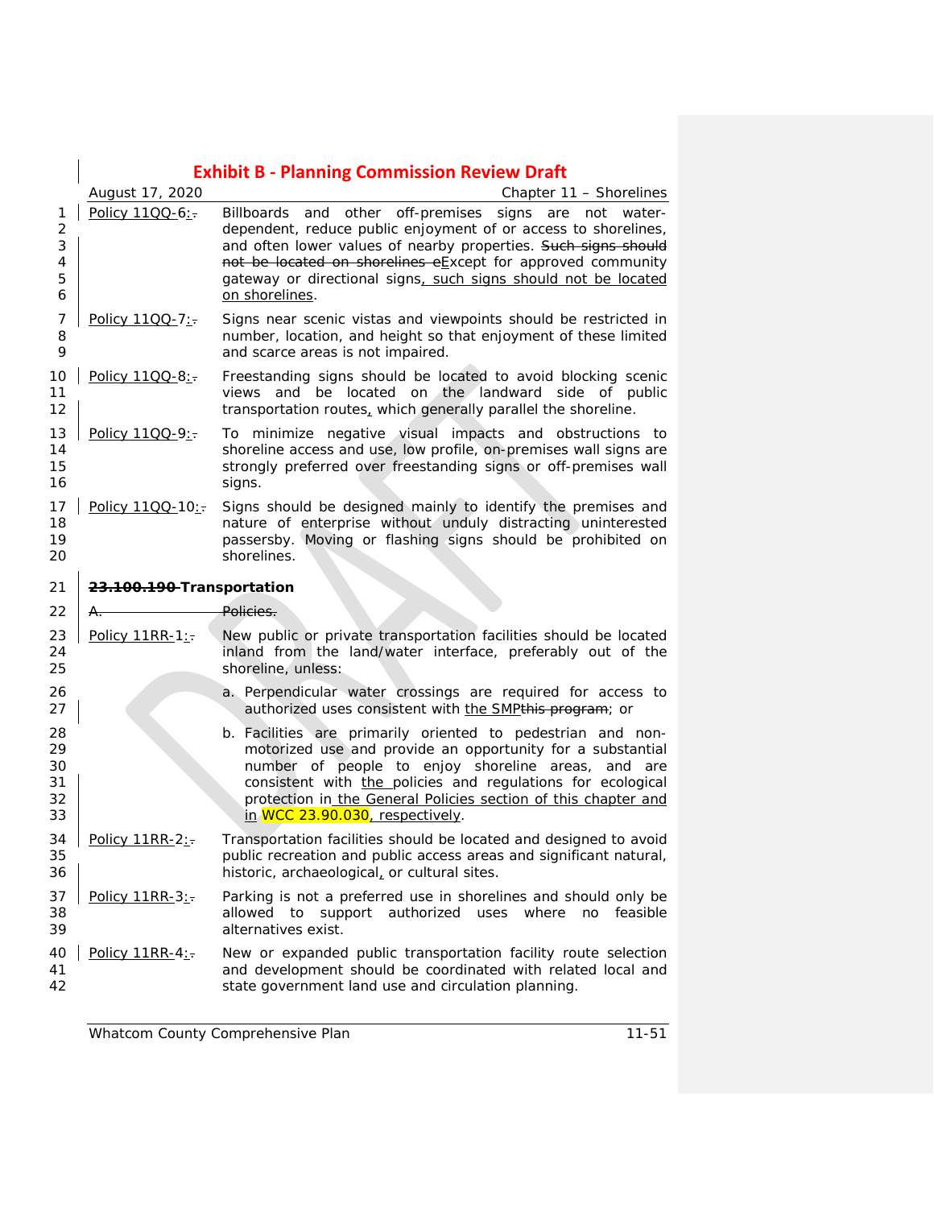Policy 11QQ-6: Billboards and other off-premises signs are not water-dependent, reduce public enjoyment of or access to shorelines, and often lower values of nearby properties. ~~Such signs should not be located on shorelines e~~Except for approved community gateway or directional signs, such signs should not be located on shorelines.

Policy 11QQ-7: Signs near scenic vistas and viewpoints should be restricted in number, location, and height so that enjoyment of these limited and scarce areas is not impaired.

Policy 11QQ-8: Freestanding signs should be located to avoid blocking scenic views and be located on the landward side of public transportation routes, which generally parallel the shoreline.

Policy 11QQ-9: To minimize negative visual impacts and obstructions to shoreline access and use, low profile, on-premises wall signs are strongly preferred over freestanding signs or off-premises wall signs.

Policy 11QQ-10: Signs should be designed mainly to identify the premises and nature of enterprise without unduly distracting uninterested passersby. Moving or flashing signs should be prohibited on shorelines.

## ~~23.100.190~~ Transportation

~~A. Policies.~~

Policy 11RR-1: New public or private transportation facilities should be located inland from the land/water interface, preferably out of the shoreline, unless:

a. Perpendicular water crossings are required for access to authorized uses consistent with the SMP~~this program~~; or

b. Facilities are primarily oriented to pedestrian and non-motorized use and provide an opportunity for a substantial number of people to enjoy shoreline areas, and are consistent with the policies and regulations for ecological protection in the General Policies section of this chapter and in WCC 23.90.030, respectively.

Policy 11RR-2: Transportation facilities should be located and designed to avoid public recreation and public access areas and significant natural, historic, archaeological, or cultural sites.

Policy 11RR-3: Parking is not a preferred use in shorelines and should only be allowed to support authorized uses where no feasible alternatives exist.

Policy 11RR-4: New or expanded public transportation facility route selection and development should be coordinated with related local and state government land use and circulation planning.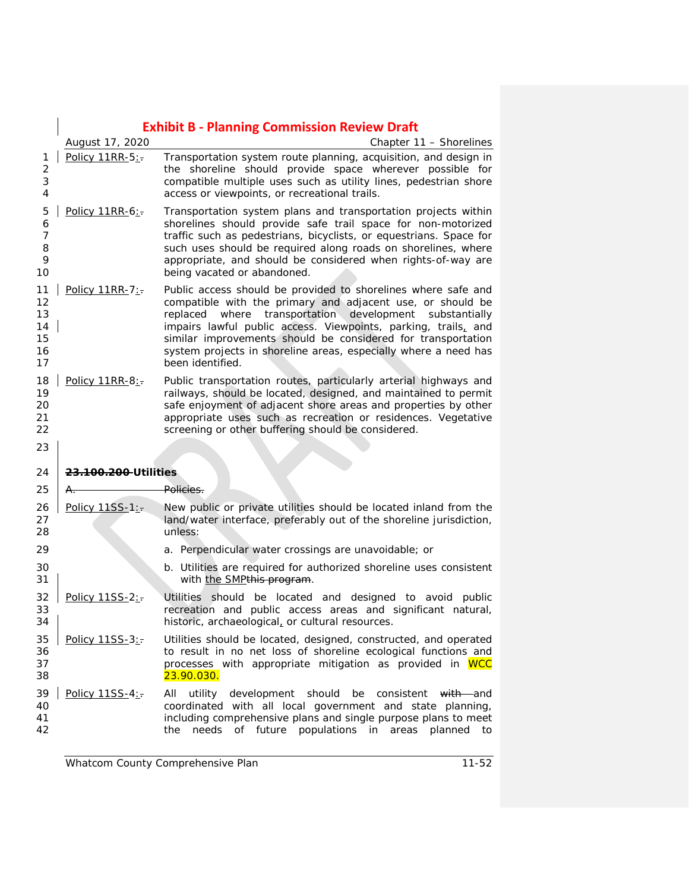Policy 11RR-5: Transportation system route planning, acquisition, and design in the shoreline should provide space wherever possible for compatible multiple uses such as utility lines, pedestrian shore access or viewpoints, or recreational trails.

Policy 11RR-6: Transportation system plans and transportation projects within shorelines should provide safe trail space for non-motorized traffic such as pedestrians, bicyclists, or equestrians. Space for such uses should be required along roads on shorelines, where appropriate, and should be considered when rights-of-way are being vacated or abandoned.

Policy 11RR-7: Public access should be provided to shorelines where safe and compatible with the primary and adjacent use, or should be replaced where transportation development substantially impairs lawful public access. Viewpoints, parking, trails, and similar improvements should be considered for transportation system projects in shoreline areas, especially where a need has been identified.

Policy 11RR-8: Public transportation routes, particularly arterial highways and railways, should be located, designed, and maintained to permit safe enjoyment of adjacent shore areas and properties by other appropriate uses such as recreation or residences. Vegetative screening or other buffering should be considered.

## ~~23.100.200~~ Utilities

~~A. Policies.~~

Policy 11SS-1: New public or private utilities should be located inland from the land/water interface, preferably out of the shoreline jurisdiction, unless:

a. Perpendicular water crossings are unavoidable; or

b. Utilities are required for authorized shoreline uses consistent with the SMP~~this program~~.

Policy 11SS-2: Utilities should be located and designed to avoid public recreation and public access areas and significant natural, historic, archaeological, or cultural resources.

Policy 11SS-3: Utilities should be located, designed, constructed, and operated to result in no net loss of shoreline ecological functions and processes with appropriate mitigation as provided in WCC 23.90.030.

Policy 11SS-4: All utility development should be consistent ~~with~~ and coordinated with all local government and state planning, including comprehensive plans and single purpose plans to meet the needs of future populations in areas planned to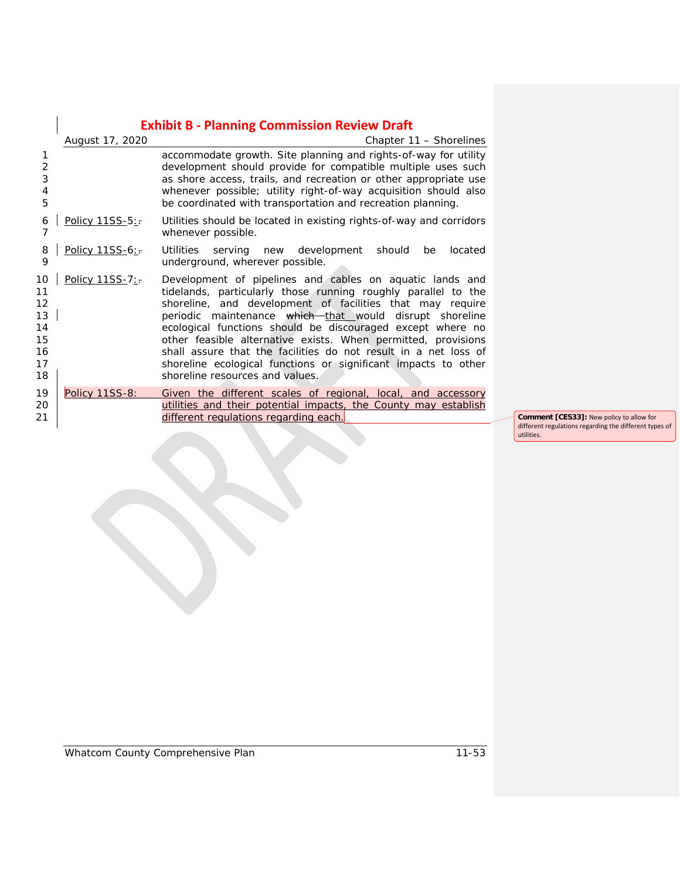accommodate growth. Site planning and rights-of-way for utility development should provide for compatible multiple uses such as shore access, trails, and recreation or other appropriate use whenever possible; utility right-of-way acquisition should also be coordinated with transportation and recreation planning.

Policy 11SS-5: Utilities should be located in existing rights-of-way and corridors whenever possible.

Policy 11SS-6: Utilities serving new development should be located underground, wherever possible.

Policy 11SS-7: Development of pipelines and cables on aquatic lands and tidelands, particularly those running roughly parallel to the shoreline, and development of facilities that may require periodic maintenance ~~which~~ that would disrupt shoreline ecological functions should be discouraged except where no other feasible alternative exists. When permitted, provisions shall assure that the facilities do not result in a net loss of shoreline ecological functions or significant impacts to other shoreline resources and values.

Policy 11SS-8: Given the different scales of regional, local, and accessory utilities and their potential impacts, the County may establish different regulations regarding each.

**Comment [CES33]:** New policy to allow for different regulations regarding the different types of utilities.